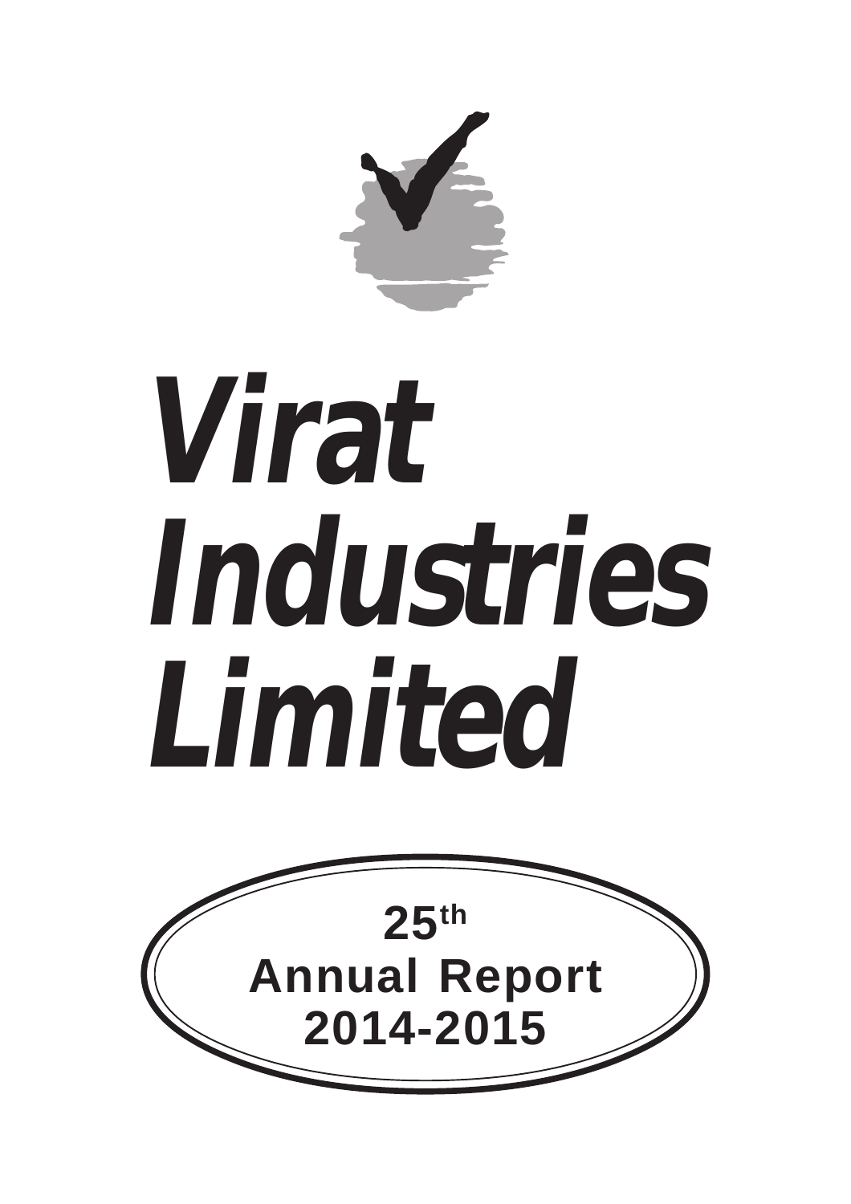# Virat Industries Limited

**25th Annual Report 2014-2015**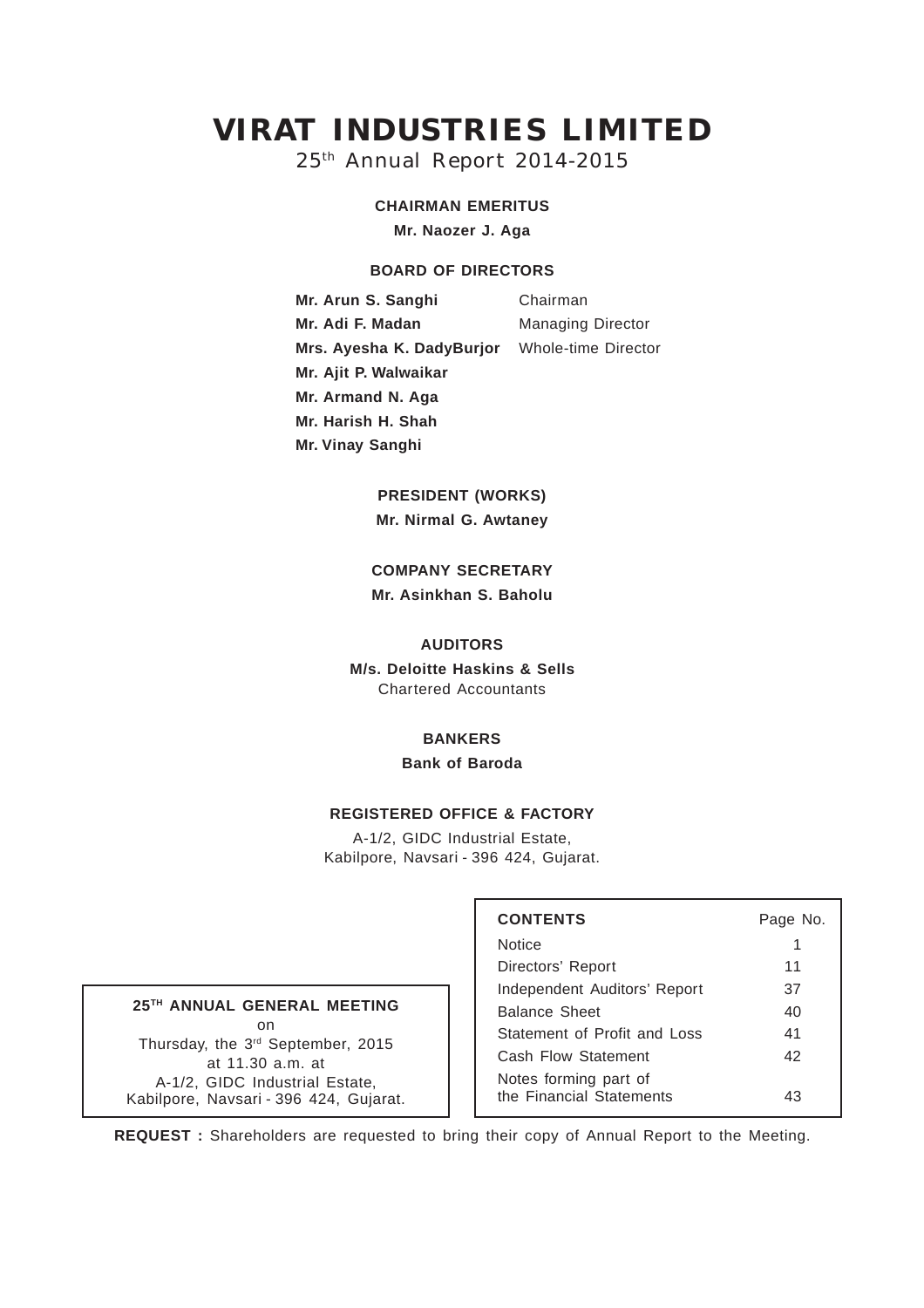# VIRAT INDUSTRIES LIMITED

25th Annual Report 2014-2015

**CHAIRMAN EMERITUS**

**Mr. Naozer J. Aga**

**BOARD OF DIRECTORS**

| | |
|---|---|
| **Mr. Arun S. Sanghi** | Chairman |
| **Mr. Adi F. Madan** | Managing Director |
| **Mrs. Ayesha K. DadyBurjor** | Whole-time Director |
| **Mr. Ajit P. Walwaikar** | |
| **Mr. Armand N. Aga** | |
| **Mr. Harish H. Shah** | |
| **Mr. Vinay Sanghi** | |

**PRESIDENT (WORKS)**

**Mr. Nirmal G. Awtaney**

**COMPANY SECRETARY**

**Mr. Asinkhan S. Baholu**

**AUDITORS**

**M/s. Deloitte Haskins & Sells**
Chartered Accountants

**BANKERS**

**Bank of Baroda**

**REGISTERED OFFICE & FACTORY**

A-1/2, GIDC Industrial Estate,
Kabilpore, Navsari - 396 424, Gujarat.

**25TH ANNUAL GENERAL MEETING**
on
Thursday, the 3rd September, 2015
at 11.30 a.m. at
A-1/2, GIDC Industrial Estate,
Kabilpore, Navsari - 396 424, Gujarat.

| **CONTENTS** | Page No. |
|---|---|
| Notice | 1 |
| Directors' Report | 11 |
| Independent Auditors' Report | 37 |
| Balance Sheet | 40 |
| Statement of Profit and Loss | 41 |
| Cash Flow Statement | 42 |
| Notes forming part of the Financial Statements | 43 |

**REQUEST :** Shareholders are requested to bring their copy of Annual Report to the Meeting.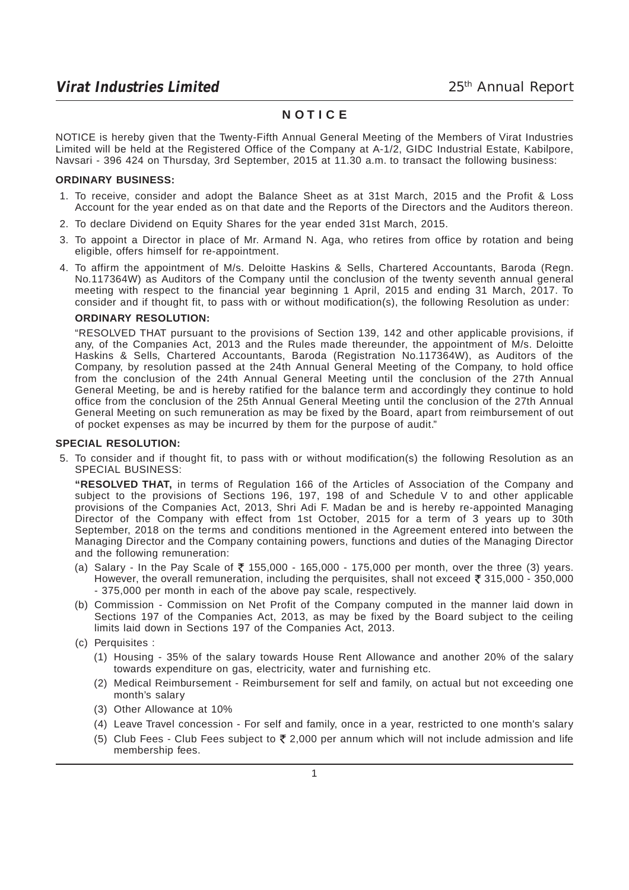# NOTICE

NOTICE is hereby given that the Twenty-Fifth Annual General Meeting of the Members of Virat Industries Limited will be held at the Registered Office of the Company at A-1/2, GIDC Industrial Estate, Kabilpore, Navsari - 396 424 on Thursday, 3rd September, 2015 at 11.30 a.m. to transact the following business:

**ORDINARY BUSINESS:**

1. To receive, consider and adopt the Balance Sheet as at 31st March, 2015 and the Profit & Loss Account for the year ended as on that date and the Reports of the Directors and the Auditors thereon.
2. To declare Dividend on Equity Shares for the year ended 31st March, 2015.
3. To appoint a Director in place of Mr. Armand N. Aga, who retires from office by rotation and being eligible, offers himself for re-appointment.
4. To affirm the appointment of M/s. Deloitte Haskins & Sells, Chartered Accountants, Baroda (Regn. No.117364W) as Auditors of the Company until the conclusion of the twenty seventh annual general meeting with respect to the financial year beginning 1 April, 2015 and ending 31 March, 2017. To consider and if thought fit, to pass with or without modification(s), the following Resolution as under:

   **ORDINARY RESOLUTION:**

   "RESOLVED THAT pursuant to the provisions of Section 139, 142 and other applicable provisions, if any, of the Companies Act, 2013 and the Rules made thereunder, the appointment of M/s. Deloitte Haskins & Sells, Chartered Accountants, Baroda (Registration No.117364W), as Auditors of the Company, by resolution passed at the 24th Annual General Meeting of the Company, to hold office from the conclusion of the 24th Annual General Meeting until the conclusion of the 27th Annual General Meeting, be and is hereby ratified for the balance term and accordingly they continue to hold office from the conclusion of the 25th Annual General Meeting until the conclusion of the 27th Annual General Meeting on such remuneration as may be fixed by the Board, apart from reimbursement of out of pocket expenses as may be incurred by them for the purpose of audit."

**SPECIAL RESOLUTION:**

5. To consider and if thought fit, to pass with or without modification(s) the following Resolution as an SPECIAL BUSINESS:

   **"RESOLVED THAT,** in terms of Regulation 166 of the Articles of Association of the Company and subject to the provisions of Sections 196, 197, 198 of and Schedule V to and other applicable provisions of the Companies Act, 2013, Shri Adi F. Madan be and is hereby re-appointed Managing Director of the Company with effect from 1st October, 2015 for a term of 3 years up to 30th September, 2018 on the terms and conditions mentioned in the Agreement entered into between the Managing Director and the Company containing powers, functions and duties of the Managing Director and the following remuneration:

   (a) Salary - In the Pay Scale of ₹ 155,000 - 165,000 - 175,000 per month, over the three (3) years. However, the overall remuneration, including the perquisites, shall not exceed ₹ 315,000 - 350,000 - 375,000 per month in each of the above pay scale, respectively.

   (b) Commission - Commission on Net Profit of the Company computed in the manner laid down in Sections 197 of the Companies Act, 2013, as may be fixed by the Board subject to the ceiling limits laid down in Sections 197 of the Companies Act, 2013.

   (c) Perquisites :

      (1) Housing - 35% of the salary towards House Rent Allowance and another 20% of the salary towards expenditure on gas, electricity, water and furnishing etc.

      (2) Medical Reimbursement - Reimbursement for self and family, on actual but not exceeding one month's salary

      (3) Other Allowance at 10%

      (4) Leave Travel concession - For self and family, once in a year, restricted to one month's salary

      (5) Club Fees - Club Fees subject to ₹ 2,000 per annum which will not include admission and life membership fees.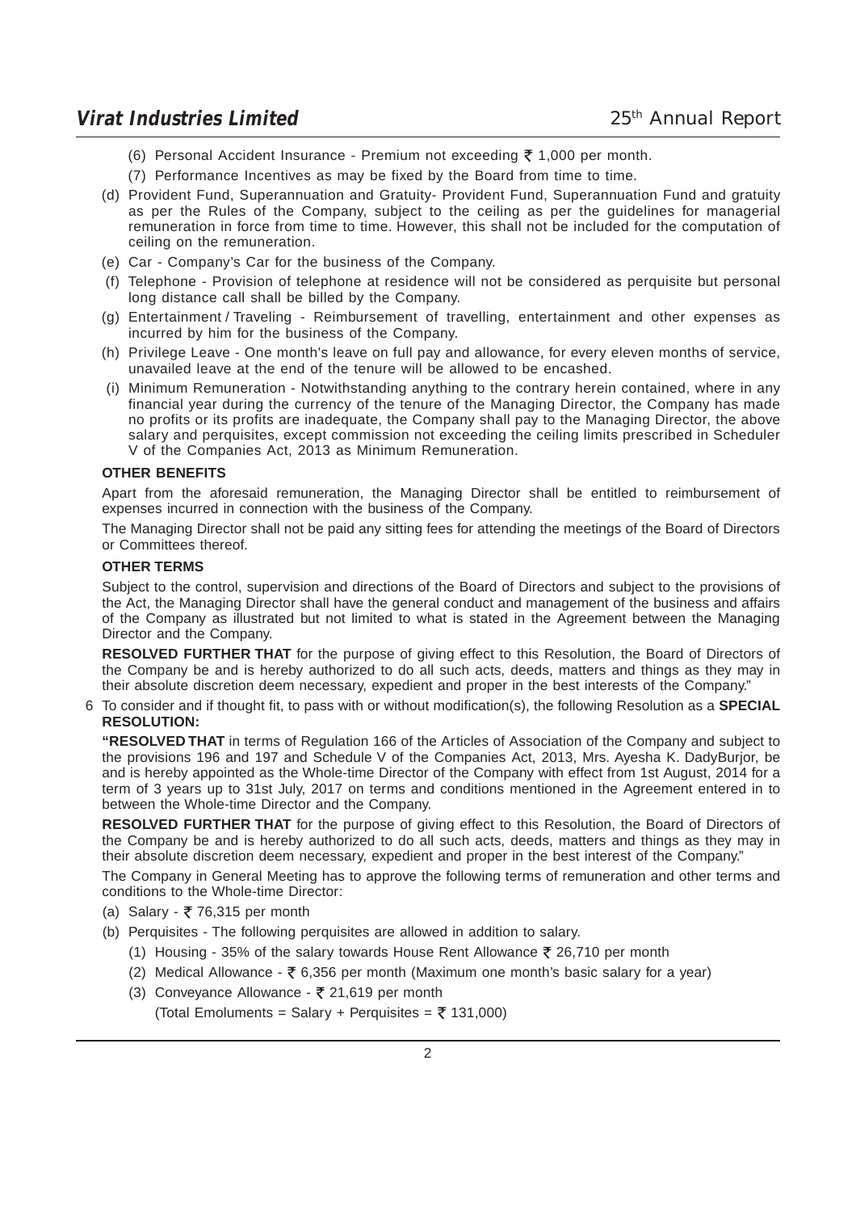(6) Personal Accident Insurance - Premium not exceeding ₹ 1,000 per month.

(7) Performance Incentives as may be fixed by the Board from time to time.

(d) Provident Fund, Superannuation and Gratuity- Provident Fund, Superannuation Fund and gratuity as per the Rules of the Company, subject to the ceiling as per the guidelines for managerial remuneration in force from time to time. However, this shall not be included for the computation of ceiling on the remuneration.

(e) Car - Company's Car for the business of the Company.

(f) Telephone - Provision of telephone at residence will not be considered as perquisite but personal long distance call shall be billed by the Company.

(g) Entertainment / Traveling - Reimbursement of travelling, entertainment and other expenses as incurred by him for the business of the Company.

(h) Privilege Leave - One month's leave on full pay and allowance, for every eleven months of service, unavailed leave at the end of the tenure will be allowed to be encashed.

(i) Minimum Remuneration - Notwithstanding anything to the contrary herein contained, where in any financial year during the currency of the tenure of the Managing Director, the Company has made no profits or its profits are inadequate, the Company shall pay to the Managing Director, the above salary and perquisites, except commission not exceeding the ceiling limits prescribed in Scheduler V of the Companies Act, 2013 as Minimum Remuneration.

**OTHER BENEFITS**

Apart from the aforesaid remuneration, the Managing Director shall be entitled to reimbursement of expenses incurred in connection with the business of the Company.

The Managing Director shall not be paid any sitting fees for attending the meetings of the Board of Directors or Committees thereof.

**OTHER TERMS**

Subject to the control, supervision and directions of the Board of Directors and subject to the provisions of the Act, the Managing Director shall have the general conduct and management of the business and affairs of the Company as illustrated but not limited to what is stated in the Agreement between the Managing Director and the Company.

**RESOLVED FURTHER THAT** for the purpose of giving effect to this Resolution, the Board of Directors of the Company be and is hereby authorized to do all such acts, deeds, matters and things as they may in their absolute discretion deem necessary, expedient and proper in the best interests of the Company."

6 To consider and if thought fit, to pass with or without modification(s), the following Resolution as a **SPECIAL RESOLUTION:**

**"RESOLVED THAT** in terms of Regulation 166 of the Articles of Association of the Company and subject to the provisions 196 and 197 and Schedule V of the Companies Act, 2013, Mrs. Ayesha K. DadyBurjor, be and is hereby appointed as the Whole-time Director of the Company with effect from 1st August, 2014 for a term of 3 years up to 31st July, 2017 on terms and conditions mentioned in the Agreement entered in to between the Whole-time Director and the Company.

**RESOLVED FURTHER THAT** for the purpose of giving effect to this Resolution, the Board of Directors of the Company be and is hereby authorized to do all such acts, deeds, matters and things as they may in their absolute discretion deem necessary, expedient and proper in the best interest of the Company."

The Company in General Meeting has to approve the following terms of remuneration and other terms and conditions to the Whole-time Director:

(a) Salary - ₹ 76,315 per month

(b) Perquisites - The following perquisites are allowed in addition to salary.

(1) Housing - 35% of the salary towards House Rent Allowance ₹ 26,710 per month

(2) Medical Allowance - ₹ 6,356 per month (Maximum one month's basic salary for a year)

(3) Conveyance Allowance - ₹ 21,619 per month

(Total Emoluments = Salary + Perquisites = ₹ 131,000)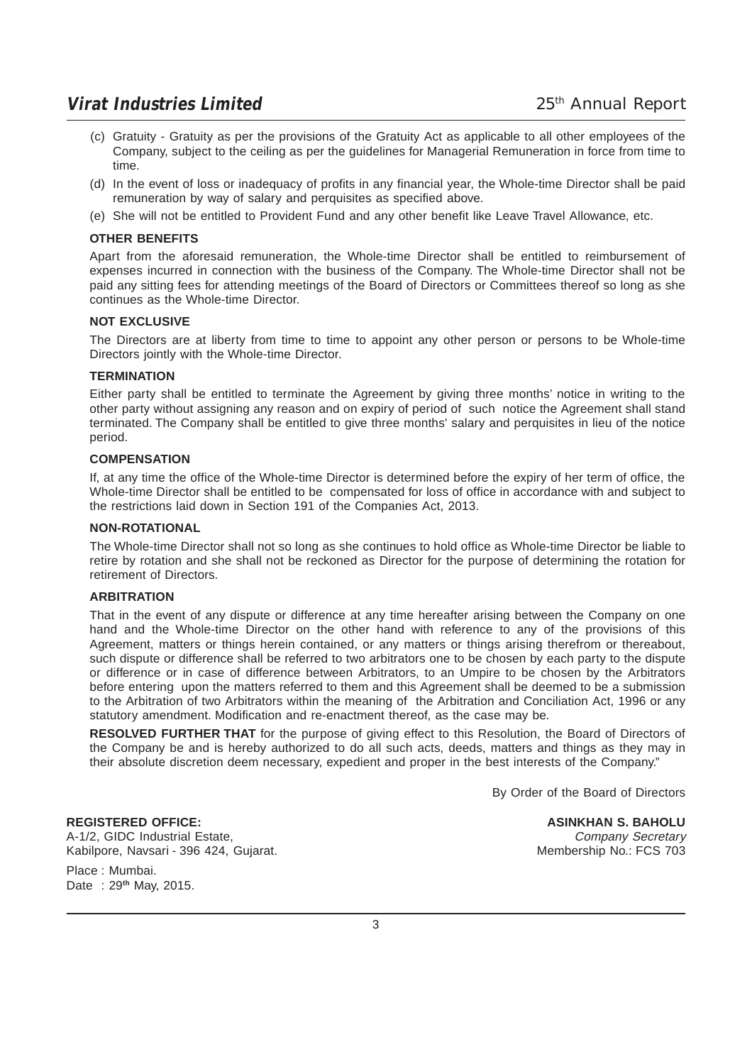(c) Gratuity - Gratuity as per the provisions of the Gratuity Act as applicable to all other employees of the Company, subject to the ceiling as per the guidelines for Managerial Remuneration in force from time to time.

(d) In the event of loss or inadequacy of profits in any financial year, the Whole-time Director shall be paid remuneration by way of salary and perquisites as specified above.

(e) She will not be entitled to Provident Fund and any other benefit like Leave Travel Allowance, etc.

**OTHER BENEFITS**

Apart from the aforesaid remuneration, the Whole-time Director shall be entitled to reimbursement of expenses incurred in connection with the business of the Company. The Whole-time Director shall not be paid any sitting fees for attending meetings of the Board of Directors or Committees thereof so long as she continues as the Whole-time Director.

**NOT EXCLUSIVE**

The Directors are at liberty from time to time to appoint any other person or persons to be Whole-time Directors jointly with the Whole-time Director.

**TERMINATION**

Either party shall be entitled to terminate the Agreement by giving three months' notice in writing to the other party without assigning any reason and on expiry of period of such notice the Agreement shall stand terminated. The Company shall be entitled to give three months' salary and perquisites in lieu of the notice period.

**COMPENSATION**

If, at any time the office of the Whole-time Director is determined before the expiry of her term of office, the Whole-time Director shall be entitled to be compensated for loss of office in accordance with and subject to the restrictions laid down in Section 191 of the Companies Act, 2013.

**NON-ROTATIONAL**

The Whole-time Director shall not so long as she continues to hold office as Whole-time Director be liable to retire by rotation and she shall not be reckoned as Director for the purpose of determining the rotation for retirement of Directors.

**ARBITRATION**

That in the event of any dispute or difference at any time hereafter arising between the Company on one hand and the Whole-time Director on the other hand with reference to any of the provisions of this Agreement, matters or things herein contained, or any matters or things arising therefrom or thereabout, such dispute or difference shall be referred to two arbitrators one to be chosen by each party to the dispute or difference or in case of difference between Arbitrators, to an Umpire to be chosen by the Arbitrators before entering upon the matters referred to them and this Agreement shall be deemed to be a submission to the Arbitration of two Arbitrators within the meaning of the Arbitration and Conciliation Act, 1996 or any statutory amendment. Modification and re-enactment thereof, as the case may be.

**RESOLVED FURTHER THAT** for the purpose of giving effect to this Resolution, the Board of Directors of the Company be and is hereby authorized to do all such acts, deeds, matters and things as they may in their absolute discretion deem necessary, expedient and proper in the best interests of the Company."

By Order of the Board of Directors

**REGISTERED OFFICE:**
A-1/2, GIDC Industrial Estate,
Kabilpore, Navsari - 396 424, Gujarat.

Place : Mumbai.
Date : 29th May, 2015.

**ASINKHAN S. BAHOLU**
*Company Secretary*
Membership No.: FCS 703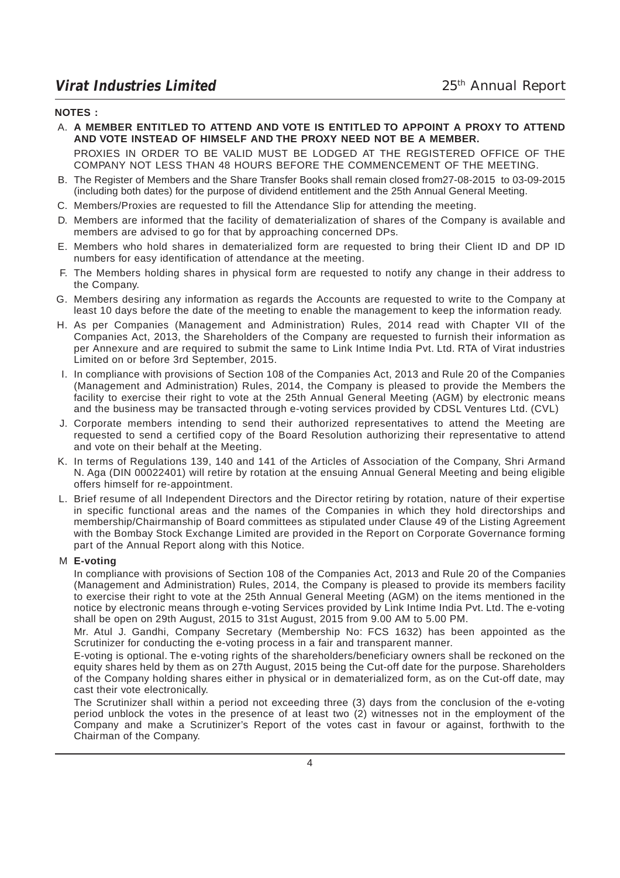**NOTES :**

A. **A MEMBER ENTITLED TO ATTEND AND VOTE IS ENTITLED TO APPOINT A PROXY TO ATTEND AND VOTE INSTEAD OF HIMSELF AND THE PROXY NEED NOT BE A MEMBER.**

PROXIES IN ORDER TO BE VALID MUST BE LODGED AT THE REGISTERED OFFICE OF THE COMPANY NOT LESS THAN 48 HOURS BEFORE THE COMMENCEMENT OF THE MEETING.

B. The Register of Members and the Share Transfer Books shall remain closed from27-08-2015 to 03-09-2015 (including both dates) for the purpose of dividend entitlement and the 25th Annual General Meeting.

C. Members/Proxies are requested to fill the Attendance Slip for attending the meeting.

D. Members are informed that the facility of dematerialization of shares of the Company is available and members are advised to go for that by approaching concerned DPs.

E. Members who hold shares in dematerialized form are requested to bring their Client ID and DP ID numbers for easy identification of attendance at the meeting.

F. The Members holding shares in physical form are requested to notify any change in their address to the Company.

G. Members desiring any information as regards the Accounts are requested to write to the Company at least 10 days before the date of the meeting to enable the management to keep the information ready.

H. As per Companies (Management and Administration) Rules, 2014 read with Chapter VII of the Companies Act, 2013, the Shareholders of the Company are requested to furnish their information as per Annexure and are required to submit the same to Link Intime India Pvt. Ltd. RTA of Virat industries Limited on or before 3rd September, 2015.

I. In compliance with provisions of Section 108 of the Companies Act, 2013 and Rule 20 of the Companies (Management and Administration) Rules, 2014, the Company is pleased to provide the Members the facility to exercise their right to vote at the 25th Annual General Meeting (AGM) by electronic means and the business may be transacted through e-voting services provided by CDSL Ventures Ltd. (CVL)

J. Corporate members intending to send their authorized representatives to attend the Meeting are requested to send a certified copy of the Board Resolution authorizing their representative to attend and vote on their behalf at the Meeting.

K. In terms of Regulations 139, 140 and 141 of the Articles of Association of the Company, Shri Armand N. Aga (DIN 00022401) will retire by rotation at the ensuing Annual General Meeting and being eligible offers himself for re-appointment.

L. Brief resume of all Independent Directors and the Director retiring by rotation, nature of their expertise in specific functional areas and the names of the Companies in which they hold directorships and membership/Chairmanship of Board committees as stipulated under Clause 49 of the Listing Agreement with the Bombay Stock Exchange Limited are provided in the Report on Corporate Governance forming part of the Annual Report along with this Notice.

M **E-voting**

In compliance with provisions of Section 108 of the Companies Act, 2013 and Rule 20 of the Companies (Management and Administration) Rules, 2014, the Company is pleased to provide its members facility to exercise their right to vote at the 25th Annual General Meeting (AGM) on the items mentioned in the notice by electronic means through e-voting Services provided by Link Intime India Pvt. Ltd. The e-voting shall be open on 29th August, 2015 to 31st August, 2015 from 9.00 AM to 5.00 PM.

Mr. Atul J. Gandhi, Company Secretary (Membership No: FCS 1632) has been appointed as the Scrutinizer for conducting the e-voting process in a fair and transparent manner.

E-voting is optional. The e-voting rights of the shareholders/beneficiary owners shall be reckoned on the equity shares held by them as on 27th August, 2015 being the Cut-off date for the purpose. Shareholders of the Company holding shares either in physical or in dematerialized form, as on the Cut-off date, may cast their vote electronically.

The Scrutinizer shall within a period not exceeding three (3) days from the conclusion of the e-voting period unblock the votes in the presence of at least two (2) witnesses not in the employment of the Company and make a Scrutinizer's Report of the votes cast in favour or against, forthwith to the Chairman of the Company.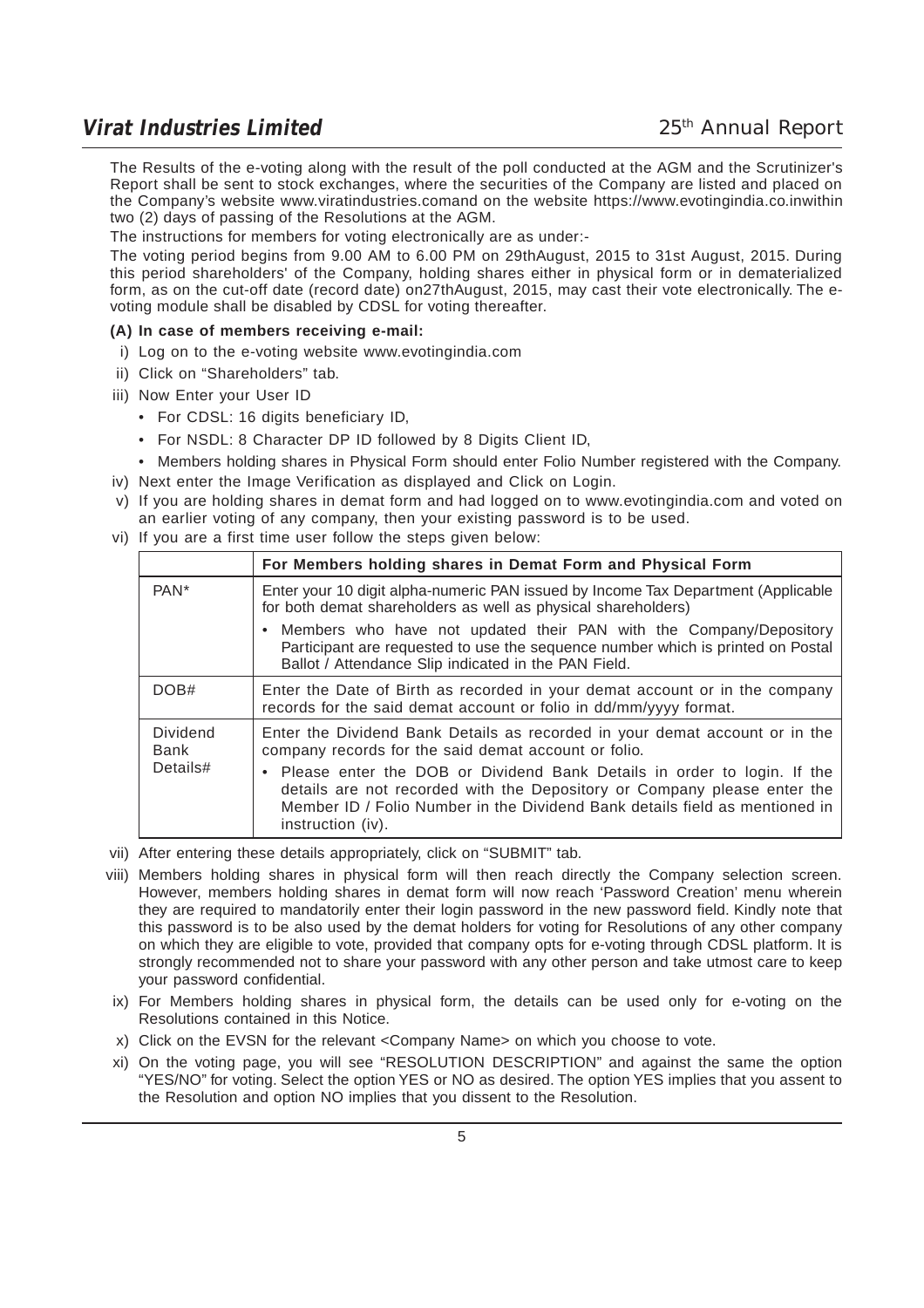The Results of the e-voting along with the result of the poll conducted at the AGM and the Scrutinizer's Report shall be sent to stock exchanges, where the securities of the Company are listed and placed on the Company's website www.viratindustries.comand on the website https://www.evotingindia.co.inwithin two (2) days of passing of the Resolutions at the AGM.

The instructions for members for voting electronically are as under:-

The voting period begins from 9.00 AM to 6.00 PM on 29thAugust, 2015 to 31st August, 2015. During this period shareholders' of the Company, holding shares either in physical form or in dematerialized form, as on the cut-off date (record date) on27thAugust, 2015, may cast their vote electronically. The e-voting module shall be disabled by CDSL for voting thereafter.

**(A) In case of members receiving e-mail:**

i) Log on to the e-voting website www.evotingindia.com

ii) Click on "Shareholders" tab.

iii) Now Enter your User ID

- For CDSL: 16 digits beneficiary ID,
- For NSDL: 8 Character DP ID followed by 8 Digits Client ID,
- Members holding shares in Physical Form should enter Folio Number registered with the Company.

iv) Next enter the Image Verification as displayed and Click on Login.

v) If you are holding shares in demat form and had logged on to www.evotingindia.com and voted on an earlier voting of any company, then your existing password is to be used.

vi) If you are a first time user follow the steps given below:

| | **For Members holding shares in Demat Form and Physical Form** |
|---|---|
| PAN* | Enter your 10 digit alpha-numeric PAN issued by Income Tax Department (Applicable for both demat shareholders as well as physical shareholders)<br>• Members who have not updated their PAN with the Company/Depository Participant are requested to use the sequence number which is printed on Postal Ballot / Attendance Slip indicated in the PAN Field. |
| DOB# | Enter the Date of Birth as recorded in your demat account or in the company records for the said demat account or folio in dd/mm/yyyy format. |
| Dividend Bank Details# | Enter the Dividend Bank Details as recorded in your demat account or in the company records for the said demat account or folio.<br>• Please enter the DOB or Dividend Bank Details in order to login. If the details are not recorded with the Depository or Company please enter the Member ID / Folio Number in the Dividend Bank details field as mentioned in instruction (iv). |

vii) After entering these details appropriately, click on "SUBMIT" tab.

viii) Members holding shares in physical form will then reach directly the Company selection screen. However, members holding shares in demat form will now reach 'Password Creation' menu wherein they are required to mandatorily enter their login password in the new password field. Kindly note that this password is to be also used by the demat holders for voting for Resolutions of any other company on which they are eligible to vote, provided that company opts for e-voting through CDSL platform. It is strongly recommended not to share your password with any other person and take utmost care to keep your password confidential.

ix) For Members holding shares in physical form, the details can be used only for e-voting on the Resolutions contained in this Notice.

x) Click on the EVSN for the relevant <Company Name> on which you choose to vote.

xi) On the voting page, you will see "RESOLUTION DESCRIPTION" and against the same the option "YES/NO" for voting. Select the option YES or NO as desired. The option YES implies that you assent to the Resolution and option NO implies that you dissent to the Resolution.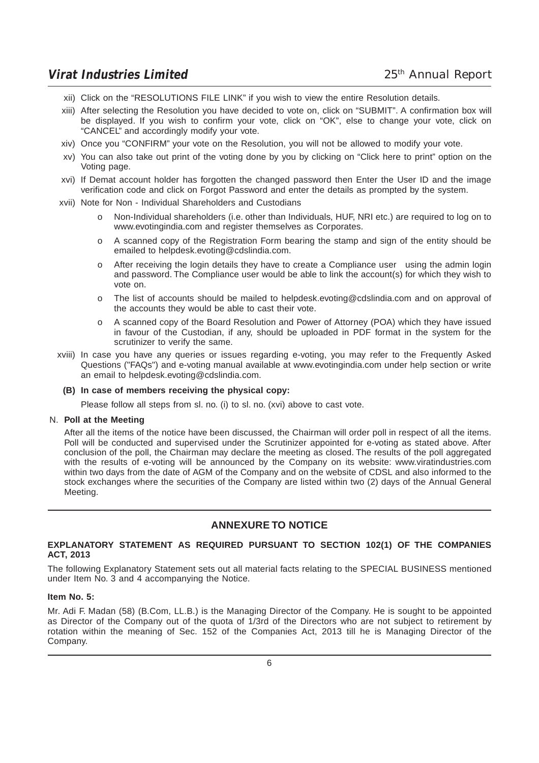xii) Click on the "RESOLUTIONS FILE LINK" if you wish to view the entire Resolution details.

xiii) After selecting the Resolution you have decided to vote on, click on "SUBMIT". A confirmation box will be displayed. If you wish to confirm your vote, click on "OK", else to change your vote, click on "CANCEL" and accordingly modify your vote.

xiv) Once you "CONFIRM" your vote on the Resolution, you will not be allowed to modify your vote.

xv) You can also take out print of the voting done by you by clicking on "Click here to print" option on the Voting page.

xvi) If Demat account holder has forgotten the changed password then Enter the User ID and the image verification code and click on Forgot Password and enter the details as prompted by the system.

xvii) Note for Non - Individual Shareholders and Custodians

- o Non-Individual shareholders (i.e. other than Individuals, HUF, NRI etc.) are required to log on to www.evotingindia.com and register themselves as Corporates.
- o A scanned copy of the Registration Form bearing the stamp and sign of the entity should be emailed to helpdesk.evoting@cdslindia.com.
- o After receiving the login details they have to create a Compliance user using the admin login and password. The Compliance user would be able to link the account(s) for which they wish to vote on.
- o The list of accounts should be mailed to helpdesk.evoting@cdslindia.com and on approval of the accounts they would be able to cast their vote.
- o A scanned copy of the Board Resolution and Power of Attorney (POA) which they have issued in favour of the Custodian, if any, should be uploaded in PDF format in the system for the scrutinizer to verify the same.

xviii) In case you have any queries or issues regarding e-voting, you may refer to the Frequently Asked Questions ("FAQs") and e-voting manual available at www.evotingindia.com under help section or write an email to helpdesk.evoting@cdslindia.com.

**(B) In case of members receiving the physical copy:**

Please follow all steps from sl. no. (i) to sl. no. (xvi) above to cast vote.

N. **Poll at the Meeting**

After all the items of the notice have been discussed, the Chairman will order poll in respect of all the items. Poll will be conducted and supervised under the Scrutinizer appointed for e-voting as stated above. After conclusion of the poll, the Chairman may declare the meeting as closed. The results of the poll aggregated with the results of e-voting will be announced by the Company on its website: www.viratindustries.com within two days from the date of AGM of the Company and on the website of CDSL and also informed to the stock exchanges where the securities of the Company are listed within two (2) days of the Annual General Meeting.

## ANNEXURE TO NOTICE

**EXPLANATORY STATEMENT AS REQUIRED PURSUANT TO SECTION 102(1) OF THE COMPANIES ACT, 2013**

The following Explanatory Statement sets out all material facts relating to the SPECIAL BUSINESS mentioned under Item No. 3 and 4 accompanying the Notice.

**Item No. 5:**

Mr. Adi F. Madan (58) (B.Com, LL.B.) is the Managing Director of the Company. He is sought to be appointed as Director of the Company out of the quota of 1/3rd of the Directors who are not subject to retirement by rotation within the meaning of Sec. 152 of the Companies Act, 2013 till he is Managing Director of the Company.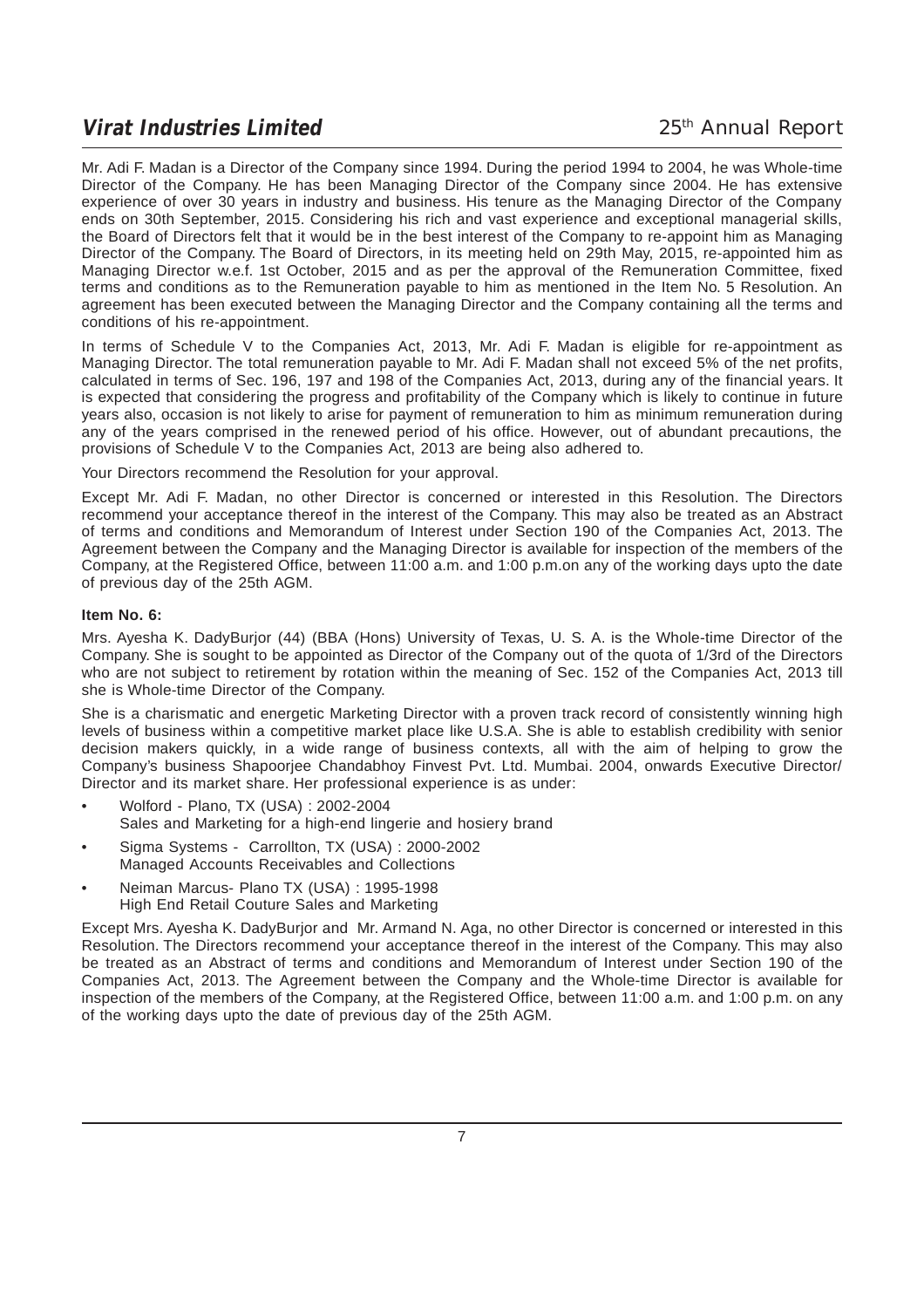Mr. Adi F. Madan is a Director of the Company since 1994. During the period 1994 to 2004, he was Whole-time Director of the Company. He has been Managing Director of the Company since 2004. He has extensive experience of over 30 years in industry and business. His tenure as the Managing Director of the Company ends on 30th September, 2015. Considering his rich and vast experience and exceptional managerial skills, the Board of Directors felt that it would be in the best interest of the Company to re-appoint him as Managing Director of the Company. The Board of Directors, in its meeting held on 29th May, 2015, re-appointed him as Managing Director w.e.f. 1st October, 2015 and as per the approval of the Remuneration Committee, fixed terms and conditions as to the Remuneration payable to him as mentioned in the Item No. 5 Resolution. An agreement has been executed between the Managing Director and the Company containing all the terms and conditions of his re-appointment.

In terms of Schedule V to the Companies Act, 2013, Mr. Adi F. Madan is eligible for re-appointment as Managing Director. The total remuneration payable to Mr. Adi F. Madan shall not exceed 5% of the net profits, calculated in terms of Sec. 196, 197 and 198 of the Companies Act, 2013, during any of the financial years. It is expected that considering the progress and profitability of the Company which is likely to continue in future years also, occasion is not likely to arise for payment of remuneration to him as minimum remuneration during any of the years comprised in the renewed period of his office. However, out of abundant precautions, the provisions of Schedule V to the Companies Act, 2013 are being also adhered to.

Your Directors recommend the Resolution for your approval.

Except Mr. Adi F. Madan, no other Director is concerned or interested in this Resolution. The Directors recommend your acceptance thereof in the interest of the Company. This may also be treated as an Abstract of terms and conditions and Memorandum of Interest under Section 190 of the Companies Act, 2013. The Agreement between the Company and the Managing Director is available for inspection of the members of the Company, at the Registered Office, between 11:00 a.m. and 1:00 p.m.on any of the working days upto the date of previous day of the 25th AGM.

**Item No. 6:**

Mrs. Ayesha K. DadyBurjor (44) (BBA (Hons) University of Texas, U. S. A. is the Whole-time Director of the Company. She is sought to be appointed as Director of the Company out of the quota of 1/3rd of the Directors who are not subject to retirement by rotation within the meaning of Sec. 152 of the Companies Act, 2013 till she is Whole-time Director of the Company.

She is a charismatic and energetic Marketing Director with a proven track record of consistently winning high levels of business within a competitive market place like U.S.A. She is able to establish credibility with senior decision makers quickly, in a wide range of business contexts, all with the aim of helping to grow the Company's business Shapoorjee Chandabhoy Finvest Pvt. Ltd. Mumbai. 2004, onwards Executive Director/ Director and its market share. Her professional experience is as under:

- Wolford - Plano, TX (USA) : 2002-2004
  Sales and Marketing for a high-end lingerie and hosiery brand
- Sigma Systems - Carrollton, TX (USA) : 2000-2002
  Managed Accounts Receivables and Collections
- Neiman Marcus- Plano TX (USA) : 1995-1998
  High End Retail Couture Sales and Marketing

Except Mrs. Ayesha K. DadyBurjor and Mr. Armand N. Aga, no other Director is concerned or interested in this Resolution. The Directors recommend your acceptance thereof in the interest of the Company. This may also be treated as an Abstract of terms and conditions and Memorandum of Interest under Section 190 of the Companies Act, 2013. The Agreement between the Company and the Whole-time Director is available for inspection of the members of the Company, at the Registered Office, between 11:00 a.m. and 1:00 p.m. on any of the working days upto the date of previous day of the 25th AGM.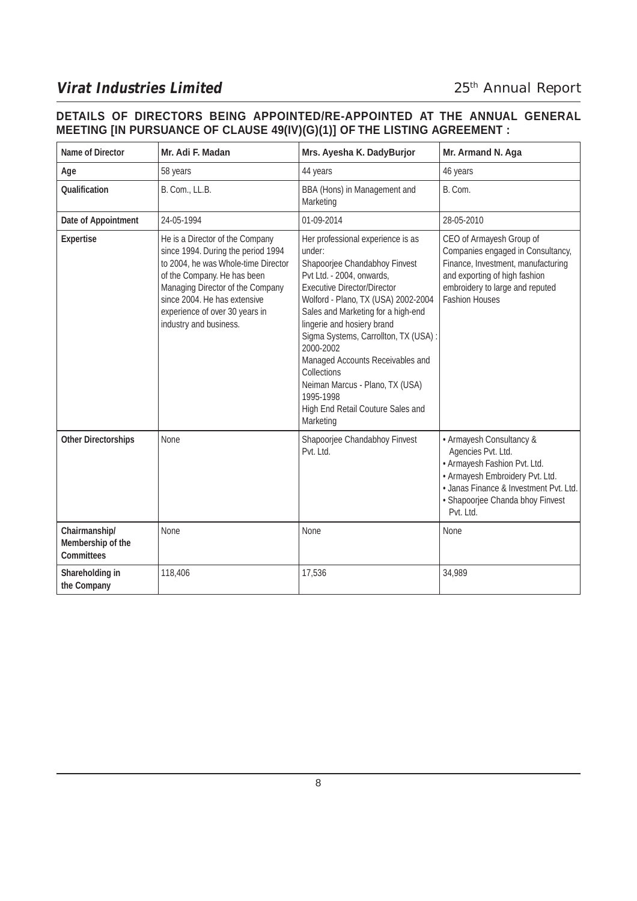## DETAILS OF DIRECTORS BEING APPOINTED/RE-APPOINTED AT THE ANNUAL GENERAL MEETING [IN PURSUANCE OF CLAUSE 49(IV)(G)(1)] OF THE LISTING AGREEMENT :

| Name of Director | Mr. Adi F. Madan | Mrs. Ayesha K. DadyBurjor | Mr. Armand N. Aga |
|---|---|---|---|
| Age | 58 years | 44 years | 46 years |
| Qualification | B. Com., LL.B. | BBA (Hons) in Management and Marketing | B. Com. |
| Date of Appointment | 24-05-1994 | 01-09-2014 | 28-05-2010 |
| Expertise | He is a Director of the Company since 1994. During the period 1994 to 2004, he was Whole-time Director of the Company. He has been Managing Director of the Company since 2004. He has extensive experience of over 30 years in industry and business. | Her professional experience is as under:<br>Shapoorjee Chandabhoy Finvest Pvt Ltd. - 2004, onwards, Executive Director/Director<br>Wolford - Plano, TX (USA) 2002-2004 Sales and Marketing for a high-end lingerie and hosiery brand<br>Sigma Systems, Carrollton, TX (USA) : 2000-2002<br>Managed Accounts Receivables and Collections<br>Neiman Marcus - Plano, TX (USA) 1995-1998<br>High End Retail Couture Sales and Marketing | CEO of Armayesh Group of Companies engaged in Consultancy, Finance, Investment, manufacturing and exporting of high fashion embroidery to large and reputed Fashion Houses |
| Other Directorships | None | Shapoorjee Chandabhoy Finvest Pvt. Ltd. | • Armayesh Consultancy & Agencies Pvt. Ltd.<br>• Armayesh Fashion Pvt. Ltd.<br>• Armayesh Embroidery Pvt. Ltd.<br>• Janas Finance & Investment Pvt. Ltd.<br>• Shapoorjee Chanda bhoy Finvest Pvt. Ltd. |
| Chairmanship/ Membership of the Committees | None | None | None |
| Shareholding in the Company | 118,406 | 17,536 | 34,989 |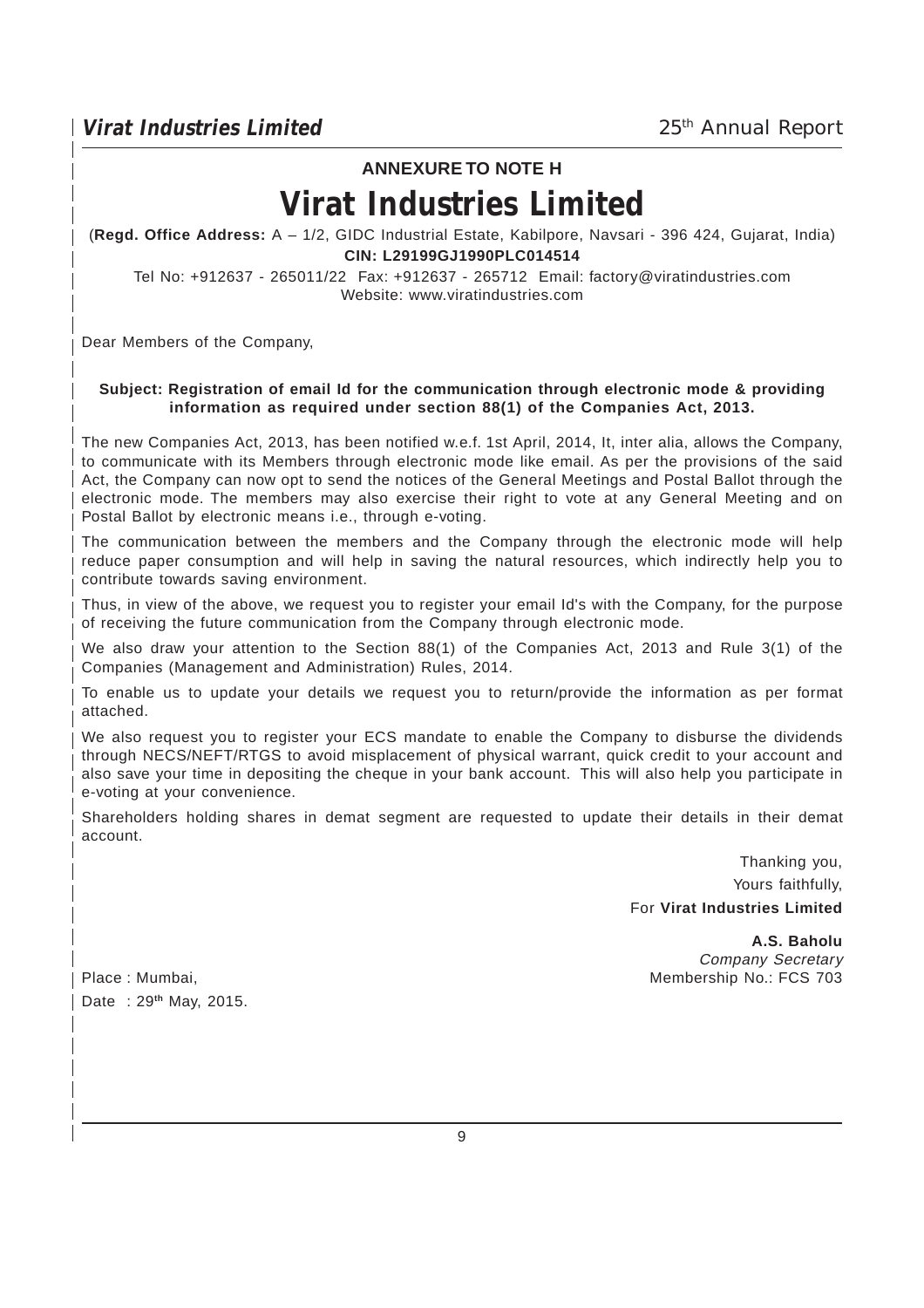**ANNEXURE TO NOTE H**

# Virat Industries Limited

(**Regd. Office Address:** A – 1/2, GIDC Industrial Estate, Kabilpore, Navsari - 396 424, Gujarat, India)

**CIN: L29199GJ1990PLC014514**

Tel No: +912637 - 265011/22 Fax: +912637 - 265712 Email: factory@viratindustries.com
Website: www.viratindustries.com

Dear Members of the Company,

**Subject: Registration of email Id for the communication through electronic mode & providing information as required under section 88(1) of the Companies Act, 2013.**

The new Companies Act, 2013, has been notified w.e.f. 1st April, 2014, It, inter alia, allows the Company, to communicate with its Members through electronic mode like email. As per the provisions of the said Act, the Company can now opt to send the notices of the General Meetings and Postal Ballot through the electronic mode. The members may also exercise their right to vote at any General Meeting and on Postal Ballot by electronic means i.e., through e-voting.

The communication between the members and the Company through the electronic mode will help reduce paper consumption and will help in saving the natural resources, which indirectly help you to contribute towards saving environment.

Thus, in view of the above, we request you to register your email Id's with the Company, for the purpose of receiving the future communication from the Company through electronic mode.

We also draw your attention to the Section 88(1) of the Companies Act, 2013 and Rule 3(1) of the Companies (Management and Administration) Rules, 2014.

To enable us to update your details we request you to return/provide the information as per format attached.

We also request you to register your ECS mandate to enable the Company to disburse the dividends through NECS/NEFT/RTGS to avoid misplacement of physical warrant, quick credit to your account and also save your time in depositing the cheque in your bank account. This will also help you participate in e-voting at your convenience.

Shareholders holding shares in demat segment are requested to update their details in their demat account.

Thanking you,

Yours faithfully,

For **Virat Industries Limited**

**A.S. Baholu**
*Company Secretary*
Membership No.: FCS 703

Place : Mumbai,
Date : 29th May, 2015.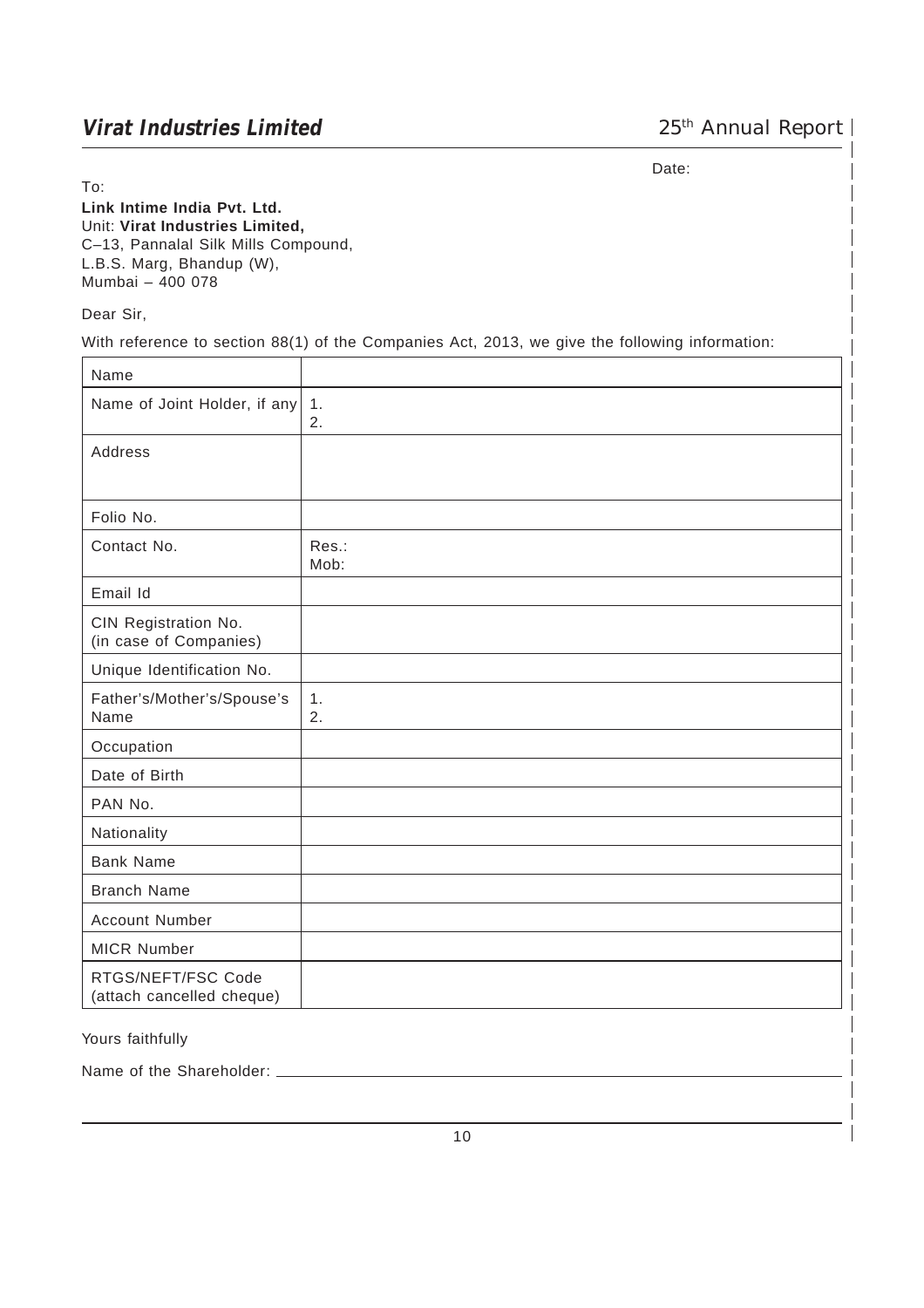Date:

To:

**Link Intime India Pvt. Ltd.**
Unit: **Virat Industries Limited,**
C–13, Pannalal Silk Mills Compound,
L.B.S. Marg, Bhandup (W),
Mumbai – 400 078

Dear Sir,

With reference to section 88(1) of the Companies Act, 2013, we give the following information:

| Name | |
|---|---|
| Name of Joint Holder, if any | 1.<br>2. |
| Address | |
| Folio No. | |
| Contact No. | Res.:<br>Mob: |
| Email Id | |
| CIN Registration No. (in case of Companies) | |
| Unique Identification No. | |
| Father's/Mother's/Spouse's Name | 1.<br>2. |
| Occupation | |
| Date of Birth | |
| PAN No. | |
| Nationality | |
| Bank Name | |
| Branch Name | |
| Account Number | |
| MICR Number | |
| RTGS/NEFT/FSC Code (attach cancelled cheque) | |

Yours faithfully

Name of the Shareholder: ______________________________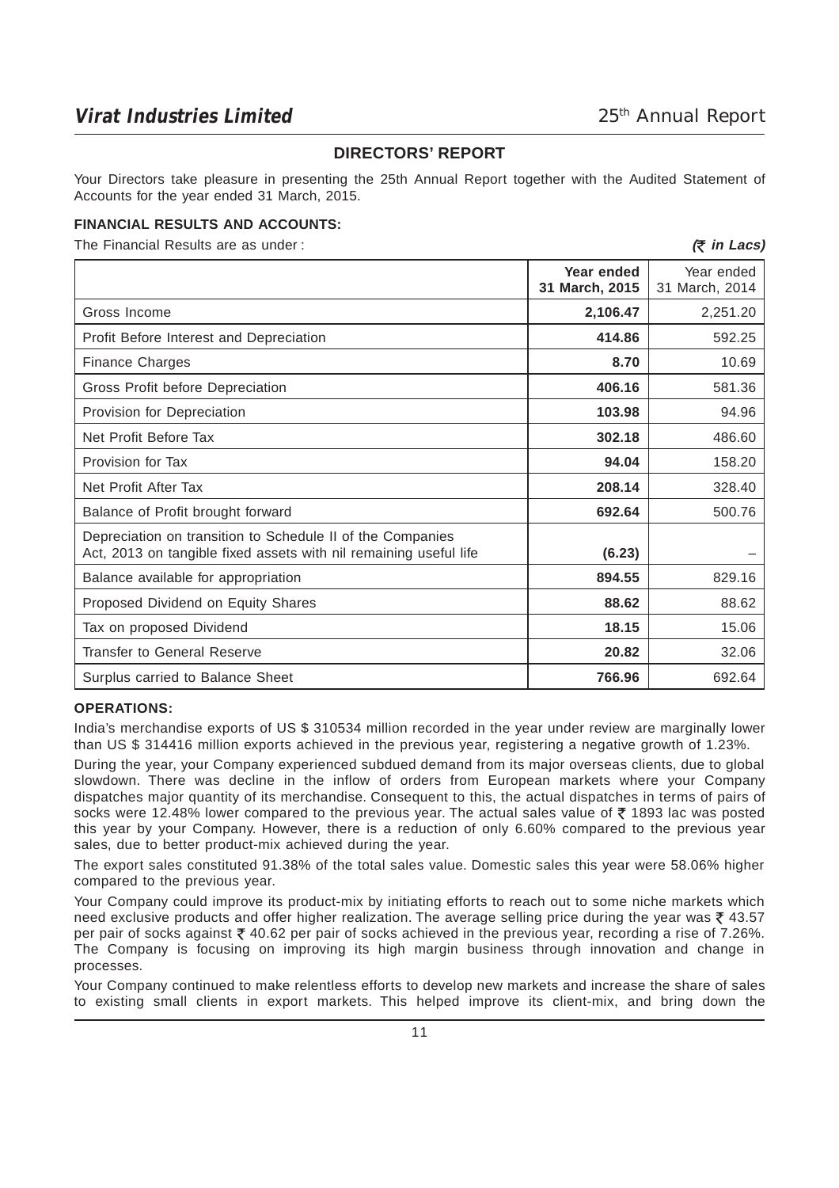## DIRECTORS' REPORT

Your Directors take pleasure in presenting the 25th Annual Report together with the Audited Statement of Accounts for the year ended 31 March, 2015.

### FINANCIAL RESULTS AND ACCOUNTS:

The Financial Results are as under : ***(₹ in Lacs)***

| | **Year ended 31 March, 2015** | Year ended 31 March, 2014 |
|---|---|---|
| Gross Income | **2,106.47** | 2,251.20 |
| Profit Before Interest and Depreciation | **414.86** | 592.25 |
| Finance Charges | **8.70** | 10.69 |
| Gross Profit before Depreciation | **406.16** | 581.36 |
| Provision for Depreciation | **103.98** | 94.96 |
| Net Profit Before Tax | **302.18** | 486.60 |
| Provision for Tax | **94.04** | 158.20 |
| Net Profit After Tax | **208.14** | 328.40 |
| Balance of Profit brought forward | **692.64** | 500.76 |
| Depreciation on transition to Schedule II of the Companies Act, 2013 on tangible fixed assets with nil remaining useful life | **(6.23)** | – |
| Balance available for appropriation | **894.55** | 829.16 |
| Proposed Dividend on Equity Shares | **88.62** | 88.62 |
| Tax on proposed Dividend | **18.15** | 15.06 |
| Transfer to General Reserve | **20.82** | 32.06 |
| Surplus carried to Balance Sheet | **766.96** | 692.64 |

### OPERATIONS:

India's merchandise exports of US $ 310534 million recorded in the year under review are marginally lower than US $ 314416 million exports achieved in the previous year, registering a negative growth of 1.23%.

During the year, your Company experienced subdued demand from its major overseas clients, due to global slowdown. There was decline in the inflow of orders from European markets where your Company dispatches major quantity of its merchandise. Consequent to this, the actual dispatches in terms of pairs of socks were 12.48% lower compared to the previous year. The actual sales value of ₹ 1893 lac was posted this year by your Company. However, there is a reduction of only 6.60% compared to the previous year sales, due to better product-mix achieved during the year.

The export sales constituted 91.38% of the total sales value. Domestic sales this year were 58.06% higher compared to the previous year.

Your Company could improve its product-mix by initiating efforts to reach out to some niche markets which need exclusive products and offer higher realization. The average selling price during the year was ₹ 43.57 per pair of socks against ₹ 40.62 per pair of socks achieved in the previous year, recording a rise of 7.26%. The Company is focusing on improving its high margin business through innovation and change in processes.

Your Company continued to make relentless efforts to develop new markets and increase the share of sales to existing small clients in export markets. This helped improve its client-mix, and bring down the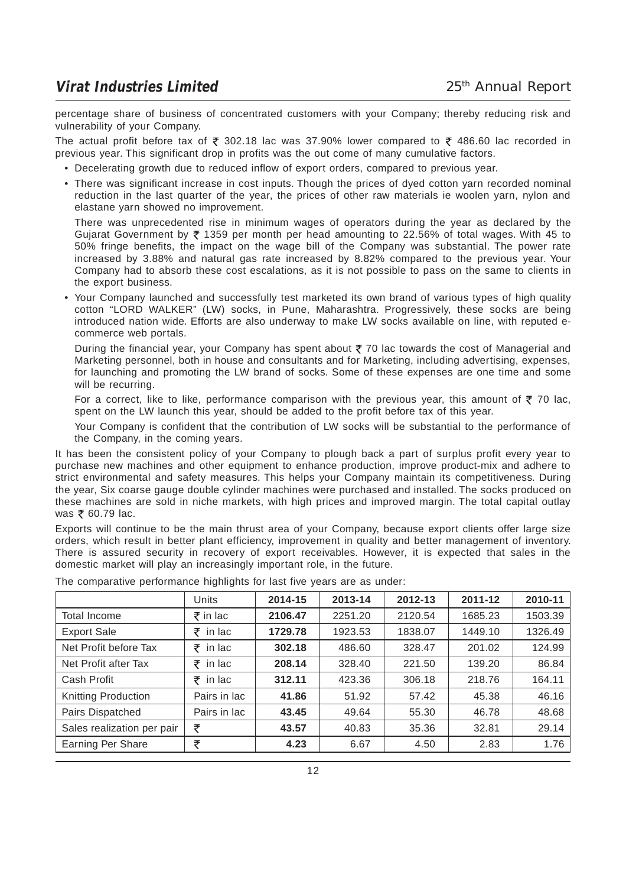percentage share of business of concentrated customers with your Company; thereby reducing risk and vulnerability of your Company.

The actual profit before tax of ₹ 302.18 lac was 37.90% lower compared to ₹ 486.60 lac recorded in previous year. This significant drop in profits was the out come of many cumulative factors.

- Decelerating growth due to reduced inflow of export orders, compared to previous year.
- There was significant increase in cost inputs. Though the prices of dyed cotton yarn recorded nominal reduction in the last quarter of the year, the prices of other raw materials ie woolen yarn, nylon and elastane yarn showed no improvement.

  There was unprecedented rise in minimum wages of operators during the year as declared by the Gujarat Government by ₹ 1359 per month per head amounting to 22.56% of total wages. With 45 to 50% fringe benefits, the impact on the wage bill of the Company was substantial. The power rate increased by 3.88% and natural gas rate increased by 8.82% compared to the previous year. Your Company had to absorb these cost escalations, as it is not possible to pass on the same to clients in the export business.

- Your Company launched and successfully test marketed its own brand of various types of high quality cotton "LORD WALKER" (LW) socks, in Pune, Maharashtra. Progressively, these socks are being introduced nation wide. Efforts are also underway to make LW socks available on line, with reputed e-commerce web portals.

  During the financial year, your Company has spent about ₹ 70 lac towards the cost of Managerial and Marketing personnel, both in house and consultants and for Marketing, including advertising, expenses, for launching and promoting the LW brand of socks. Some of these expenses are one time and some will be recurring.

  For a correct, like to like, performance comparison with the previous year, this amount of ₹ 70 lac, spent on the LW launch this year, should be added to the profit before tax of this year.

  Your Company is confident that the contribution of LW socks will be substantial to the performance of the Company, in the coming years.

It has been the consistent policy of your Company to plough back a part of surplus profit every year to purchase new machines and other equipment to enhance production, improve product-mix and adhere to strict environmental and safety measures. This helps your Company maintain its competitiveness. During the year, Six coarse gauge double cylinder machines were purchased and installed. The socks produced on these machines are sold in niche markets, with high prices and improved margin. The total capital outlay was ₹ 60.79 lac.

Exports will continue to be the main thrust area of your Company, because export clients offer large size orders, which result in better plant efficiency, improvement in quality and better management of inventory. There is assured security in recovery of export receivables. However, it is expected that sales in the domestic market will play an increasingly important role, in the future.

The comparative performance highlights for last five years are as under:

| | Units | 2014-15 | 2013-14 | 2012-13 | 2011-12 | 2010-11 |
|---|---|---|---|---|---|---|
| Total Income | ₹ in lac | **2106.47** | 2251.20 | 2120.54 | 1685.23 | 1503.39 |
| Export Sale | ₹ in lac | **1729.78** | 1923.53 | 1838.07 | 1449.10 | 1326.49 |
| Net Profit before Tax | ₹ in lac | **302.18** | 486.60 | 328.47 | 201.02 | 124.99 |
| Net Profit after Tax | ₹ in lac | **208.14** | 328.40 | 221.50 | 139.20 | 86.84 |
| Cash Profit | ₹ in lac | **312.11** | 423.36 | 306.18 | 218.76 | 164.11 |
| Knitting Production | Pairs in lac | **41.86** | 51.92 | 57.42 | 45.38 | 46.16 |
| Pairs Dispatched | Pairs in lac | **43.45** | 49.64 | 55.30 | 46.78 | 48.68 |
| Sales realization per pair | ₹ | **43.57** | 40.83 | 35.36 | 32.81 | 29.14 |
| Earning Per Share | ₹ | **4.23** | 6.67 | 4.50 | 2.83 | 1.76 |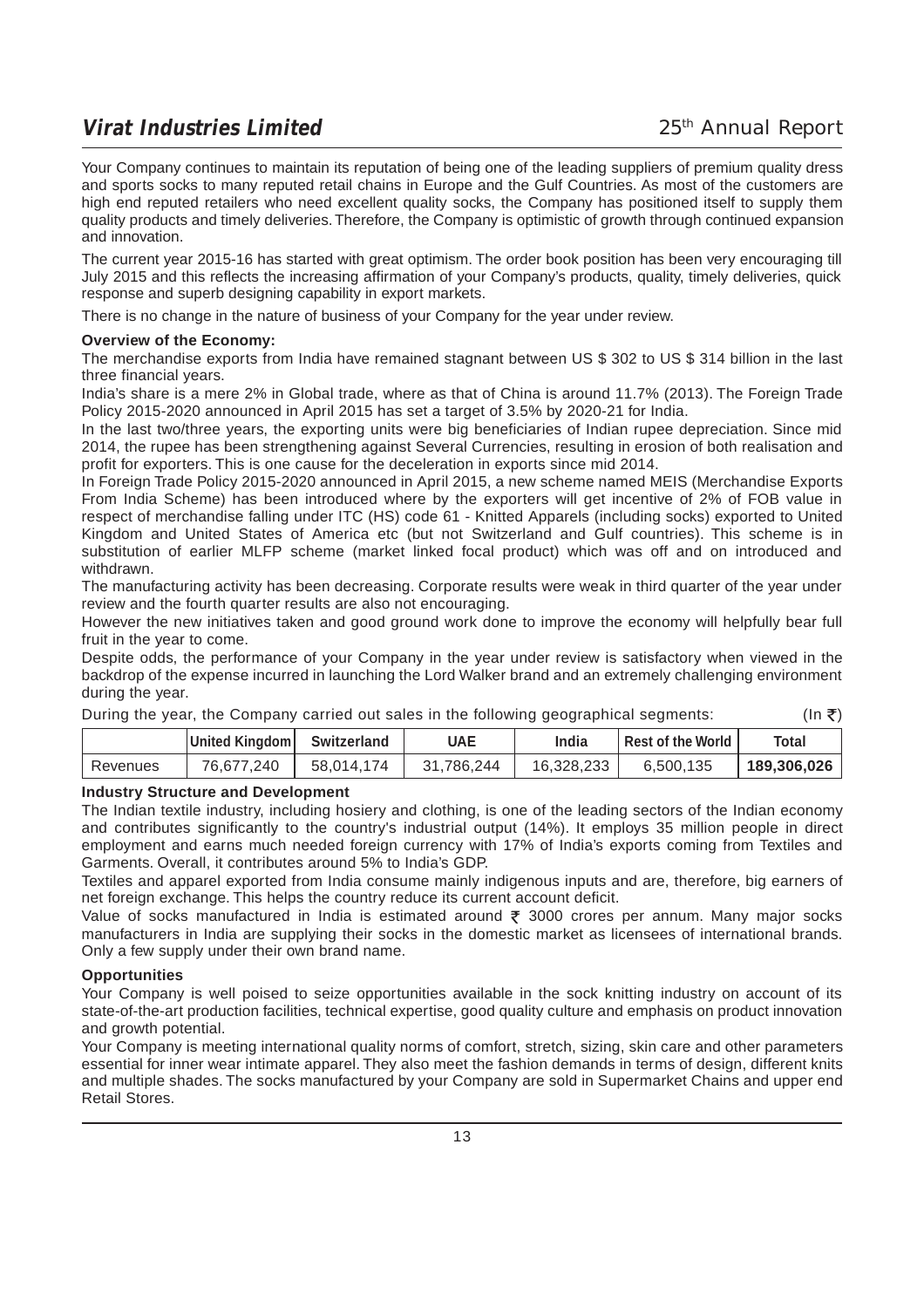Your Company continues to maintain its reputation of being one of the leading suppliers of premium quality dress and sports socks to many reputed retail chains in Europe and the Gulf Countries. As most of the customers are high end reputed retailers who need excellent quality socks, the Company has positioned itself to supply them quality products and timely deliveries. Therefore, the Company is optimistic of growth through continued expansion and innovation.

The current year 2015-16 has started with great optimism. The order book position has been very encouraging till July 2015 and this reflects the increasing affirmation of your Company's products, quality, timely deliveries, quick response and superb designing capability in export markets.

There is no change in the nature of business of your Company for the year under review.

**Overview of the Economy:**

The merchandise exports from India have remained stagnant between US $ 302 to US $ 314 billion in the last three financial years.

India's share is a mere 2% in Global trade, where as that of China is around 11.7% (2013). The Foreign Trade Policy 2015-2020 announced in April 2015 has set a target of 3.5% by 2020-21 for India.

In the last two/three years, the exporting units were big beneficiaries of Indian rupee depreciation. Since mid 2014, the rupee has been strengthening against Several Currencies, resulting in erosion of both realisation and profit for exporters. This is one cause for the deceleration in exports since mid 2014.

In Foreign Trade Policy 2015-2020 announced in April 2015, a new scheme named MEIS (Merchandise Exports From India Scheme) has been introduced where by the exporters will get incentive of 2% of FOB value in respect of merchandise falling under ITC (HS) code 61 - Knitted Apparels (including socks) exported to United Kingdom and United States of America etc (but not Switzerland and Gulf countries). This scheme is in substitution of earlier MLFP scheme (market linked focal product) which was off and on introduced and withdrawn.

The manufacturing activity has been decreasing. Corporate results were weak in third quarter of the year under review and the fourth quarter results are also not encouraging.

However the new initiatives taken and good ground work done to improve the economy will helpfully bear full fruit in the year to come.

Despite odds, the performance of your Company in the year under review is satisfactory when viewed in the backdrop of the expense incurred in launching the Lord Walker brand and an extremely challenging environment during the year.

During the year, the Company carried out sales in the following geographical segments: (In ₹)

| | United Kingdom | Switzerland | UAE | India | Rest of the World | Total |
|---|---|---|---|---|---|---|
| Revenues | 76,677,240 | 58,014,174 | 31,786,244 | 16,328,233 | 6,500,135 | **189,306,026** |

**Industry Structure and Development**

The Indian textile industry, including hosiery and clothing, is one of the leading sectors of the Indian economy and contributes significantly to the country's industrial output (14%). It employs 35 million people in direct employment and earns much needed foreign currency with 17% of India's exports coming from Textiles and Garments. Overall, it contributes around 5% to India's GDP.

Textiles and apparel exported from India consume mainly indigenous inputs and are, therefore, big earners of net foreign exchange. This helps the country reduce its current account deficit.

Value of socks manufactured in India is estimated around ₹ 3000 crores per annum. Many major socks manufacturers in India are supplying their socks in the domestic market as licensees of international brands. Only a few supply under their own brand name.

**Opportunities**

Your Company is well poised to seize opportunities available in the sock knitting industry on account of its state-of-the-art production facilities, technical expertise, good quality culture and emphasis on product innovation and growth potential.

Your Company is meeting international quality norms of comfort, stretch, sizing, skin care and other parameters essential for inner wear intimate apparel. They also meet the fashion demands in terms of design, different knits and multiple shades. The socks manufactured by your Company are sold in Supermarket Chains and upper end Retail Stores.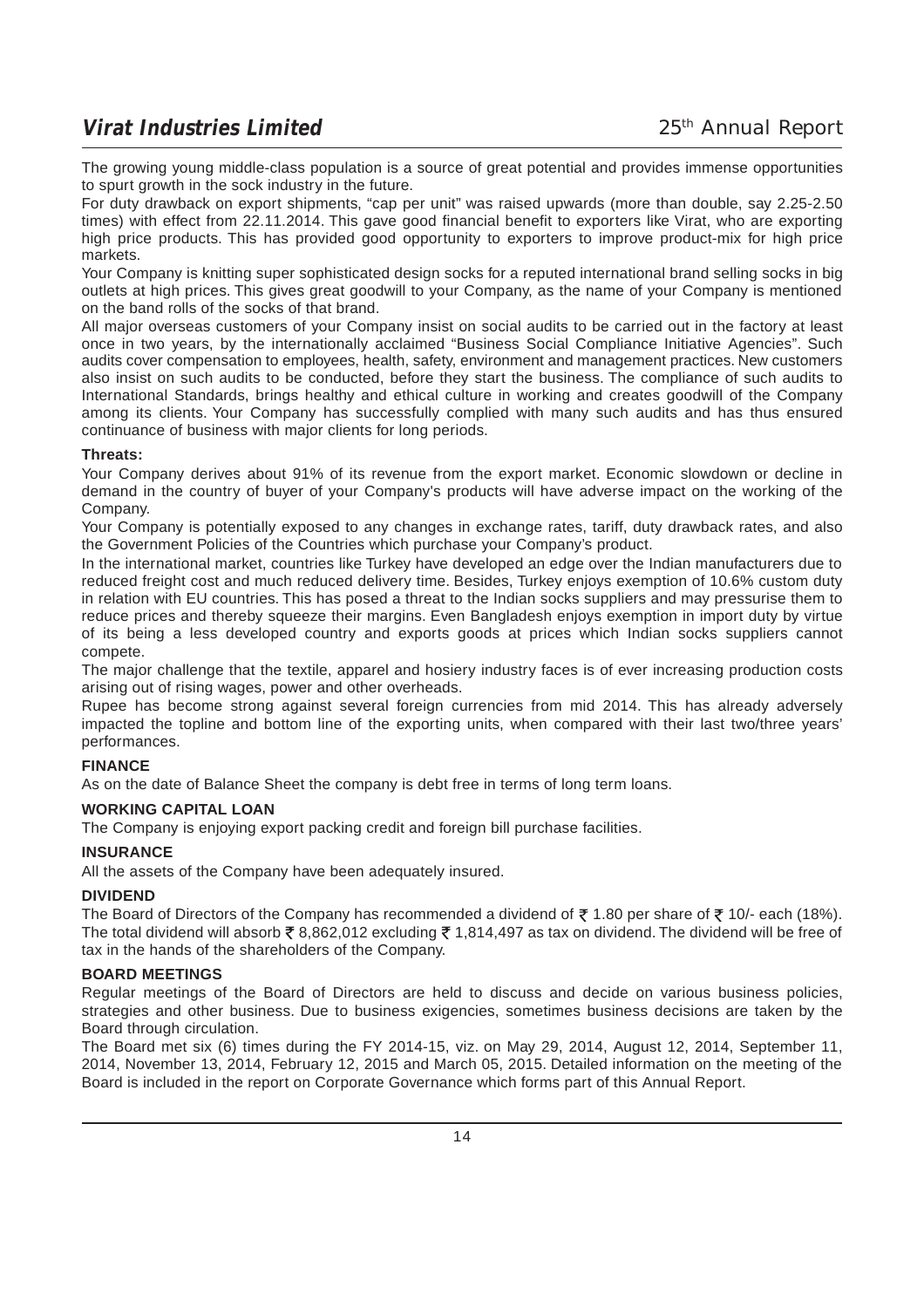The growing young middle-class population is a source of great potential and provides immense opportunities to spurt growth in the sock industry in the future.

For duty drawback on export shipments, "cap per unit" was raised upwards (more than double, say 2.25-2.50 times) with effect from 22.11.2014. This gave good financial benefit to exporters like Virat, who are exporting high price products. This has provided good opportunity to exporters to improve product-mix for high price markets.

Your Company is knitting super sophisticated design socks for a reputed international brand selling socks in big outlets at high prices. This gives great goodwill to your Company, as the name of your Company is mentioned on the band rolls of the socks of that brand.

All major overseas customers of your Company insist on social audits to be carried out in the factory at least once in two years, by the internationally acclaimed "Business Social Compliance Initiative Agencies". Such audits cover compensation to employees, health, safety, environment and management practices. New customers also insist on such audits to be conducted, before they start the business. The compliance of such audits to International Standards, brings healthy and ethical culture in working and creates goodwill of the Company among its clients. Your Company has successfully complied with many such audits and has thus ensured continuance of business with major clients for long periods.

**Threats:**

Your Company derives about 91% of its revenue from the export market. Economic slowdown or decline in demand in the country of buyer of your Company's products will have adverse impact on the working of the Company.

Your Company is potentially exposed to any changes in exchange rates, tariff, duty drawback rates, and also the Government Policies of the Countries which purchase your Company's product.

In the international market, countries like Turkey have developed an edge over the Indian manufacturers due to reduced freight cost and much reduced delivery time. Besides, Turkey enjoys exemption of 10.6% custom duty in relation with EU countries. This has posed a threat to the Indian socks suppliers and may pressurise them to reduce prices and thereby squeeze their margins. Even Bangladesh enjoys exemption in import duty by virtue of its being a less developed country and exports goods at prices which Indian socks suppliers cannot compete.

The major challenge that the textile, apparel and hosiery industry faces is of ever increasing production costs arising out of rising wages, power and other overheads.

Rupee has become strong against several foreign currencies from mid 2014. This has already adversely impacted the topline and bottom line of the exporting units, when compared with their last two/three years' performances.

## FINANCE

As on the date of Balance Sheet the company is debt free in terms of long term loans.

## WORKING CAPITAL LOAN

The Company is enjoying export packing credit and foreign bill purchase facilities.

## INSURANCE

All the assets of the Company have been adequately insured.

## DIVIDEND

The Board of Directors of the Company has recommended a dividend of ₹ 1.80 per share of ₹ 10/- each (18%). The total dividend will absorb ₹ 8,862,012 excluding ₹ 1,814,497 as tax on dividend. The dividend will be free of tax in the hands of the shareholders of the Company.

## BOARD MEETINGS

Regular meetings of the Board of Directors are held to discuss and decide on various business policies, strategies and other business. Due to business exigencies, sometimes business decisions are taken by the Board through circulation.

The Board met six (6) times during the FY 2014-15, viz. on May 29, 2014, August 12, 2014, September 11, 2014, November 13, 2014, February 12, 2015 and March 05, 2015. Detailed information on the meeting of the Board is included in the report on Corporate Governance which forms part of this Annual Report.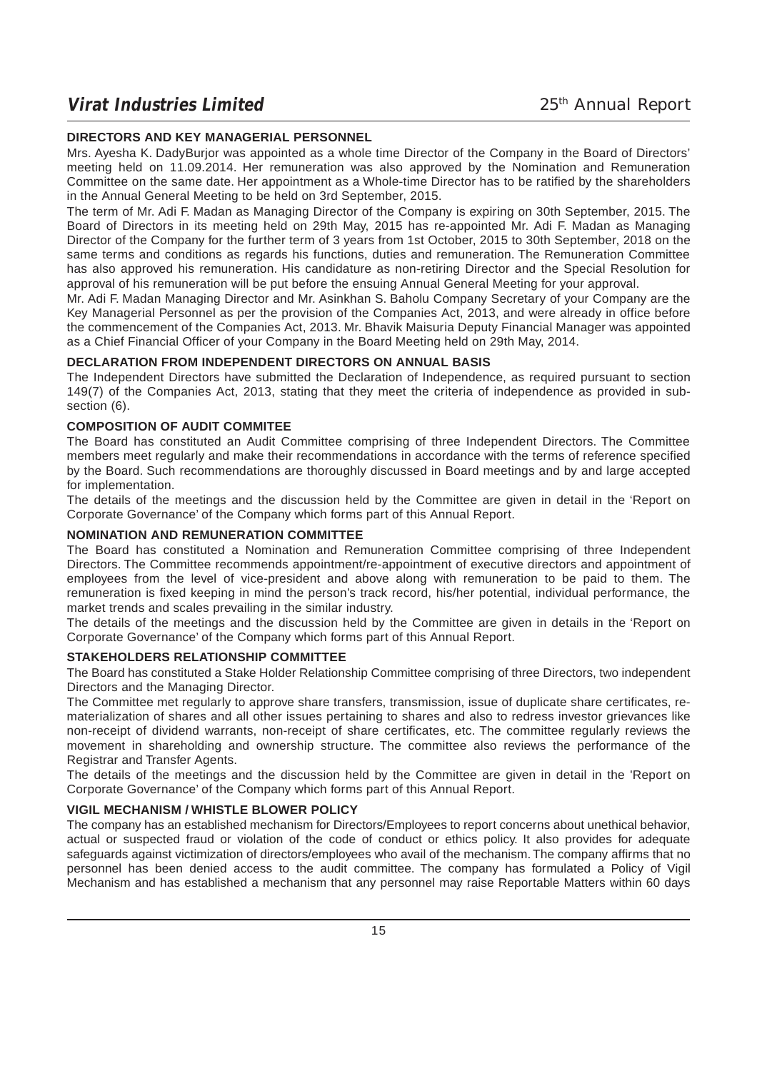## DIRECTORS AND KEY MANAGERIAL PERSONNEL

Mrs. Ayesha K. DadyBurjor was appointed as a whole time Director of the Company in the Board of Directors' meeting held on 11.09.2014. Her remuneration was also approved by the Nomination and Remuneration Committee on the same date. Her appointment as a Whole-time Director has to be ratified by the shareholders in the Annual General Meeting to be held on 3rd September, 2015.

The term of Mr. Adi F. Madan as Managing Director of the Company is expiring on 30th September, 2015. The Board of Directors in its meeting held on 29th May, 2015 has re-appointed Mr. Adi F. Madan as Managing Director of the Company for the further term of 3 years from 1st October, 2015 to 30th September, 2018 on the same terms and conditions as regards his functions, duties and remuneration. The Remuneration Committee has also approved his remuneration. His candidature as non-retiring Director and the Special Resolution for approval of his remuneration will be put before the ensuing Annual General Meeting for your approval.

Mr. Adi F. Madan Managing Director and Mr. Asinkhan S. Baholu Company Secretary of your Company are the Key Managerial Personnel as per the provision of the Companies Act, 2013, and were already in office before the commencement of the Companies Act, 2013. Mr. Bhavik Maisuria Deputy Financial Manager was appointed as a Chief Financial Officer of your Company in the Board Meeting held on 29th May, 2014.

## DECLARATION FROM INDEPENDENT DIRECTORS ON ANNUAL BASIS

The Independent Directors have submitted the Declaration of Independence, as required pursuant to section 149(7) of the Companies Act, 2013, stating that they meet the criteria of independence as provided in sub-section (6).

## COMPOSITION OF AUDIT COMMITEE

The Board has constituted an Audit Committee comprising of three Independent Directors. The Committee members meet regularly and make their recommendations in accordance with the terms of reference specified by the Board. Such recommendations are thoroughly discussed in Board meetings and by and large accepted for implementation.

The details of the meetings and the discussion held by the Committee are given in detail in the 'Report on Corporate Governance' of the Company which forms part of this Annual Report.

## NOMINATION AND REMUNERATION COMMITTEE

The Board has constituted a Nomination and Remuneration Committee comprising of three Independent Directors. The Committee recommends appointment/re-appointment of executive directors and appointment of employees from the level of vice-president and above along with remuneration to be paid to them. The remuneration is fixed keeping in mind the person's track record, his/her potential, individual performance, the market trends and scales prevailing in the similar industry.

The details of the meetings and the discussion held by the Committee are given in details in the 'Report on Corporate Governance' of the Company which forms part of this Annual Report.

## STAKEHOLDERS RELATIONSHIP COMMITTEE

The Board has constituted a Stake Holder Relationship Committee comprising of three Directors, two independent Directors and the Managing Director.

The Committee met regularly to approve share transfers, transmission, issue of duplicate share certificates, re-materialization of shares and all other issues pertaining to shares and also to redress investor grievances like non-receipt of dividend warrants, non-receipt of share certificates, etc. The committee regularly reviews the movement in shareholding and ownership structure. The committee also reviews the performance of the Registrar and Transfer Agents.

The details of the meetings and the discussion held by the Committee are given in detail in the 'Report on Corporate Governance' of the Company which forms part of this Annual Report.

## VIGIL MECHANISM / WHISTLE BLOWER POLICY

The company has an established mechanism for Directors/Employees to report concerns about unethical behavior, actual or suspected fraud or violation of the code of conduct or ethics policy. It also provides for adequate safeguards against victimization of directors/employees who avail of the mechanism. The company affirms that no personnel has been denied access to the audit committee. The company has formulated a Policy of Vigil Mechanism and has established a mechanism that any personnel may raise Reportable Matters within 60 days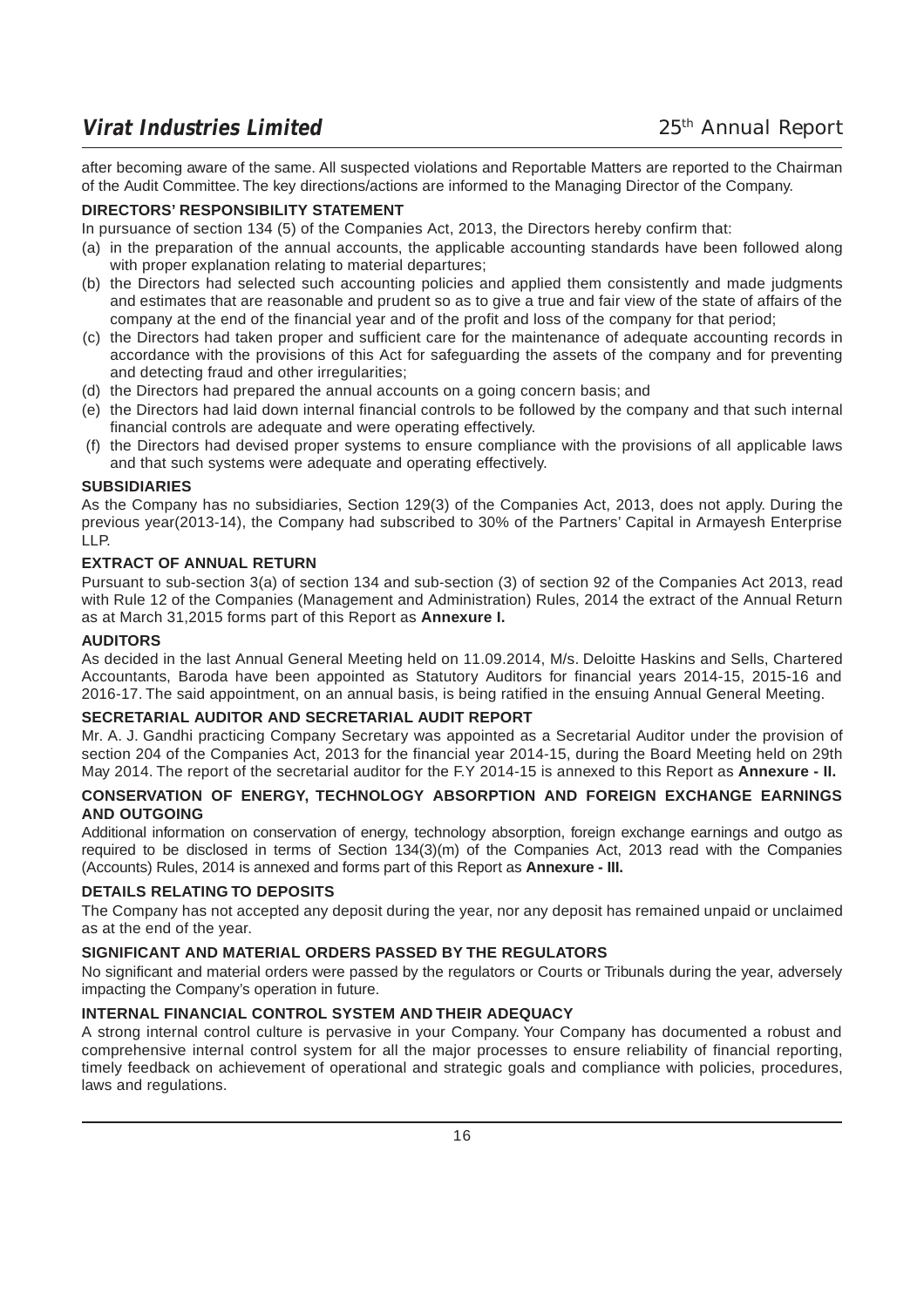after becoming aware of the same. All suspected violations and Reportable Matters are reported to the Chairman of the Audit Committee. The key directions/actions are informed to the Managing Director of the Company.

**DIRECTORS' RESPONSIBILITY STATEMENT**

In pursuance of section 134 (5) of the Companies Act, 2013, the Directors hereby confirm that:

(a) in the preparation of the annual accounts, the applicable accounting standards have been followed along with proper explanation relating to material departures;

(b) the Directors had selected such accounting policies and applied them consistently and made judgments and estimates that are reasonable and prudent so as to give a true and fair view of the state of affairs of the company at the end of the financial year and of the profit and loss of the company for that period;

(c) the Directors had taken proper and sufficient care for the maintenance of adequate accounting records in accordance with the provisions of this Act for safeguarding the assets of the company and for preventing and detecting fraud and other irregularities;

(d) the Directors had prepared the annual accounts on a going concern basis; and

(e) the Directors had laid down internal financial controls to be followed by the company and that such internal financial controls are adequate and were operating effectively.

(f) the Directors had devised proper systems to ensure compliance with the provisions of all applicable laws and that such systems were adequate and operating effectively.

**SUBSIDIARIES**

As the Company has no subsidiaries, Section 129(3) of the Companies Act, 2013, does not apply. During the previous year(2013-14), the Company had subscribed to 30% of the Partners' Capital in Armayesh Enterprise LLP.

**EXTRACT OF ANNUAL RETURN**

Pursuant to sub-section 3(a) of section 134 and sub-section (3) of section 92 of the Companies Act 2013, read with Rule 12 of the Companies (Management and Administration) Rules, 2014 the extract of the Annual Return as at March 31,2015 forms part of this Report as **Annexure I.**

**AUDITORS**

As decided in the last Annual General Meeting held on 11.09.2014, M/s. Deloitte Haskins and Sells, Chartered Accountants, Baroda have been appointed as Statutory Auditors for financial years 2014-15, 2015-16 and 2016-17. The said appointment, on an annual basis, is being ratified in the ensuing Annual General Meeting.

**SECRETARIAL AUDITOR AND SECRETARIAL AUDIT REPORT**

Mr. A. J. Gandhi practicing Company Secretary was appointed as a Secretarial Auditor under the provision of section 204 of the Companies Act, 2013 for the financial year 2014-15, during the Board Meeting held on 29th May 2014. The report of the secretarial auditor for the F.Y 2014-15 is annexed to this Report as **Annexure - II.**

**CONSERVATION OF ENERGY, TECHNOLOGY ABSORPTION AND FOREIGN EXCHANGE EARNINGS AND OUTGOING**

Additional information on conservation of energy, technology absorption, foreign exchange earnings and outgo as required to be disclosed in terms of Section 134(3)(m) of the Companies Act, 2013 read with the Companies (Accounts) Rules, 2014 is annexed and forms part of this Report as **Annexure - III.**

**DETAILS RELATING TO DEPOSITS**

The Company has not accepted any deposit during the year, nor any deposit has remained unpaid or unclaimed as at the end of the year.

**SIGNIFICANT AND MATERIAL ORDERS PASSED BY THE REGULATORS**

No significant and material orders were passed by the regulators or Courts or Tribunals during the year, adversely impacting the Company's operation in future.

**INTERNAL FINANCIAL CONTROL SYSTEM AND THEIR ADEQUACY**

A strong internal control culture is pervasive in your Company. Your Company has documented a robust and comprehensive internal control system for all the major processes to ensure reliability of financial reporting, timely feedback on achievement of operational and strategic goals and compliance with policies, procedures, laws and regulations.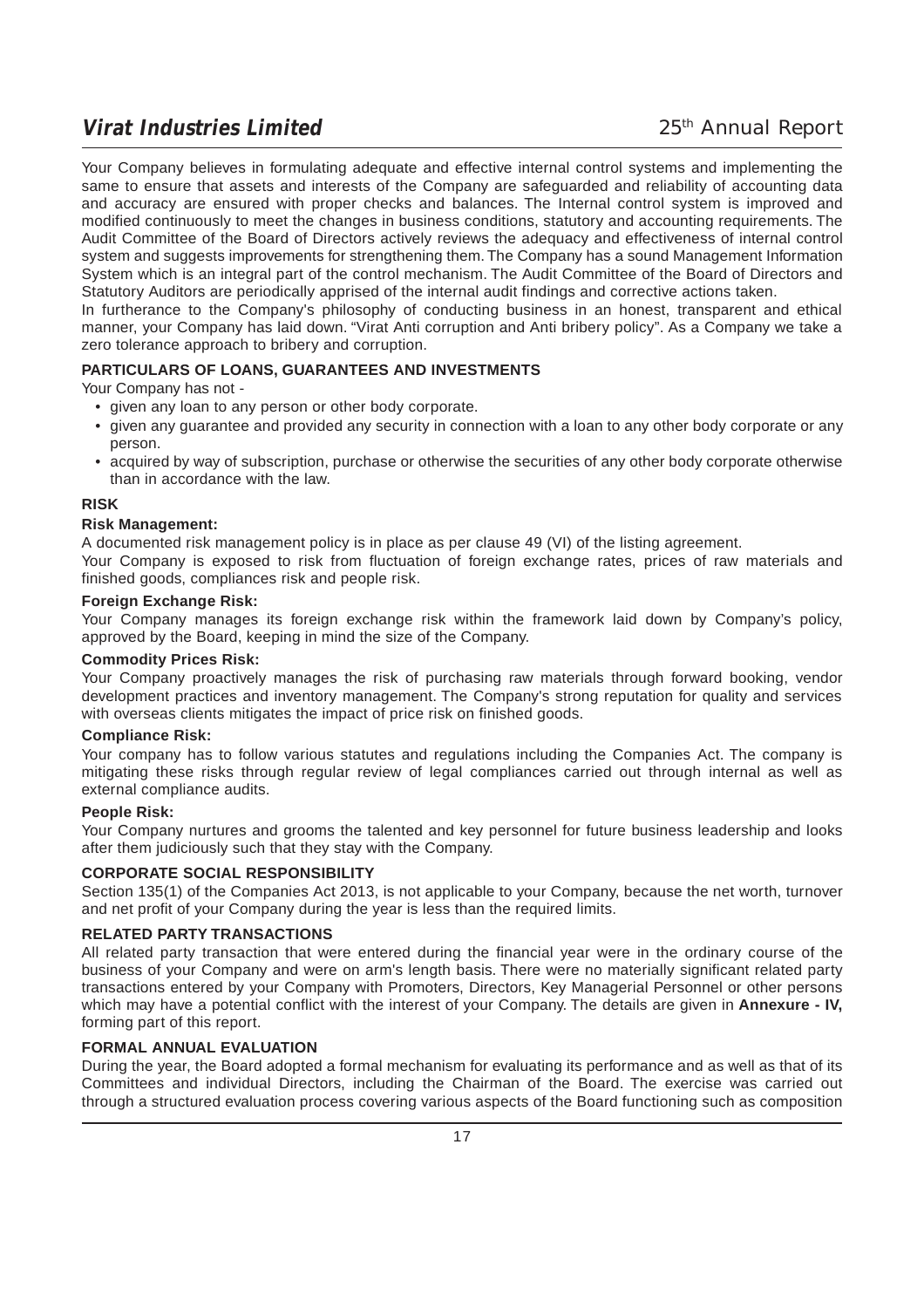Your Company believes in formulating adequate and effective internal control systems and implementing the same to ensure that assets and interests of the Company are safeguarded and reliability of accounting data and accuracy are ensured with proper checks and balances. The Internal control system is improved and modified continuously to meet the changes in business conditions, statutory and accounting requirements. The Audit Committee of the Board of Directors actively reviews the adequacy and effectiveness of internal control system and suggests improvements for strengthening them. The Company has a sound Management Information System which is an integral part of the control mechanism. The Audit Committee of the Board of Directors and Statutory Auditors are periodically apprised of the internal audit findings and corrective actions taken.

In furtherance to the Company's philosophy of conducting business in an honest, transparent and ethical manner, your Company has laid down. “Virat Anti corruption and Anti bribery policy”. As a Company we take a zero tolerance approach to bribery and corruption.

## PARTICULARS OF LOANS, GUARANTEES AND INVESTMENTS

Your Company has not -

- given any loan to any person or other body corporate.
- given any guarantee and provided any security in connection with a loan to any other body corporate or any person.
- acquired by way of subscription, purchase or otherwise the securities of any other body corporate otherwise than in accordance with the law.

## RISK

### Risk Management:

A documented risk management policy is in place as per clause 49 (VI) of the listing agreement.

Your Company is exposed to risk from fluctuation of foreign exchange rates, prices of raw materials and finished goods, compliances risk and people risk.

### Foreign Exchange Risk:

Your Company manages its foreign exchange risk within the framework laid down by Company's policy, approved by the Board, keeping in mind the size of the Company.

### Commodity Prices Risk:

Your Company proactively manages the risk of purchasing raw materials through forward booking, vendor development practices and inventory management. The Company's strong reputation for quality and services with overseas clients mitigates the impact of price risk on finished goods.

### Compliance Risk:

Your company has to follow various statutes and regulations including the Companies Act. The company is mitigating these risks through regular review of legal compliances carried out through internal as well as external compliance audits.

### People Risk:

Your Company nurtures and grooms the talented and key personnel for future business leadership and looks after them judiciously such that they stay with the Company.

## CORPORATE SOCIAL RESPONSIBILITY

Section 135(1) of the Companies Act 2013, is not applicable to your Company, because the net worth, turnover and net profit of your Company during the year is less than the required limits.

## RELATED PARTY TRANSACTIONS

All related party transaction that were entered during the financial year were in the ordinary course of the business of your Company and were on arm's length basis. There were no materially significant related party transactions entered by your Company with Promoters, Directors, Key Managerial Personnel or other persons which may have a potential conflict with the interest of your Company. The details are given in **Annexure - IV,** forming part of this report.

## FORMAL ANNUAL EVALUATION

During the year, the Board adopted a formal mechanism for evaluating its performance and as well as that of its Committees and individual Directors, including the Chairman of the Board. The exercise was carried out through a structured evaluation process covering various aspects of the Board functioning such as composition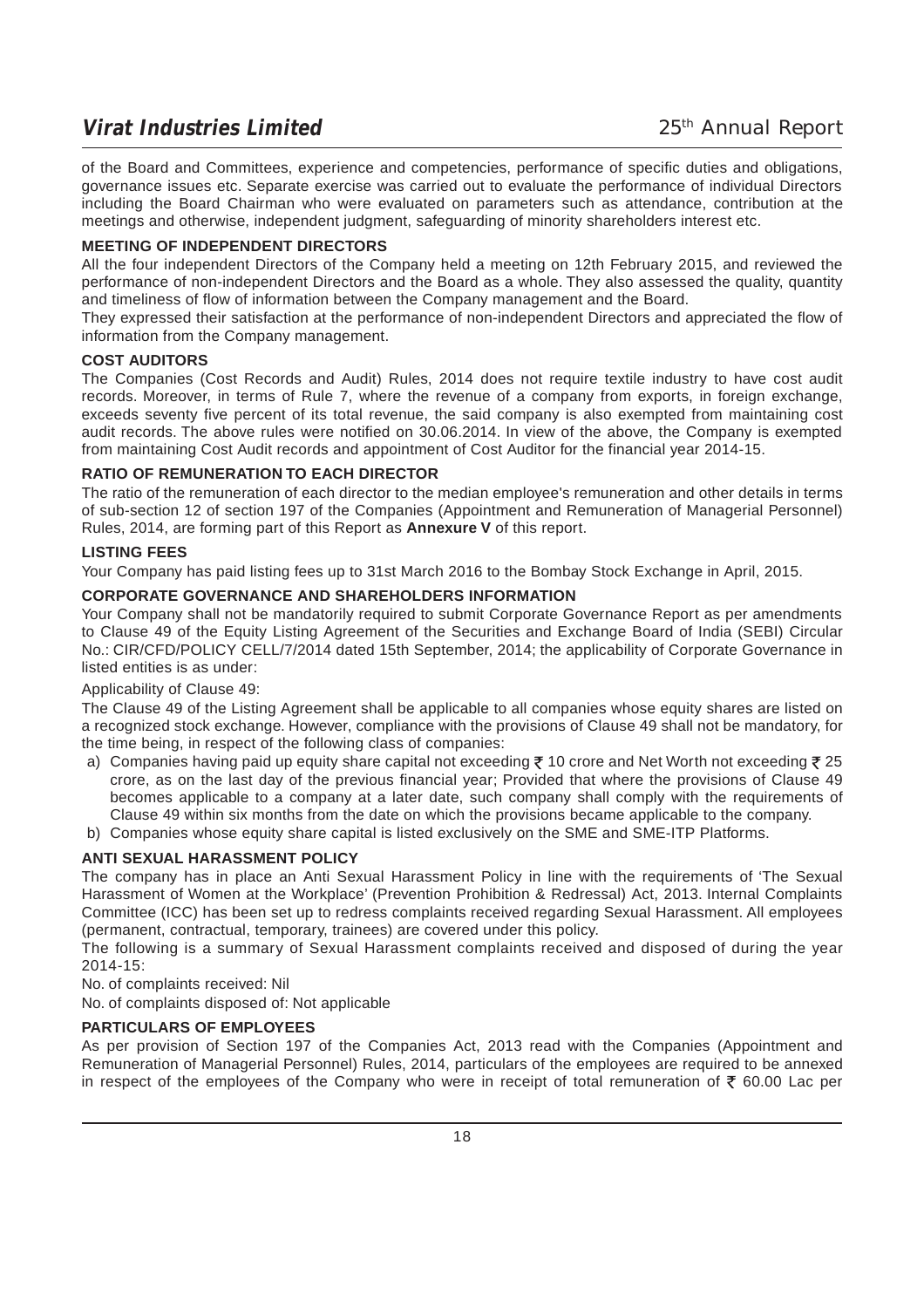of the Board and Committees, experience and competencies, performance of specific duties and obligations, governance issues etc. Separate exercise was carried out to evaluate the performance of individual Directors including the Board Chairman who were evaluated on parameters such as attendance, contribution at the meetings and otherwise, independent judgment, safeguarding of minority shareholders interest etc.

### MEETING OF INDEPENDENT DIRECTORS

All the four independent Directors of the Company held a meeting on 12th February 2015, and reviewed the performance of non-independent Directors and the Board as a whole. They also assessed the quality, quantity and timeliness of flow of information between the Company management and the Board.

They expressed their satisfaction at the performance of non-independent Directors and appreciated the flow of information from the Company management.

### COST AUDITORS

The Companies (Cost Records and Audit) Rules, 2014 does not require textile industry to have cost audit records. Moreover, in terms of Rule 7, where the revenue of a company from exports, in foreign exchange, exceeds seventy five percent of its total revenue, the said company is also exempted from maintaining cost audit records. The above rules were notified on 30.06.2014. In view of the above, the Company is exempted from maintaining Cost Audit records and appointment of Cost Auditor for the financial year 2014-15.

### RATIO OF REMUNERATION TO EACH DIRECTOR

The ratio of the remuneration of each director to the median employee's remuneration and other details in terms of sub-section 12 of section 197 of the Companies (Appointment and Remuneration of Managerial Personnel) Rules, 2014, are forming part of this Report as **Annexure V** of this report.

### LISTING FEES

Your Company has paid listing fees up to 31st March 2016 to the Bombay Stock Exchange in April, 2015.

### CORPORATE GOVERNANCE AND SHAREHOLDERS INFORMATION

Your Company shall not be mandatorily required to submit Corporate Governance Report as per amendments to Clause 49 of the Equity Listing Agreement of the Securities and Exchange Board of India (SEBI) Circular No.: CIR/CFD/POLICY CELL/7/2014 dated 15th September, 2014; the applicability of Corporate Governance in listed entities is as under:

Applicability of Clause 49:

The Clause 49 of the Listing Agreement shall be applicable to all companies whose equity shares are listed on a recognized stock exchange. However, compliance with the provisions of Clause 49 shall not be mandatory, for the time being, in respect of the following class of companies:

a) Companies having paid up equity share capital not exceeding ₹ 10 crore and Net Worth not exceeding ₹ 25 crore, as on the last day of the previous financial year; Provided that where the provisions of Clause 49 becomes applicable to a company at a later date, such company shall comply with the requirements of Clause 49 within six months from the date on which the provisions became applicable to the company.

b) Companies whose equity share capital is listed exclusively on the SME and SME-ITP Platforms.

### ANTI SEXUAL HARASSMENT POLICY

The company has in place an Anti Sexual Harassment Policy in line with the requirements of 'The Sexual Harassment of Women at the Workplace' (Prevention Prohibition & Redressal) Act, 2013. Internal Complaints Committee (ICC) has been set up to redress complaints received regarding Sexual Harassment. All employees (permanent, contractual, temporary, trainees) are covered under this policy.

The following is a summary of Sexual Harassment complaints received and disposed of during the year 2014-15:

No. of complaints received: Nil

No. of complaints disposed of: Not applicable

### PARTICULARS OF EMPLOYEES

As per provision of Section 197 of the Companies Act, 2013 read with the Companies (Appointment and Remuneration of Managerial Personnel) Rules, 2014, particulars of the employees are required to be annexed in respect of the employees of the Company who were in receipt of total remuneration of ₹ 60.00 Lac per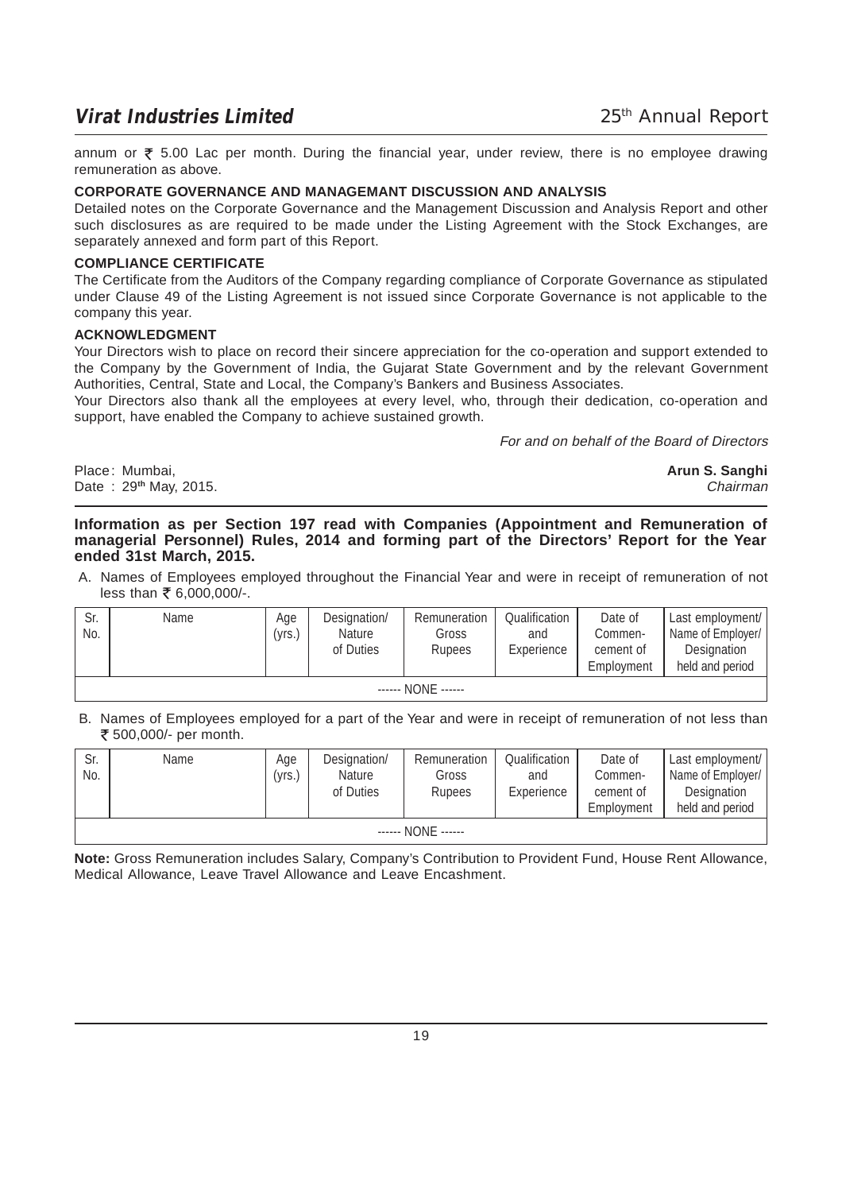annum or ₹ 5.00 Lac per month. During the financial year, under review, there is no employee drawing remuneration as above.

**CORPORATE GOVERNANCE AND MANAGEMANT DISCUSSION AND ANALYSIS**

Detailed notes on the Corporate Governance and the Management Discussion and Analysis Report and other such disclosures as are required to be made under the Listing Agreement with the Stock Exchanges, are separately annexed and form part of this Report.

**COMPLIANCE CERTIFICATE**

The Certificate from the Auditors of the Company regarding compliance of Corporate Governance as stipulated under Clause 49 of the Listing Agreement is not issued since Corporate Governance is not applicable to the company this year.

**ACKNOWLEDGMENT**

Your Directors wish to place on record their sincere appreciation for the co-operation and support extended to the Company by the Government of India, the Gujarat State Government and by the relevant Government Authorities, Central, State and Local, the Company's Bankers and Business Associates.

Your Directors also thank all the employees at every level, who, through their dedication, co-operation and support, have enabled the Company to achieve sustained growth.

*For and on behalf of the Board of Directors*

Place : Mumbai,
Date : 29th May, 2015.

**Arun S. Sanghi**
*Chairman*

**Information as per Section 197 read with Companies (Appointment and Remuneration of managerial Personnel) Rules, 2014 and forming part of the Directors' Report for the Year ended 31st March, 2015.**

A. Names of Employees employed throughout the Financial Year and were in receipt of remuneration of not less than ₹ 6,000,000/-.

| Sr. No. | Name | Age (yrs.) | Designation/ Nature of Duties | Remuneration Gross Rupees | Qualification and Experience | Date of Commencement of Employment | Last employment/ Name of Employer/ Designation held and period |
|---|---|---|---|---|---|---|---|
| ------ NONE ------ | | | | | | | |

B. Names of Employees employed for a part of the Year and were in receipt of remuneration of not less than ₹ 500,000/- per month.

| Sr. No. | Name | Age (yrs.) | Designation/ Nature of Duties | Remuneration Gross Rupees | Qualification and Experience | Date of Commencement of Employment | Last employment/ Name of Employer/ Designation held and period |
|---|---|---|---|---|---|---|---|
| ------ NONE ------ | | | | | | | |

**Note:** Gross Remuneration includes Salary, Company's Contribution to Provident Fund, House Rent Allowance, Medical Allowance, Leave Travel Allowance and Leave Encashment.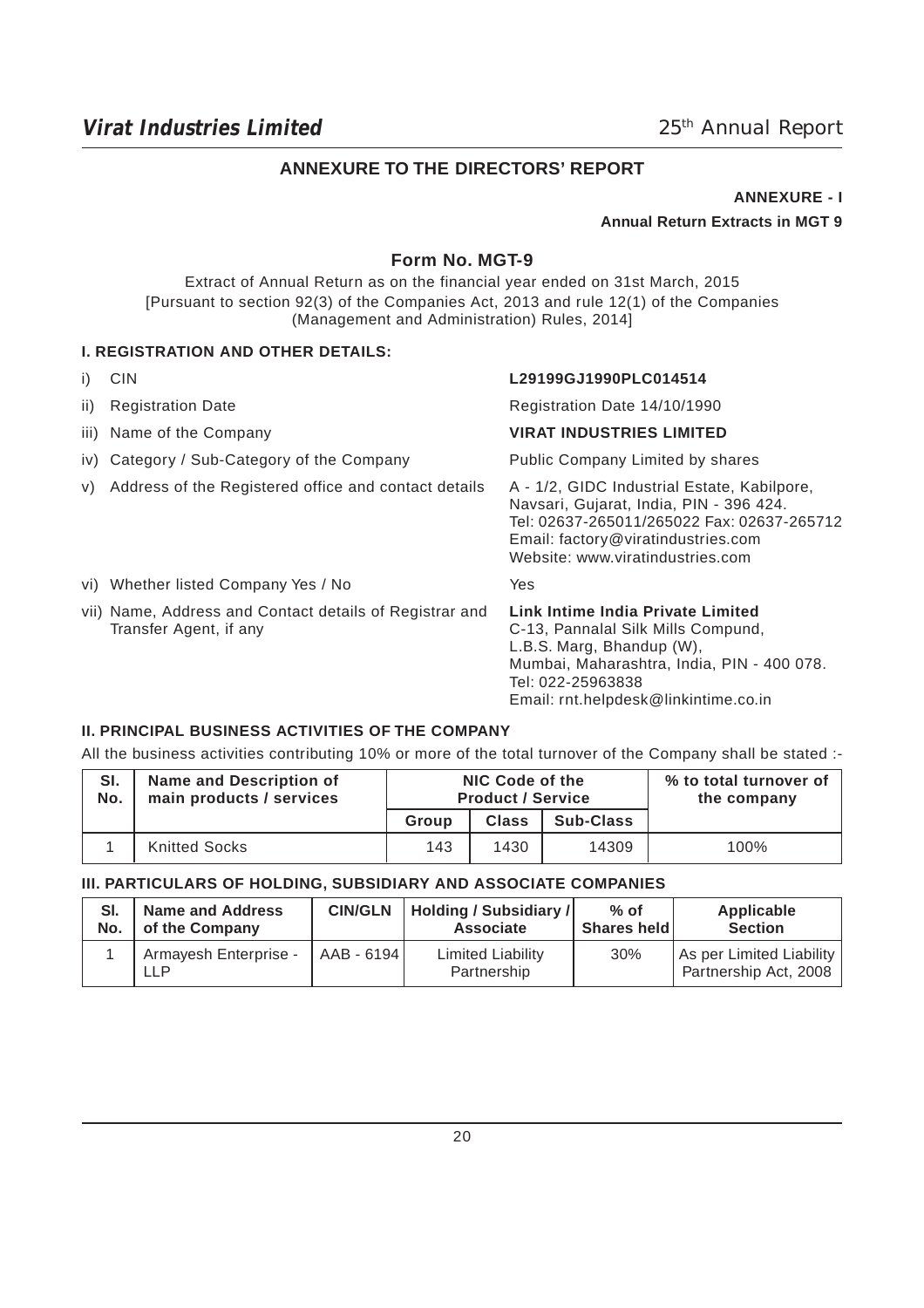## ANNEXURE TO THE DIRECTORS' REPORT

**ANNEXURE - I**

**Annual Return Extracts in MGT 9**

### Form No. MGT-9

Extract of Annual Return as on the financial year ended on 31st March, 2015
[Pursuant to section 92(3) of the Companies Act, 2013 and rule 12(1) of the Companies (Management and Administration) Rules, 2014]

#### I. REGISTRATION AND OTHER DETAILS:

| | | |
|---|---|---|
| i) | CIN | **L29199GJ1990PLC014514** |
| ii) | Registration Date | Registration Date 14/10/1990 |
| iii) | Name of the Company | **VIRAT INDUSTRIES LIMITED** |
| iv) | Category / Sub-Category of the Company | Public Company Limited by shares |
| v) | Address of the Registered office and contact details | A - 1/2, GIDC Industrial Estate, Kabilpore, Navsari, Gujarat, India, PIN - 396 424. Tel: 02637-265011/265022 Fax: 02637-265712 Email: factory@viratindustries.com Website: www.viratindustries.com |
| vi) | Whether listed Company Yes / No | Yes |
| vii) | Name, Address and Contact details of Registrar and Transfer Agent, if any | **Link Intime India Private Limited** C-13, Pannalal Silk Mills Compund, L.B.S. Marg, Bhandup (W), Mumbai, Maharashtra, India, PIN - 400 078. Tel: 022-25963838 Email: rnt.helpdesk@linkintime.co.in |

#### II. PRINCIPAL BUSINESS ACTIVITIES OF THE COMPANY

All the business activities contributing 10% or more of the total turnover of the Company shall be stated :-

| Sl. No. | Name and Description of main products / services | NIC Code of the Product / Service | | | % to total turnover of the company |
|---|---|---|---|---|---|
| | | Group | Class | Sub-Class | |
| 1 | Knitted Socks | 143 | 1430 | 14309 | 100% |

#### III. PARTICULARS OF HOLDING, SUBSIDIARY AND ASSOCIATE COMPANIES

| Sl. No. | Name and Address of the Company | CIN/GLN | Holding / Subsidiary / Associate | % of Shares held | Applicable Section |
|---|---|---|---|---|---|
| 1 | Armayesh Enterprise - LLP | AAB - 6194 | Limited Liability Partnership | 30% | As per Limited Liability Partnership Act, 2008 |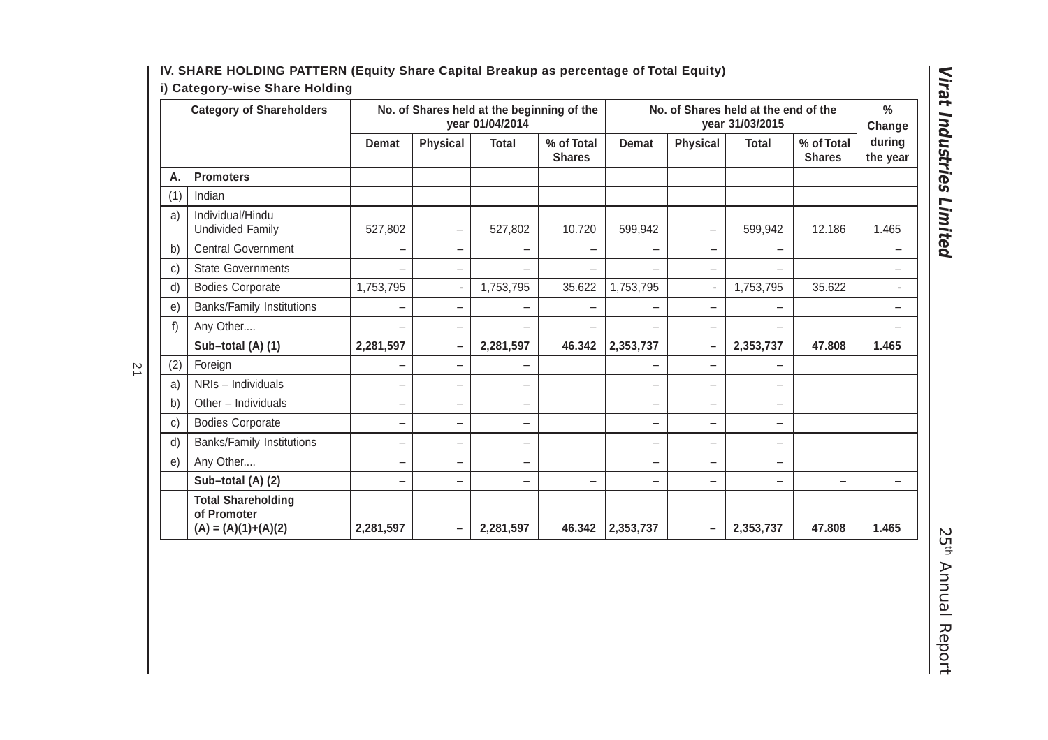**IV. SHARE HOLDING PATTERN (Equity Share Capital Breakup as percentage of Total Equity)**

**i) Category-wise Share Holding**

| | Category of Shareholders | No. of Shares held at the beginning of the year 01/04/2014 | | | | No. of Shares held at the end of the year 31/03/2015 | | | | % Change during the year |
|---|---|---|---|---|---|---|---|---|---|---|
| | | Demat | Physical | Total | % of Total Shares | Demat | Physical | Total | % of Total Shares | |
| **A.** | **Promoters** | | | | | | | | | |
| (1) | Indian | | | | | | | | | |
| a) | Individual/Hindu Undivided Family | 527,802 | – | 527,802 | 10.720 | 599,942 | – | 599,942 | 12.186 | 1.465 |
| b) | Central Government | – | – | – | – | – | – | – | | – |
| c) | State Governments | – | – | – | – | – | – | – | | – |
| d) | Bodies Corporate | 1,753,795 | - | 1,753,795 | 35.622 | 1,753,795 | - | 1,753,795 | 35.622 | - |
| e) | Banks/Family Institutions | – | – | – | – | – | – | – | | – |
| f) | Any Other.... | – | – | – | – | – | – | – | | – |
| | **Sub–total (A) (1)** | **2,281,597** | **–** | **2,281,597** | **46.342** | **2,353,737** | **–** | **2,353,737** | **47.808** | **1.465** |
| (2) | Foreign | – | – | – | | – | – | – | | |
| a) | NRIs – Individuals | – | – | – | | – | – | – | | |
| b) | Other – Individuals | – | – | – | | – | – | – | | |
| c) | Bodies Corporate | – | – | – | | – | – | – | | |
| d) | Banks/Family Institutions | – | – | – | | – | – | – | | |
| e) | Any Other.... | – | – | – | | – | – | – | | |
| | **Sub–total (A) (2)** | – | – | – | – | – | – | – | – | – |
| | **Total Shareholding of Promoter (A) = (A)(1)+(A)(2)** | **2,281,597** | **–** | **2,281,597** | **46.342** | **2,353,737** | **–** | **2,353,737** | **47.808** | **1.465** |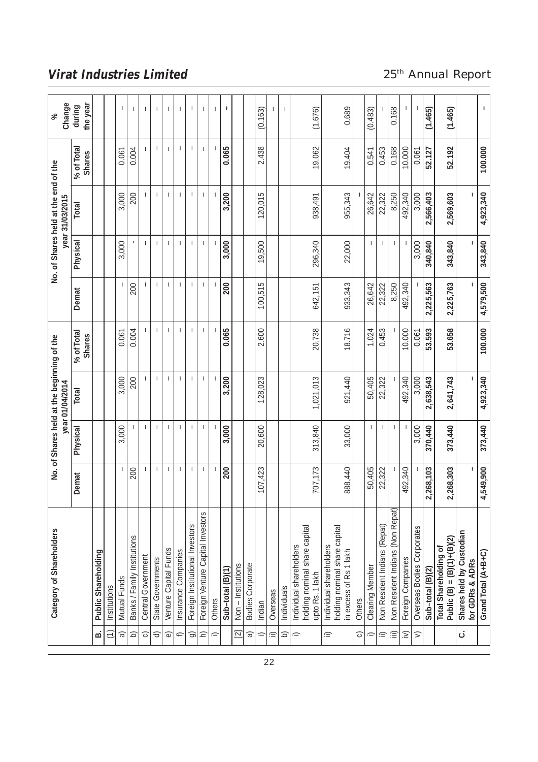| | Category of Shareholders | No. of Shares held at the beginning of the year 01/04/2014 | | | | No. of Shares held at the end of the year 31/03/2015 | | | | % Change during the year |
|---|---|---|---|---|---|---|---|---|---|---|
| | | Demat | Physical | Total | % of Total Shares | Demat | Physical | Total | % of Total Shares | |
| **B.** | **Public Shareholding** | | | | | | | | | |
| (1) | Institutions | | | | | | | | | |
| a) | Mutual Funds | - | 3,000 | 3,000 | 0.061 | - | 3,000 | 3,000 | 0.061 | - |
| b) | Banks / Family Institutions | 200 | - | 200 | 0.004 | 200 | - | 200 | 0.004 | - |
| c) | Central Government | - | - | - | - | - | - | - | - | - |
| d) | State Governments | - | - | - | - | - | - | - | - | - |
| e) | Venture Capital Funds | - | - | - | - | - | - | - | - | - |
| f) | Insurance Companies | - | - | - | - | - | - | - | - | - |
| g) | Foreign Institutional Investors | - | - | - | - | - | - | - | - | - |
| h) | Foreign Venture Capital Investors | - | - | - | - | - | - | - | - | - |
| i) | Others | - | - | - | - | - | - | - | - | - |
| | **Sub-total (B)(1)** | **200** | **3,000** | **3,200** | **0.065** | **200** | **3,000** | **3,200** | **0.065** | **-** |
| [2] | Non – Institutions | | | | | | | | | |
| a) | Bodies Corporate | | | | | | | | | |
| i) | Indian | 107,423 | 20,600 | 128,023 | 2.600 | 100,515 | 19,500 | 120,015 | 2.438 | (0.163) |
| ii) | Overseas | | | | | | | | | - |
| b) | Individuals | | | | | | | | | - |
| i) | Individual shareholders holding nominal share capital upto Rs. 1 lakh | 707,173 | 313,840 | 1,021,013 | 20.738 | 642,151 | 296,340 | 938,491 | 19.062 | (1.676) |
| ii) | Individual shareholders holding nominal share capital in excess of Rs 1 lakh | 888,440 | 33,000 | 921,440 | 18.716 | 933,343 | 22,000 | 955,343 | 19.404 | 0.689 |
| c) | Others | | | | | | | - | | |
| i) | Clearing Member | 50,405 | - | 50,405 | 1.024 | 26,642 | - | 26,642 | 0.541 | (0.483) |
| ii) | Non Resident Indians (Repat) | 22,322 | - | 22,322 | 0.453 | 22,322 | - | 22,322 | 0.453 | - |
| iii) | Non Resident Indians (Non Repat) | - | - | - | - | 8,250 | - | 8,250 | 0.168 | 0.168 |
| iv) | Foreign Companies | 492,340 | - | 492,340 | 10.000 | 492,340 | - | 492,340 | 10.000 | - |
| v) | Overseas Bodies Corporates | - | 3,000 | 3,000 | 0.061 | - | 3,000 | 3,000 | 0.061 | - |
| | **Sub-total (B)(2)** | **2,268,103** | **370,440** | **2,638,543** | **53.593** | **2,225,563** | **340,840** | **2,566,403** | **52.127** | **(1.465)** |
| | **Total Shareholding of Public (B) = (B)(1)+(B)(2)** | **2,268,303** | **373,440** | **2,641,743** | **53.658** | **2,225,763** | **343,840** | **2,569,603** | **52.192** | **(1.465)** |
| **C.** | **Shares held by Custodian for GDRs & ADRs** | **-** | | **-** | | **-** | **-** | **-** | | |
| | **Grand Total (A+B+C)** | **4,549,900** | **373,440** | **4,923,340** | **100.000** | **4,579,500** | **343,840** | **4,923,340** | **100.000** | **-** |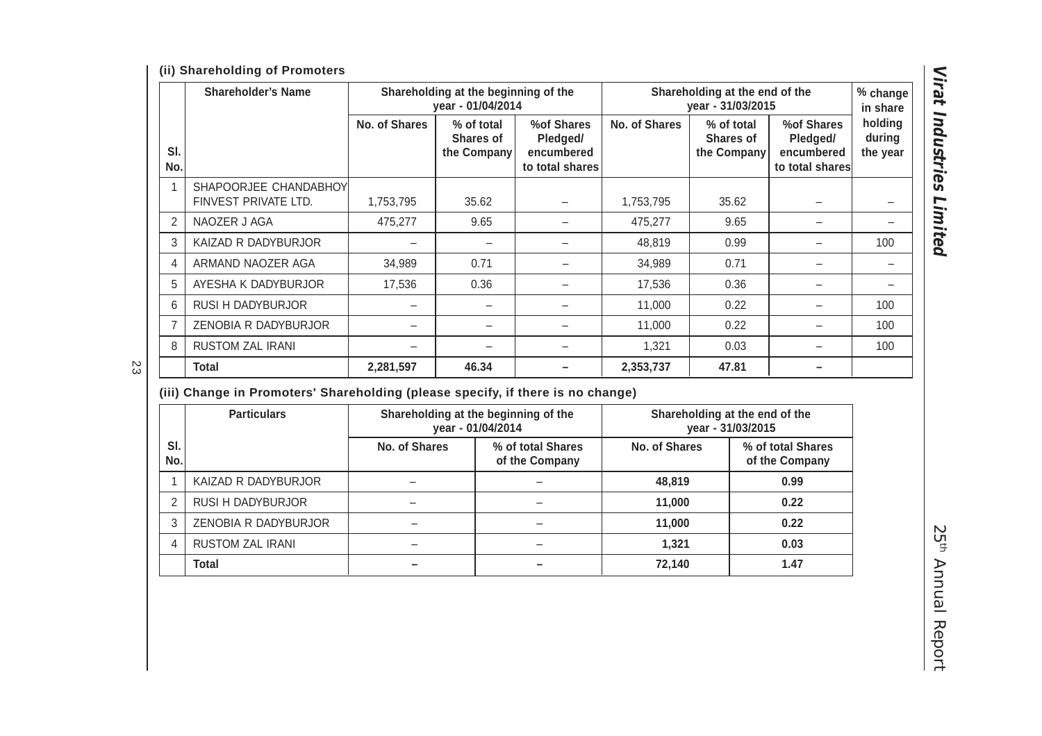### (ii) Shareholding of Promoters

| Sl. No. | Shareholder's Name | Shareholding at the beginning of the year - 01/04/2014 | | | Shareholding at the end of the year - 31/03/2015 | | | % change in share holding during the year |
|---|---|---|---|---|---|---|---|---|
| | | No. of Shares | % of total Shares of the Company | %of Shares Pledged/ encumbered to total shares | No. of Shares | % of total Shares of the Company | %of Shares Pledged/ encumbered to total shares | |
| 1 | SHAPOORJEE CHANDABHOY FINVEST PRIVATE LTD. | 1,753,795 | 35.62 | – | 1,753,795 | 35.62 | – | – |
| 2 | NAOZER J AGA | 475,277 | 9.65 | – | 475,277 | 9.65 | – | – |
| 3 | KAIZAD R DADYBURJOR | – | – | – | 48,819 | 0.99 | – | 100 |
| 4 | ARMAND NAOZER AGA | 34,989 | 0.71 | – | 34,989 | 0.71 | – | – |
| 5 | AYESHA K DADYBURJOR | 17,536 | 0.36 | – | 17,536 | 0.36 | – | – |
| 6 | RUSI H DADYBURJOR | – | – | – | 11,000 | 0.22 | – | 100 |
| 7 | ZENOBIA R DADYBURJOR | – | – | – | 11,000 | 0.22 | – | 100 |
| 8 | RUSTOM ZAL IRANI | – | – | – | 1,321 | 0.03 | – | 100 |
| | **Total** | **2,281,597** | **46.34** | **–** | **2,353,737** | **47.81** | **–** | |

### (iii) Change in Promoters' Shareholding (please specify, if there is no change)

| Sl. No. | Particulars | Shareholding at the beginning of the year - 01/04/2014 | | Shareholding at the end of the year - 31/03/2015 | |
|---|---|---|---|---|---|
| | | No. of Shares | % of total Shares of the Company | No. of Shares | % of total Shares of the Company |
| 1 | KAIZAD R DADYBURJOR | – | – | **48,819** | **0.99** |
| 2 | RUSI H DADYBURJOR | – | – | **11,000** | **0.22** |
| 3 | ZENOBIA R DADYBURJOR | – | – | **11,000** | **0.22** |
| 4 | RUSTOM ZAL IRANI | – | – | **1,321** | **0.03** |
| | **Total** | **–** | **–** | **72,140** | **1.47** |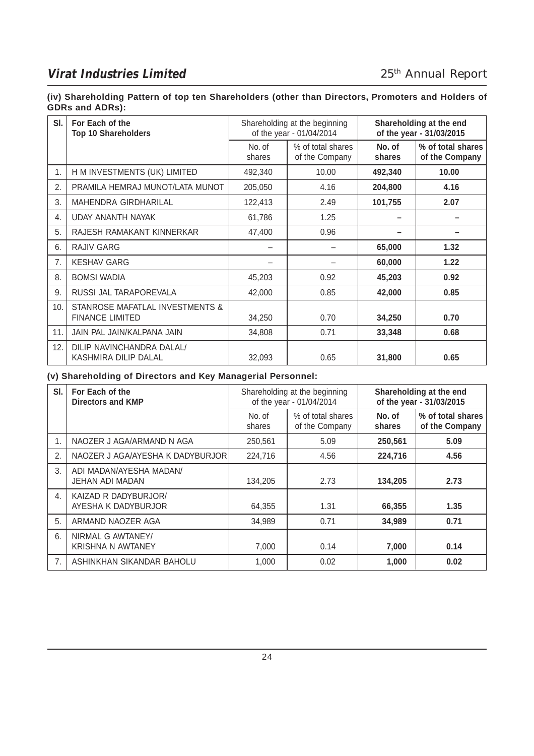**(iv) Shareholding Pattern of top ten Shareholders (other than Directors, Promoters and Holders of GDRs and ADRs):**

| Sl. | For Each of the Top 10 Shareholders | Shareholding at the beginning of the year - 01/04/2014 | | Shareholding at the end of the year - 31/03/2015 | |
|---|---|---|---|---|---|
| | | No. of shares | % of total shares of the Company | No. of shares | % of total shares of the Company |
| 1. | H M INVESTMENTS (UK) LIMITED | 492,340 | 10.00 | **492,340** | **10.00** |
| 2. | PRAMILA HEMRAJ MUNOT/LATA MUNOT | 205,050 | 4.16 | **204,800** | **4.16** |
| 3. | MAHENDRA GIRDHARILAL | 122,413 | 2.49 | **101,755** | **2.07** |
| 4. | UDAY ANANTH NAYAK | 61,786 | 1.25 | – | – |
| 5. | RAJESH RAMAKANT KINNERKAR | 47,400 | 0.96 | – | – |
| 6. | RAJIV GARG | – | – | **65,000** | **1.32** |
| 7. | KESHAV GARG | – | – | **60,000** | **1.22** |
| 8. | BOMSI WADIA | 45,203 | 0.92 | **45,203** | **0.92** |
| 9. | RUSSI JAL TARAPOREVALA | 42,000 | 0.85 | **42,000** | **0.85** |
| 10. | STANROSE MAFATLAL INVESTMENTS & FINANCE LIMITED | 34,250 | 0.70 | **34,250** | **0.70** |
| 11. | JAIN PAL JAIN/KALPANA JAIN | 34,808 | 0.71 | **33,348** | **0.68** |
| 12. | DILIP NAVINCHANDRA DALAL/ KASHMIRA DILIP DALAL | 32,093 | 0.65 | **31,800** | **0.65** |

**(v) Shareholding of Directors and Key Managerial Personnel:**

| Sl. | For Each of the Directors and KMP | Shareholding at the beginning of the year - 01/04/2014 | | Shareholding at the end of the year - 31/03/2015 | |
|---|---|---|---|---|---|
| | | No. of shares | % of total shares of the Company | No. of shares | % of total shares of the Company |
| 1. | NAOZER J AGA/ARMAND N AGA | 250,561 | 5.09 | **250,561** | **5.09** |
| 2. | NAOZER J AGA/AYESHA K DADYBURJOR | 224,716 | 4.56 | **224,716** | **4.56** |
| 3. | ADI MADAN/AYESHA MADAN/ JEHAN ADI MADAN | 134,205 | 2.73 | **134,205** | **2.73** |
| 4. | KAIZAD R DADYBURJOR/ AYESHA K DADYBURJOR | 64,355 | 1.31 | **66,355** | **1.35** |
| 5. | ARMAND NAOZER AGA | 34,989 | 0.71 | **34,989** | **0.71** |
| 6. | NIRMAL G AWTANEY/ KRISHNA N AWTANEY | 7,000 | 0.14 | **7,000** | **0.14** |
| 7. | ASHINKHAN SIKANDAR BAHOLU | 1,000 | 0.02 | **1,000** | **0.02** |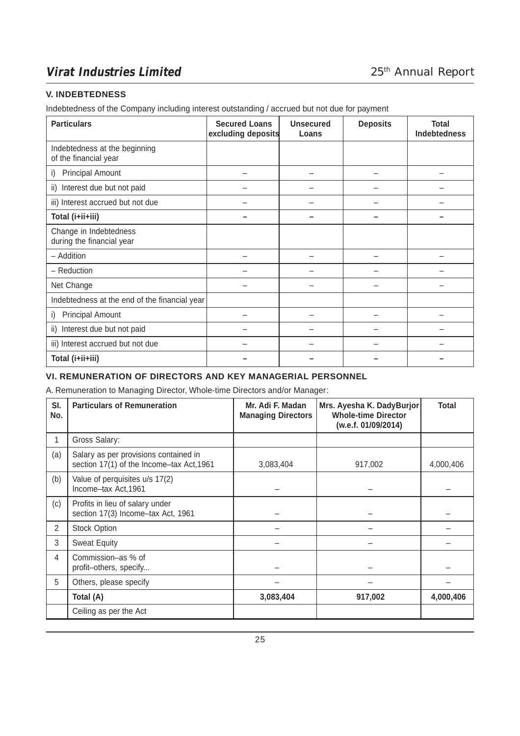## V. INDEBTEDNESS

Indebtedness of the Company including interest outstanding / accrued but not due for payment

| Particulars | Secured Loans excluding deposits | Unsecured Loans | Deposits | Total Indebtedness |
|---|---|---|---|---|
| Indebtedness at the beginning of the financial year | | | | |
| i) Principal Amount | – | – | – | – |
| ii) Interest due but not paid | – | – | – | – |
| iii) Interest accrued but not due | – | – | – | – |
| **Total (i+ii+iii)** | **–** | **–** | **–** | **–** |
| Change in Indebtedness during the financial year | | | | |
| – Addition | – | – | – | – |
| – Reduction | – | – | – | – |
| Net Change | – | – | – | – |
| Indebtedness at the end of the financial year | | | | |
| i) Principal Amount | – | – | – | – |
| ii) Interest due but not paid | – | – | – | – |
| iii) Interest accrued but not due | – | – | – | – |
| **Total (i+ii+iii)** | **–** | **–** | **–** | **–** |

## VI. REMUNERATION OF DIRECTORS AND KEY MANAGERIAL PERSONNEL

A. Remuneration to Managing Director, Whole-time Directors and/or Manager:

| Sl. No. | Particulars of Remuneration | Mr. Adi F. Madan Managing Directors | Mrs. Ayesha K. DadyBurjor Whole-time Director (w.e.f. 01/09/2014) | Total |
|---|---|---|---|---|
| 1 | Gross Salary: | | | |
| (a) | Salary as per provisions contained in section 17(1) of the Income–tax Act,1961 | 3,083,404 | 917,002 | 4,000,406 |
| (b) | Value of perquisites u/s 17(2) Income–tax Act,1961 | – | – | – |
| (c) | Profits in lieu of salary under section 17(3) Income–tax Act, 1961 | – | – | – |
| 2 | Stock Option | – | – | – |
| 3 | Sweat Equity | – | – | – |
| 4 | Commission–as % of profit–others, specify... | – | – | – |
| 5 | Others, please specify | – | – | – |
| | **Total (A)** | **3,083,404** | **917,002** | **4,000,406** |
| | Ceiling as per the Act | | | |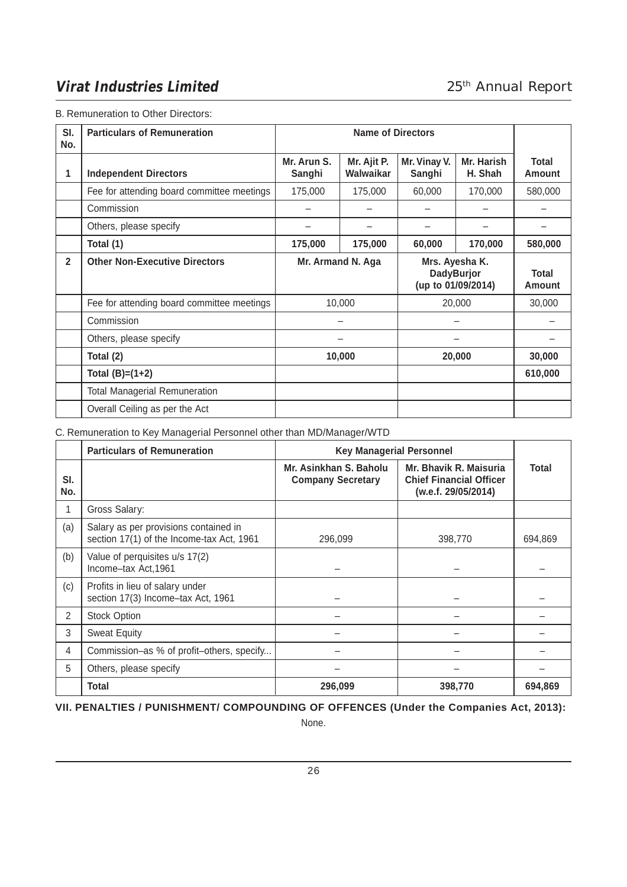B. Remuneration to Other Directors:

| Sl. No. | Particulars of Remuneration | Name of Directors | | | | |
|---|---|---|---|---|---|---|
| 1 | **Independent Directors** | **Mr. Arun S. Sanghi** | **Mr. Ajit P. Walwaikar** | **Mr. Vinay V. Sanghi** | **Mr. Harish H. Shah** | **Total Amount** |
| | Fee for attending board committee meetings | 175,000 | 175,000 | 60,000 | 170,000 | 580,000 |
| | Commission | – | – | – | – | – |
| | Others, please specify | – | – | – | – | – |
| | **Total (1)** | **175,000** | **175,000** | **60,000** | **170,000** | **580,000** |
| **2** | **Other Non-Executive Directors** | **Mr. Armand N. Aga** | | **Mrs. Ayesha K. DadyBurjor (up to 01/09/2014)** | | **Total Amount** |
| | Fee for attending board committee meetings | 10,000 | | 20,000 | | 30,000 |
| | Commission | – | | – | | – |
| | Others, please specify | – | | – | | – |
| | **Total (2)** | **10,000** | | **20,000** | | **30,000** |
| | **Total (B)=(1+2)** | | | | | **610,000** |
| | Total Managerial Remuneration | | | | | |
| | Overall Ceiling as per the Act | | | | | |

C. Remuneration to Key Managerial Personnel other than MD/Manager/WTD

| Sl. No. | Particulars of Remuneration | Key Managerial Personnel | | |
|---|---|---|---|---|
| | | **Mr. Asinkhan S. Baholu Company Secretary** | **Mr. Bhavik R. Maisuria Chief Financial Officer (w.e.f. 29/05/2014)** | **Total** |
| 1 | Gross Salary: | | | |
| (a) | Salary as per provisions contained in section 17(1) of the Income-tax Act, 1961 | 296,099 | 398,770 | 694,869 |
| (b) | Value of perquisites u/s 17(2) Income–tax Act,1961 | – | – | – |
| (c) | Profits in lieu of salary under section 17(3) Income–tax Act, 1961 | – | – | – |
| 2 | Stock Option | – | – | – |
| 3 | Sweat Equity | – | – | – |
| 4 | Commission–as % of profit–others, specify... | – | – | – |
| 5 | Others, please specify | – | – | – |
| | **Total** | **296,099** | **398,770** | **694,869** |

**VII. PENALTIES / PUNISHMENT/ COMPOUNDING OF OFFENCES (Under the Companies Act, 2013):**

None.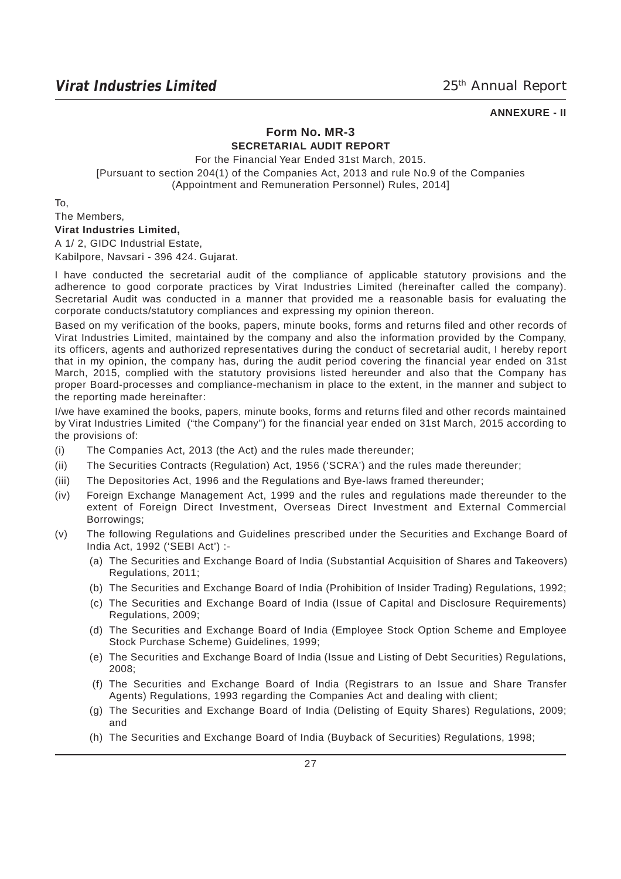**ANNEXURE - II**

## Form No. MR-3

### SECRETARIAL AUDIT REPORT

For the Financial Year Ended 31st March, 2015.

[Pursuant to section 204(1) of the Companies Act, 2013 and rule No.9 of the Companies (Appointment and Remuneration Personnel) Rules, 2014]

To,

The Members,

**Virat Industries Limited,**

A 1/ 2, GIDC Industrial Estate,

Kabilpore, Navsari - 396 424. Gujarat.

I have conducted the secretarial audit of the compliance of applicable statutory provisions and the adherence to good corporate practices by Virat Industries Limited (hereinafter called the company). Secretarial Audit was conducted in a manner that provided me a reasonable basis for evaluating the corporate conducts/statutory compliances and expressing my opinion thereon.

Based on my verification of the books, papers, minute books, forms and returns filed and other records of Virat Industries Limited, maintained by the company and also the information provided by the Company, its officers, agents and authorized representatives during the conduct of secretarial audit, I hereby report that in my opinion, the company has, during the audit period covering the financial year ended on 31st March, 2015, complied with the statutory provisions listed hereunder and also that the Company has proper Board-processes and compliance-mechanism in place to the extent, in the manner and subject to the reporting made hereinafter:

I/we have examined the books, papers, minute books, forms and returns filed and other records maintained by Virat Industries Limited ("the Company") for the financial year ended on 31st March, 2015 according to the provisions of:

(i) The Companies Act, 2013 (the Act) and the rules made thereunder;

(ii) The Securities Contracts (Regulation) Act, 1956 ('SCRA') and the rules made thereunder;

(iii) The Depositories Act, 1996 and the Regulations and Bye-laws framed thereunder;

(iv) Foreign Exchange Management Act, 1999 and the rules and regulations made thereunder to the extent of Foreign Direct Investment, Overseas Direct Investment and External Commercial Borrowings;

(v) The following Regulations and Guidelines prescribed under the Securities and Exchange Board of India Act, 1992 ('SEBI Act') :-

   (a) The Securities and Exchange Board of India (Substantial Acquisition of Shares and Takeovers) Regulations, 2011;

   (b) The Securities and Exchange Board of India (Prohibition of Insider Trading) Regulations, 1992;

   (c) The Securities and Exchange Board of India (Issue of Capital and Disclosure Requirements) Regulations, 2009;

   (d) The Securities and Exchange Board of India (Employee Stock Option Scheme and Employee Stock Purchase Scheme) Guidelines, 1999;

   (e) The Securities and Exchange Board of India (Issue and Listing of Debt Securities) Regulations, 2008;

   (f) The Securities and Exchange Board of India (Registrars to an Issue and Share Transfer Agents) Regulations, 1993 regarding the Companies Act and dealing with client;

   (g) The Securities and Exchange Board of India (Delisting of Equity Shares) Regulations, 2009; and

   (h) The Securities and Exchange Board of India (Buyback of Securities) Regulations, 1998;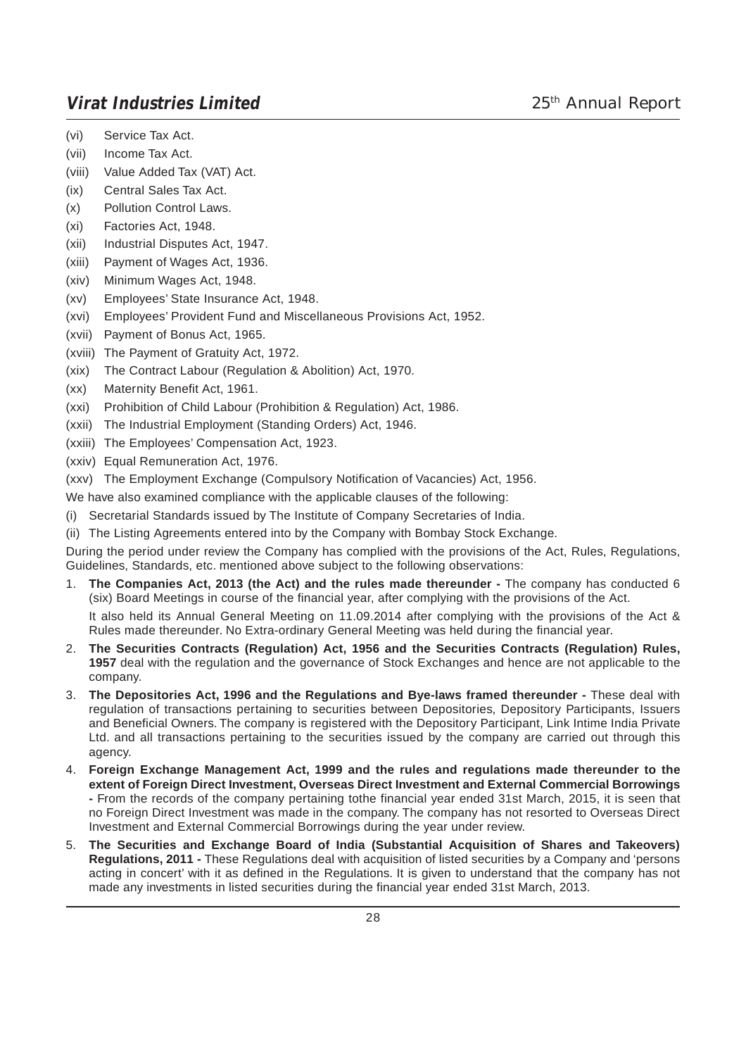(vi) Service Tax Act.

(vii) Income Tax Act.

(viii) Value Added Tax (VAT) Act.

(ix) Central Sales Tax Act.

(x) Pollution Control Laws.

(xi) Factories Act, 1948.

(xii) Industrial Disputes Act, 1947.

(xiii) Payment of Wages Act, 1936.

(xiv) Minimum Wages Act, 1948.

(xv) Employees' State Insurance Act, 1948.

(xvi) Employees' Provident Fund and Miscellaneous Provisions Act, 1952.

(xvii) Payment of Bonus Act, 1965.

(xviii) The Payment of Gratuity Act, 1972.

(xix) The Contract Labour (Regulation & Abolition) Act, 1970.

(xx) Maternity Benefit Act, 1961.

(xxi) Prohibition of Child Labour (Prohibition & Regulation) Act, 1986.

(xxii) The Industrial Employment (Standing Orders) Act, 1946.

(xxiii) The Employees' Compensation Act, 1923.

(xxiv) Equal Remuneration Act, 1976.

(xxv) The Employment Exchange (Compulsory Notification of Vacancies) Act, 1956.

We have also examined compliance with the applicable clauses of the following:

(i) Secretarial Standards issued by The Institute of Company Secretaries of India.

(ii) The Listing Agreements entered into by the Company with Bombay Stock Exchange.

During the period under review the Company has complied with the provisions of the Act, Rules, Regulations, Guidelines, Standards, etc. mentioned above subject to the following observations:

1. **The Companies Act, 2013 (the Act) and the rules made thereunder -** The company has conducted 6 (six) Board Meetings in course of the financial year, after complying with the provisions of the Act.

   It also held its Annual General Meeting on 11.09.2014 after complying with the provisions of the Act & Rules made thereunder. No Extra-ordinary General Meeting was held during the financial year.

2. **The Securities Contracts (Regulation) Act, 1956 and the Securities Contracts (Regulation) Rules, 1957** deal with the regulation and the governance of Stock Exchanges and hence are not applicable to the company.

3. **The Depositories Act, 1996 and the Regulations and Bye-laws framed thereunder -** These deal with regulation of transactions pertaining to securities between Depositories, Depository Participants, Issuers and Beneficial Owners. The company is registered with the Depository Participant, Link Intime India Private Ltd. and all transactions pertaining to the securities issued by the company are carried out through this agency.

4. **Foreign Exchange Management Act, 1999 and the rules and regulations made thereunder to the extent of Foreign Direct Investment, Overseas Direct Investment and External Commercial Borrowings -** From the records of the company pertaining tothe financial year ended 31st March, 2015, it is seen that no Foreign Direct Investment was made in the company. The company has not resorted to Overseas Direct Investment and External Commercial Borrowings during the year under review.

5. **The Securities and Exchange Board of India (Substantial Acquisition of Shares and Takeovers) Regulations, 2011 -** These Regulations deal with acquisition of listed securities by a Company and 'persons acting in concert' with it as defined in the Regulations. It is given to understand that the company has not made any investments in listed securities during the financial year ended 31st March, 2013.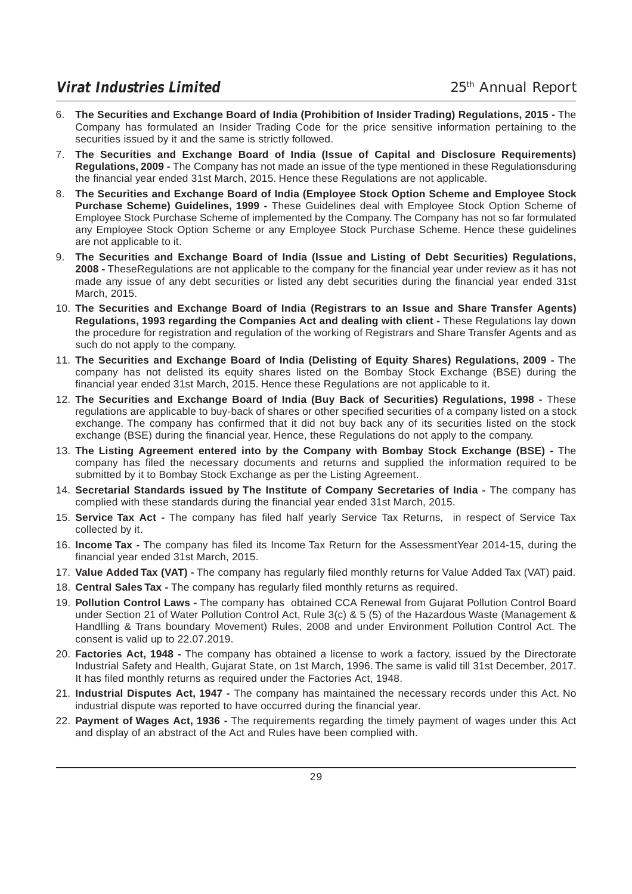6. **The Securities and Exchange Board of India (Prohibition of Insider Trading) Regulations, 2015 -** The Company has formulated an Insider Trading Code for the price sensitive information pertaining to the securities issued by it and the same is strictly followed.
7. **The Securities and Exchange Board of India (Issue of Capital and Disclosure Requirements) Regulations, 2009 -** The Company has not made an issue of the type mentioned in these Regulationsduring the financial year ended 31st March, 2015. Hence these Regulations are not applicable.
8. **The Securities and Exchange Board of India (Employee Stock Option Scheme and Employee Stock Purchase Scheme) Guidelines, 1999 -** These Guidelines deal with Employee Stock Option Scheme of Employee Stock Purchase Scheme of implemented by the Company. The Company has not so far formulated any Employee Stock Option Scheme or any Employee Stock Purchase Scheme. Hence these guidelines are not applicable to it.
9. **The Securities and Exchange Board of India (Issue and Listing of Debt Securities) Regulations, 2008 -** TheseRegulations are not applicable to the company for the financial year under review as it has not made any issue of any debt securities or listed any debt securities during the financial year ended 31st March, 2015.
10. **The Securities and Exchange Board of India (Registrars to an Issue and Share Transfer Agents) Regulations, 1993 regarding the Companies Act and dealing with client -** These Regulations lay down the procedure for registration and regulation of the working of Registrars and Share Transfer Agents and as such do not apply to the company.
11. **The Securities and Exchange Board of India (Delisting of Equity Shares) Regulations, 2009 -** The company has not delisted its equity shares listed on the Bombay Stock Exchange (BSE) during the financial year ended 31st March, 2015. Hence these Regulations are not applicable to it.
12. **The Securities and Exchange Board of India (Buy Back of Securities) Regulations, 1998 -** These regulations are applicable to buy-back of shares or other specified securities of a company listed on a stock exchange. The company has confirmed that it did not buy back any of its securities listed on the stock exchange (BSE) during the financial year. Hence, these Regulations do not apply to the company.
13. **The Listing Agreement entered into by the Company with Bombay Stock Exchange (BSE) -** The company has filed the necessary documents and returns and supplied the information required to be submitted by it to Bombay Stock Exchange as per the Listing Agreement.
14. **Secretarial Standards issued by The Institute of Company Secretaries of India -** The company has complied with these standards during the financial year ended 31st March, 2015.
15. **Service Tax Act -** The company has filed half yearly Service Tax Returns, in respect of Service Tax collected by it.
16. **Income Tax -** The company has filed its Income Tax Return for the AssessmentYear 2014-15, during the financial year ended 31st March, 2015.
17. **Value Added Tax (VAT) -** The company has regularly filed monthly returns for Value Added Tax (VAT) paid.
18. **Central Sales Tax -** The company has regularly filed monthly returns as required.
19. **Pollution Control Laws -** The company has obtained CCA Renewal from Gujarat Pollution Control Board under Section 21 of Water Pollution Control Act, Rule 3(c) & 5 (5) of the Hazardous Waste (Management & Handlling & Trans boundary Movement) Rules, 2008 and under Environment Pollution Control Act. The consent is valid up to 22.07.2019.
20. **Factories Act, 1948 -** The company has obtained a license to work a factory, issued by the Directorate Industrial Safety and Health, Gujarat State, on 1st March, 1996. The same is valid till 31st December, 2017. It has filed monthly returns as required under the Factories Act, 1948.
21. **Industrial Disputes Act, 1947 -** The company has maintained the necessary records under this Act. No industrial dispute was reported to have occurred during the financial year.
22. **Payment of Wages Act, 1936 -** The requirements regarding the timely payment of wages under this Act and display of an abstract of the Act and Rules have been complied with.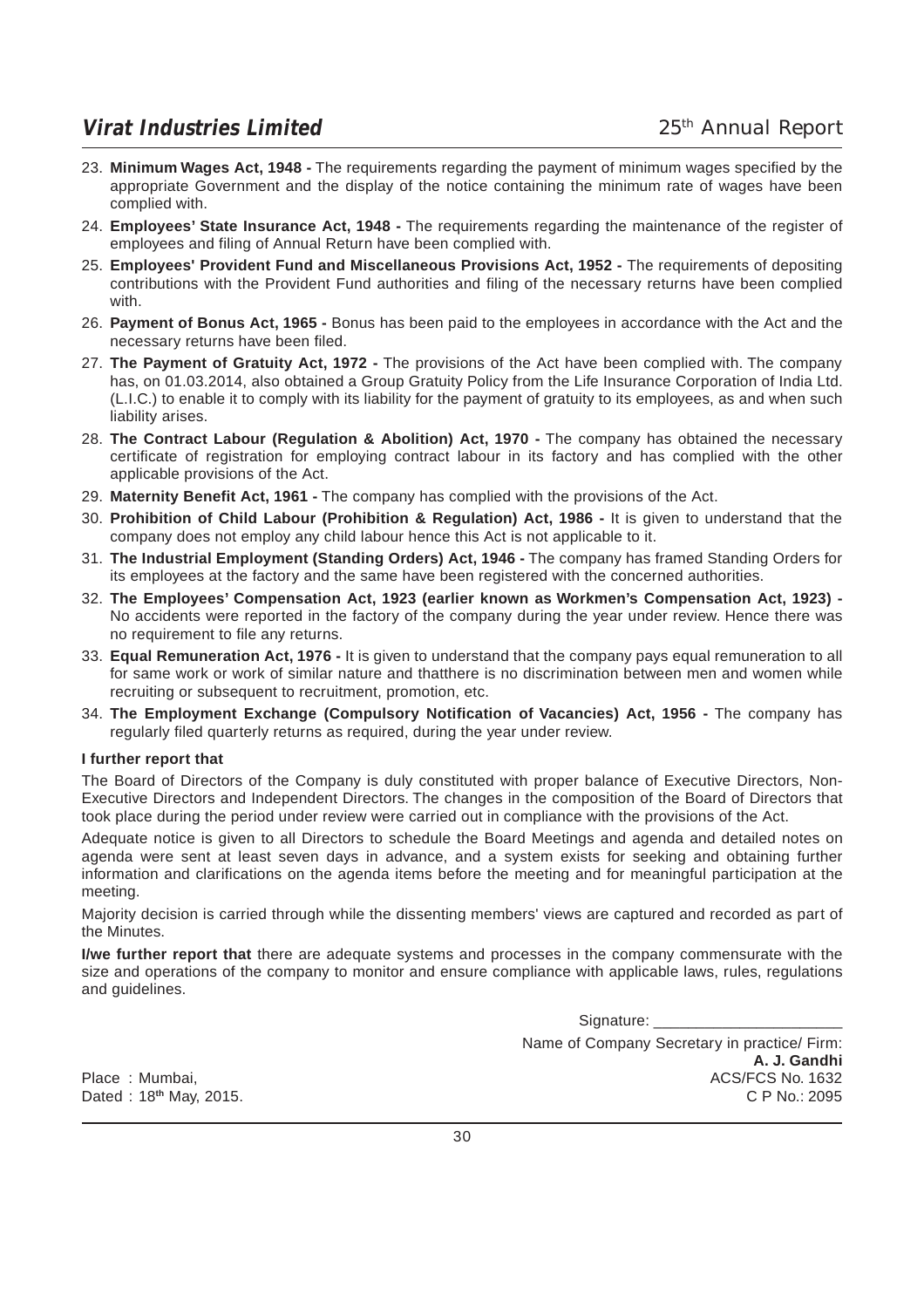23. **Minimum Wages Act, 1948 -** The requirements regarding the payment of minimum wages specified by the appropriate Government and the display of the notice containing the minimum rate of wages have been complied with.
24. **Employees' State Insurance Act, 1948 -** The requirements regarding the maintenance of the register of employees and filing of Annual Return have been complied with.
25. **Employees' Provident Fund and Miscellaneous Provisions Act, 1952 -** The requirements of depositing contributions with the Provident Fund authorities and filing of the necessary returns have been complied with.
26. **Payment of Bonus Act, 1965 -** Bonus has been paid to the employees in accordance with the Act and the necessary returns have been filed.
27. **The Payment of Gratuity Act, 1972 -** The provisions of the Act have been complied with. The company has, on 01.03.2014, also obtained a Group Gratuity Policy from the Life Insurance Corporation of India Ltd. (L.I.C.) to enable it to comply with its liability for the payment of gratuity to its employees, as and when such liability arises.
28. **The Contract Labour (Regulation & Abolition) Act, 1970 -** The company has obtained the necessary certificate of registration for employing contract labour in its factory and has complied with the other applicable provisions of the Act.
29. **Maternity Benefit Act, 1961 -** The company has complied with the provisions of the Act.
30. **Prohibition of Child Labour (Prohibition & Regulation) Act, 1986 -** It is given to understand that the company does not employ any child labour hence this Act is not applicable to it.
31. **The Industrial Employment (Standing Orders) Act, 1946 -** The company has framed Standing Orders for its employees at the factory and the same have been registered with the concerned authorities.
32. **The Employees' Compensation Act, 1923 (earlier known as Workmen's Compensation Act, 1923) -** No accidents were reported in the factory of the company during the year under review. Hence there was no requirement to file any returns.
33. **Equal Remuneration Act, 1976 -** It is given to understand that the company pays equal remuneration to all for same work or work of similar nature and thatthere is no discrimination between men and women while recruiting or subsequent to recruitment, promotion, etc.
34. **The Employment Exchange (Compulsory Notification of Vacancies) Act, 1956 -** The company has regularly filed quarterly returns as required, during the year under review.

**I further report that**

The Board of Directors of the Company is duly constituted with proper balance of Executive Directors, Non-Executive Directors and Independent Directors. The changes in the composition of the Board of Directors that took place during the period under review were carried out in compliance with the provisions of the Act.

Adequate notice is given to all Directors to schedule the Board Meetings and agenda and detailed notes on agenda were sent at least seven days in advance, and a system exists for seeking and obtaining further information and clarifications on the agenda items before the meeting and for meaningful participation at the meeting.

Majority decision is carried through while the dissenting members' views are captured and recorded as part of the Minutes.

**I/we further report that** there are adequate systems and processes in the company commensurate with the size and operations of the company to monitor and ensure compliance with applicable laws, rules, regulations and guidelines.

Signature: ______________________

Name of Company Secretary in practice/ Firm:
**A. J. Gandhi**
ACS/FCS No. 1632
C P No.: 2095

Place : Mumbai,
Dated : 18th May, 2015.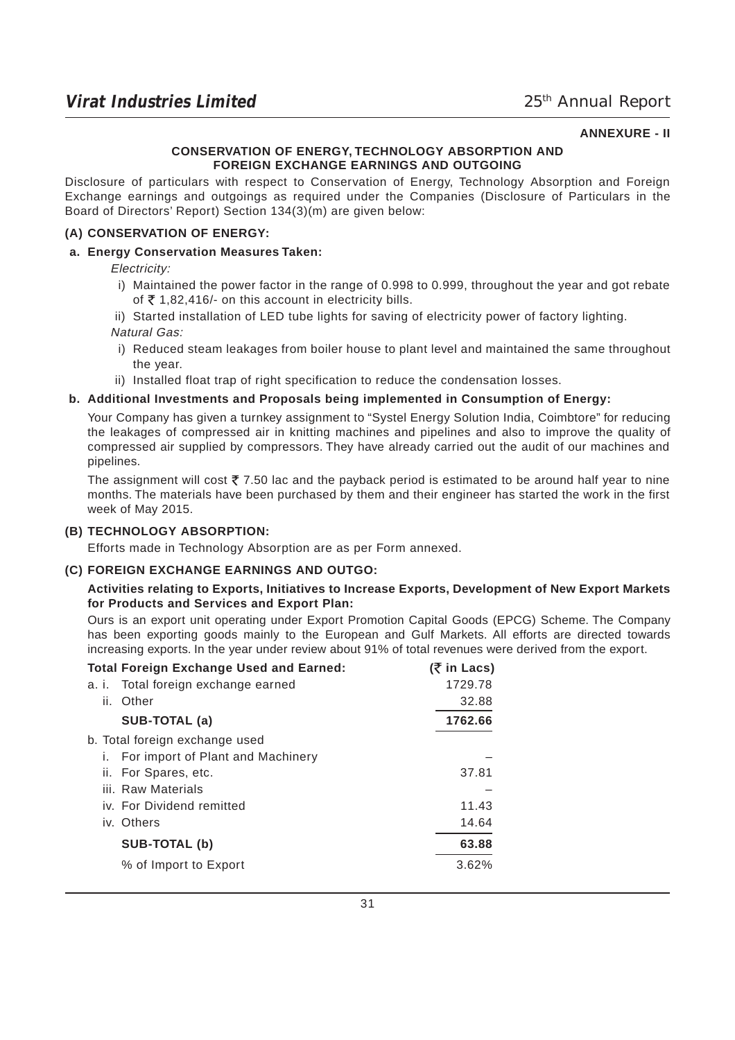**ANNEXURE - II**

## CONSERVATION OF ENERGY, TECHNOLOGY ABSORPTION AND FOREIGN EXCHANGE EARNINGS AND OUTGOING

Disclosure of particulars with respect to Conservation of Energy, Technology Absorption and Foreign Exchange earnings and outgoings as required under the Companies (Disclosure of Particulars in the Board of Directors' Report) Section 134(3)(m) are given below:

### (A) CONSERVATION OF ENERGY:

**a. Energy Conservation Measures Taken:**

*Electricity:*

i) Maintained the power factor in the range of 0.998 to 0.999, throughout the year and got rebate of ₹ 1,82,416/- on this account in electricity bills.

ii) Started installation of LED tube lights for saving of electricity power of factory lighting.

*Natural Gas:*

i) Reduced steam leakages from boiler house to plant level and maintained the same throughout the year.

ii) Installed float trap of right specification to reduce the condensation losses.

**b. Additional Investments and Proposals being implemented in Consumption of Energy:**

Your Company has given a turnkey assignment to "Systel Energy Solution India, Coimbtore" for reducing the leakages of compressed air in knitting machines and pipelines and also to improve the quality of compressed air supplied by compressors. They have already carried out the audit of our machines and pipelines.

The assignment will cost ₹ 7.50 lac and the payback period is estimated to be around half year to nine months. The materials have been purchased by them and their engineer has started the work in the first week of May 2015.

### (B) TECHNOLOGY ABSORPTION:

Efforts made in Technology Absorption are as per Form annexed.

### (C) FOREIGN EXCHANGE EARNINGS AND OUTGO:

**Activities relating to Exports, Initiatives to Increase Exports, Development of New Export Markets for Products and Services and Export Plan:**

Ours is an export unit operating under Export Promotion Capital Goods (EPCG) Scheme. The Company has been exporting goods mainly to the European and Gulf Markets. All efforts are directed towards increasing exports. In the year under review about 91% of total revenues were derived from the export.

| **Total Foreign Exchange Used and Earned:** | **(₹ in Lacs)** |
|---|---|
| a. i. Total foreign exchange earned | 1729.78 |
| ii. Other | 32.88 |
| **SUB-TOTAL (a)** | **1762.66** |
| b. Total foreign exchange used | |
| i. For import of Plant and Machinery | – |
| ii. For Spares, etc. | 37.81 |
| iii. Raw Materials | – |
| iv. For Dividend remitted | 11.43 |
| iv. Others | 14.64 |
| **SUB-TOTAL (b)** | **63.88** |
| % of Import to Export | 3.62% |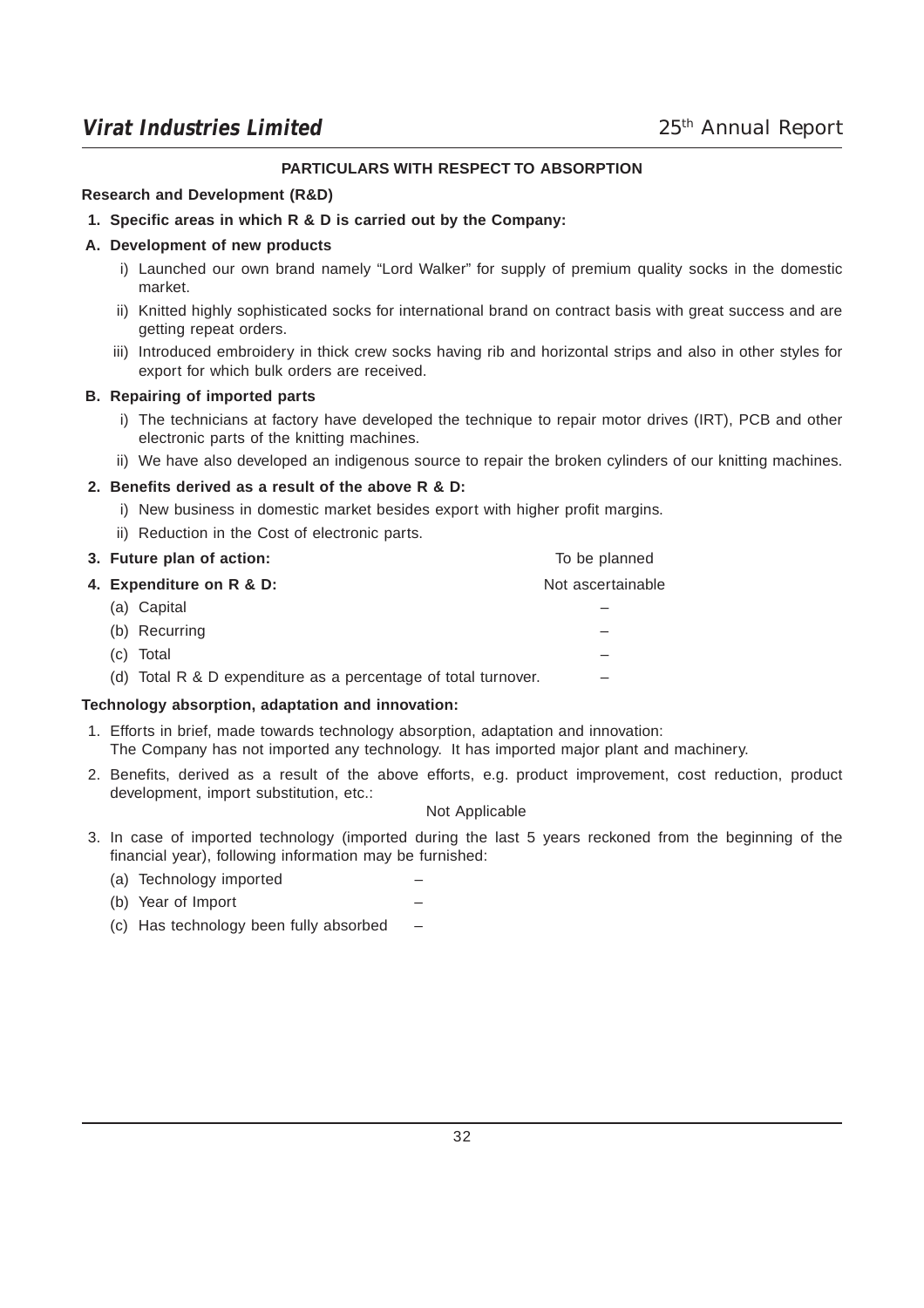## PARTICULARS WITH RESPECT TO ABSORPTION

**Research and Development (R&D)**

**1. Specific areas in which R & D is carried out by the Company:**

**A. Development of new products**

i) Launched our own brand namely “Lord Walker” for supply of premium quality socks in the domestic market.

ii) Knitted highly sophisticated socks for international brand on contract basis with great success and are getting repeat orders.

iii) Introduced embroidery in thick crew socks having rib and horizontal strips and also in other styles for export for which bulk orders are received.

**B. Repairing of imported parts**

i) The technicians at factory have developed the technique to repair motor drives (IRT), PCB and other electronic parts of the knitting machines.

ii) We have also developed an indigenous source to repair the broken cylinders of our knitting machines.

**2. Benefits derived as a result of the above R & D:**

i) New business in domestic market besides export with higher profit margins.

ii) Reduction in the Cost of electronic parts.

| | |
|---|---|
| **3. Future plan of action:** | To be planned |
| **4. Expenditure on R & D:** | Not ascertainable |
| (a) Capital | – |
| (b) Recurring | – |
| (c) Total | – |
| (d) Total R & D expenditure as a percentage of total turnover. | – |

**Technology absorption, adaptation and innovation:**

1. Efforts in brief, made towards technology absorption, adaptation and innovation:
   The Company has not imported any technology. It has imported major plant and machinery.

2. Benefits, derived as a result of the above efforts, e.g. product improvement, cost reduction, product development, import substitution, etc.:

   Not Applicable

3. In case of imported technology (imported during the last 5 years reckoned from the beginning of the financial year), following information may be furnished:

| | |
|---|---|
| (a) Technology imported | – |
| (b) Year of Import | – |
| (c) Has technology been fully absorbed | – |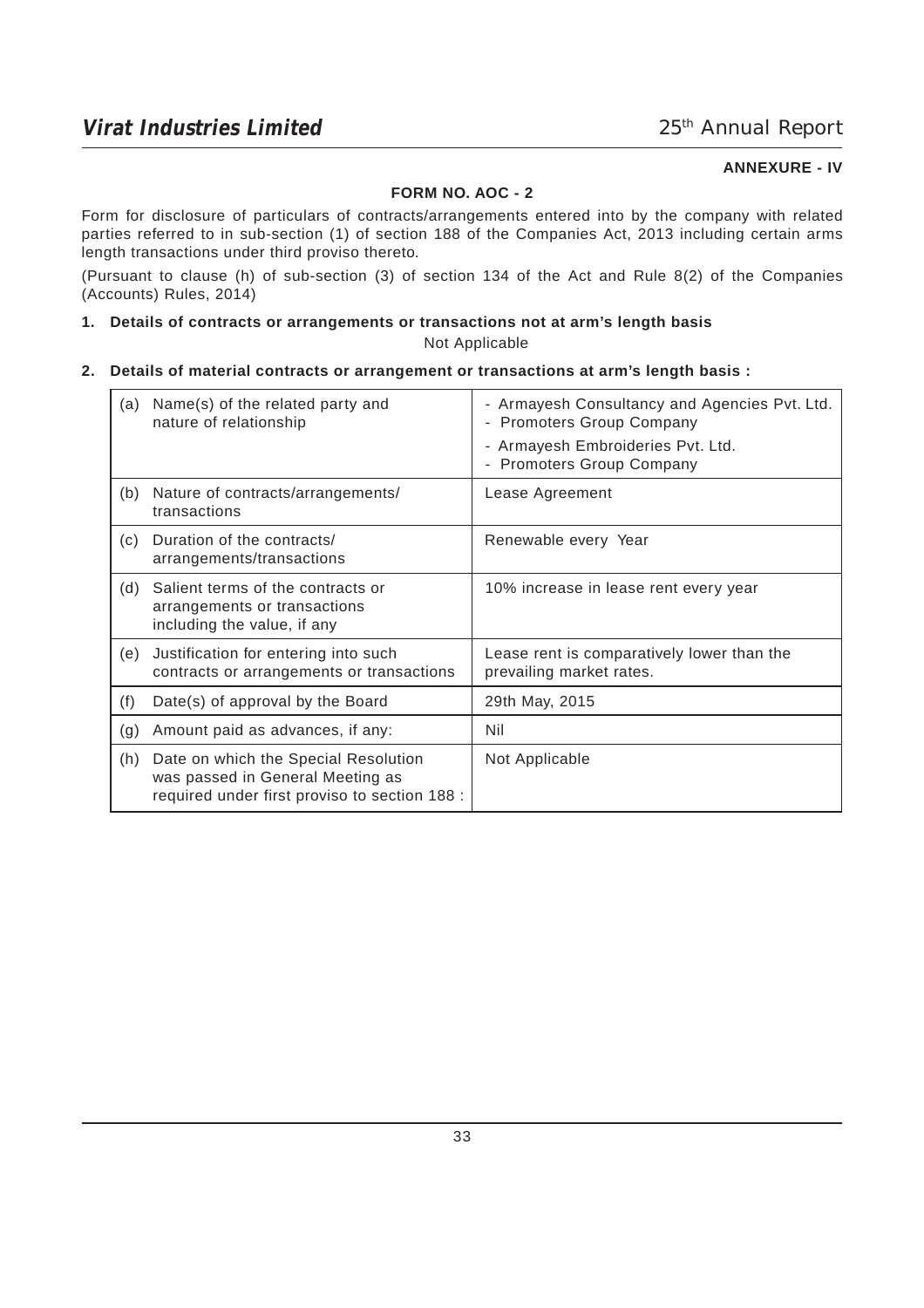**ANNEXURE - IV**

### FORM NO. AOC - 2

Form for disclosure of particulars of contracts/arrangements entered into by the company with related parties referred to in sub-section (1) of section 188 of the Companies Act, 2013 including certain arms length transactions under third proviso thereto.

(Pursuant to clause (h) of sub-section (3) of section 134 of the Act and Rule 8(2) of the Companies (Accounts) Rules, 2014)

**1. Details of contracts or arrangements or transactions not at arm's length basis**

Not Applicable

**2. Details of material contracts or arrangement or transactions at arm's length basis :**

| | | |
|---|---|---|
| (a) | Name(s) of the related party and nature of relationship | - Armayesh Consultancy and Agencies Pvt. Ltd. - Promoters Group Company<br>- Armayesh Embroideries Pvt. Ltd. - Promoters Group Company |
| (b) | Nature of contracts/arrangements/ transactions | Lease Agreement |
| (c) | Duration of the contracts/ arrangements/transactions | Renewable every Year |
| (d) | Salient terms of the contracts or arrangements or transactions including the value, if any | 10% increase in lease rent every year |
| (e) | Justification for entering into such contracts or arrangements or transactions | Lease rent is comparatively lower than the prevailing market rates. |
| (f) | Date(s) of approval by the Board | 29th May, 2015 |
| (g) | Amount paid as advances, if any: | Nil |
| (h) | Date on which the Special Resolution was passed in General Meeting as required under first proviso to section 188 : | Not Applicable |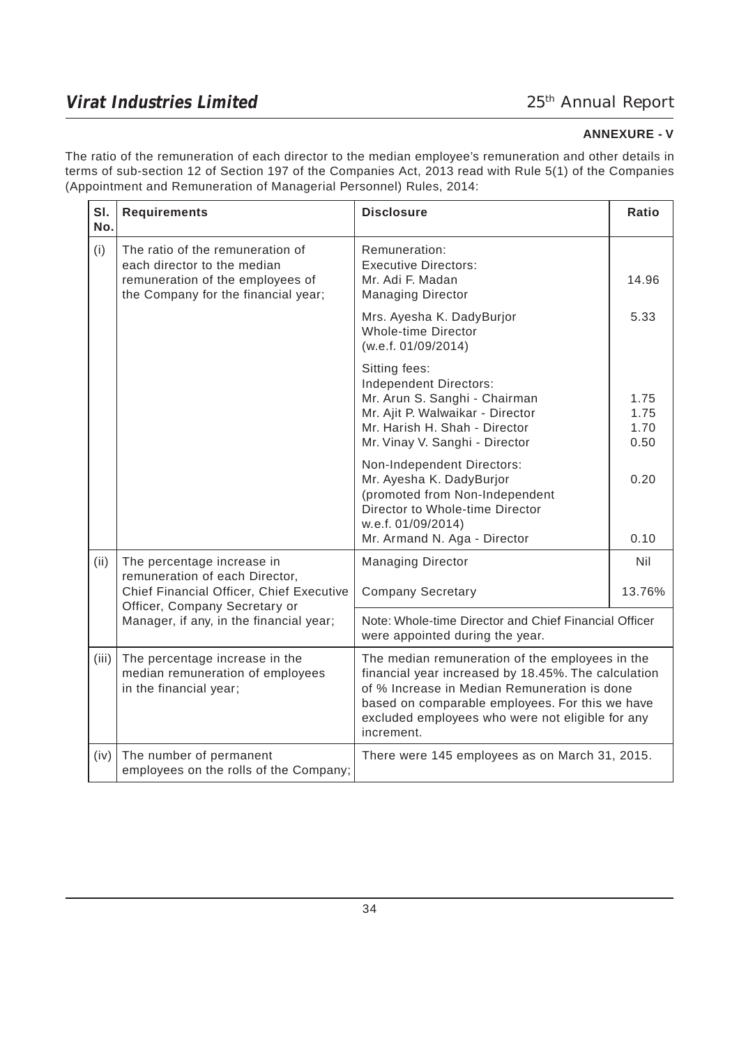**ANNEXURE - V**

The ratio of the remuneration of each director to the median employee's remuneration and other details in terms of sub-section 12 of Section 197 of the Companies Act, 2013 read with Rule 5(1) of the Companies (Appointment and Remuneration of Managerial Personnel) Rules, 2014:

| Sl. No. | Requirements | Disclosure | Ratio |
|---|---|---|---|
| (i) | The ratio of the remuneration of each director to the median remuneration of the employees of the Company for the financial year; | Remuneration:<br>Executive Directors:<br>Mr. Adi F. Madan<br>Managing Director | 14.96 |
| | | Mrs. Ayesha K. DadyBurjor<br>Whole-time Director<br>(w.e.f. 01/09/2014) | 5.33 |
| | | Sitting fees:<br>Independent Directors:<br>Mr. Arun S. Sanghi - Chairman<br>Mr. Ajit P. Walwaikar - Director<br>Mr. Harish H. Shah - Director<br>Mr. Vinay V. Sanghi - Director | <br><br>1.75<br>1.75<br>1.70<br>0.50 |
| | | Non-Independent Directors:<br>Mr. Ayesha K. DadyBurjor<br>(promoted from Non-Independent Director to Whole-time Director w.e.f. 01/09/2014)<br>Mr. Armand N. Aga - Director | <br>0.20<br><br>0.10 |
| (ii) | The percentage increase in remuneration of each Director, Chief Financial Officer, Chief Executive Officer, Company Secretary or Manager, if any, in the financial year; | Managing Director | Nil |
| | | Company Secretary | 13.76% |
| | | Note: Whole-time Director and Chief Financial Officer were appointed during the year. | |
| (iii) | The percentage increase in the median remuneration of employees in the financial year; | The median remuneration of the employees in the financial year increased by 18.45%. The calculation of % Increase in Median Remuneration is done based on comparable employees. For this we have excluded employees who were not eligible for any increment. | |
| (iv) | The number of permanent employees on the rolls of the Company; | There were 145 employees as on March 31, 2015. | |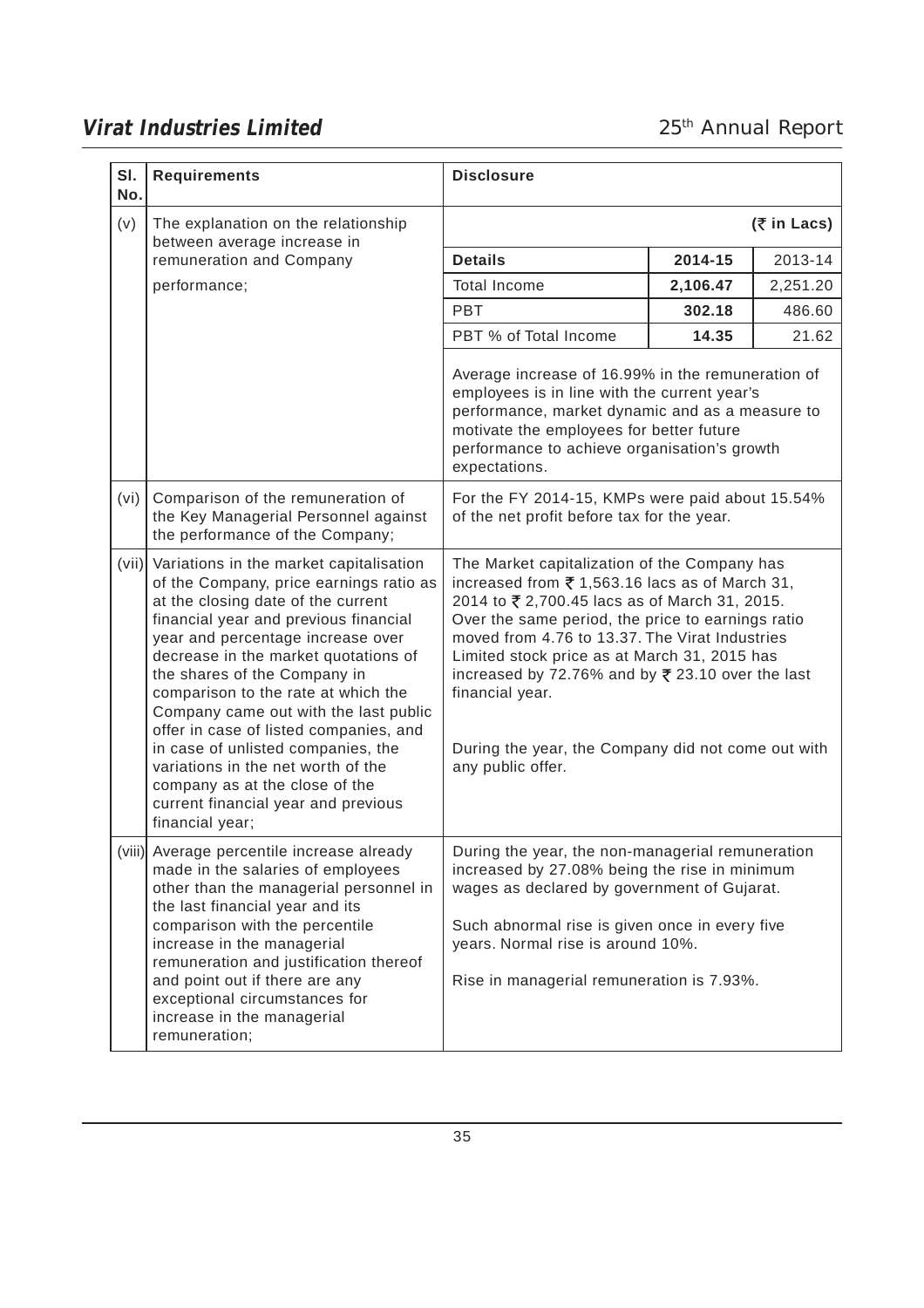| Sl. No. | Requirements | Disclosure | | |
|---|---|---|---|---|
| (v) | The explanation on the relationship between average increase in remuneration and Company performance; | | | **(₹ in Lacs)** |
| | | **Details** | **2014-15** | 2013-14 |
| | | Total Income | **2,106.47** | 2,251.20 |
| | | PBT | **302.18** | 486.60 |
| | | PBT % of Total Income | **14.35** | 21.62 |
| | | Average increase of 16.99% in the remuneration of employees is in line with the current year's performance, market dynamic and as a measure to motivate the employees for better future performance to achieve organisation's growth expectations. | | |
| (vi) | Comparison of the remuneration of the Key Managerial Personnel against the performance of the Company; | For the FY 2014-15, KMPs were paid about 15.54% of the net profit before tax for the year. | | |
| (vii) | Variations in the market capitalisation of the Company, price earnings ratio as at the closing date of the current financial year and previous financial year and percentage increase over decrease in the market quotations of the shares of the Company in comparison to the rate at which the Company came out with the last public offer in case of listed companies, and in case of unlisted companies, the variations in the net worth of the company as at the close of the current financial year and previous financial year; | The Market capitalization of the Company has increased from ₹ 1,563.16 lacs as of March 31, 2014 to ₹ 2,700.45 lacs as of March 31, 2015. Over the same period, the price to earnings ratio moved from 4.76 to 13.37. The Virat Industries Limited stock price as at March 31, 2015 has increased by 72.76% and by ₹ 23.10 over the last financial year.<br><br>During the year, the Company did not come out with any public offer. | | |
| (viii) | Average percentile increase already made in the salaries of employees other than the managerial personnel in the last financial year and its comparison with the percentile increase in the managerial remuneration and justification thereof and point out if there are any exceptional circumstances for increase in the managerial remuneration; | During the year, the non-managerial remuneration increased by 27.08% being the rise in minimum wages as declared by government of Gujarat.<br><br>Such abnormal rise is given once in every five years. Normal rise is around 10%.<br><br>Rise in managerial remuneration is 7.93%. | | |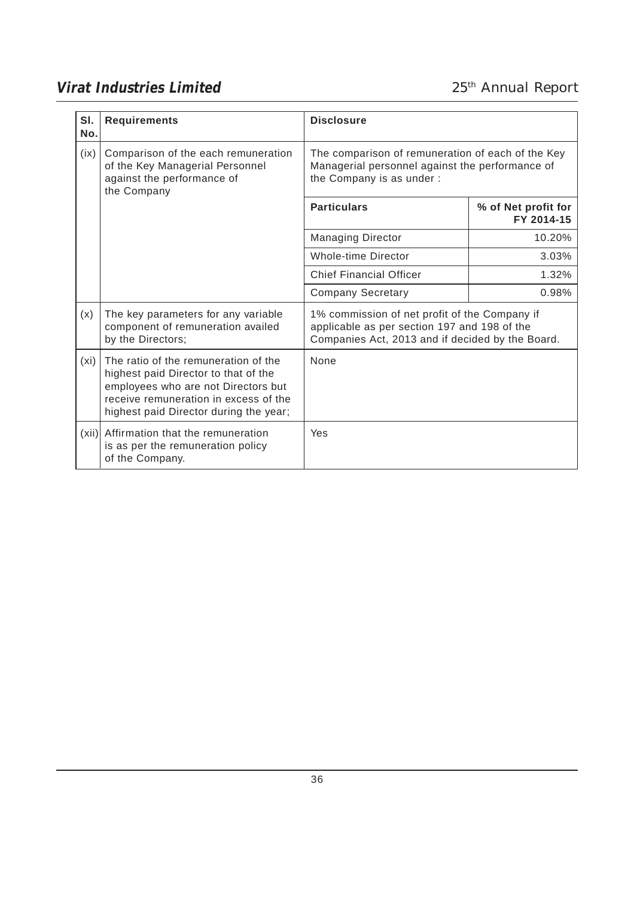| Sl. No. | Requirements | Disclosure | |
|---|---|---|---|
| (ix) | Comparison of the each remuneration of the Key Managerial Personnel against the performance of the Company | The comparison of remuneration of each of the Key Managerial personnel against the performance of the Company is as under : | |
| | | **Particulars** | **% of Net profit for FY 2014-15** |
| | | Managing Director | 10.20% |
| | | Whole-time Director | 3.03% |
| | | Chief Financial Officer | 1.32% |
| | | Company Secretary | 0.98% |
| (x) | The key parameters for any variable component of remuneration availed by the Directors; | 1% commission of net profit of the Company if applicable as per section 197 and 198 of the Companies Act, 2013 and if decided by the Board. | |
| (xi) | The ratio of the remuneration of the highest paid Director to that of the employees who are not Directors but receive remuneration in excess of the highest paid Director during the year; | None | |
| (xii) | Affirmation that the remuneration is as per the remuneration policy of the Company. | Yes | |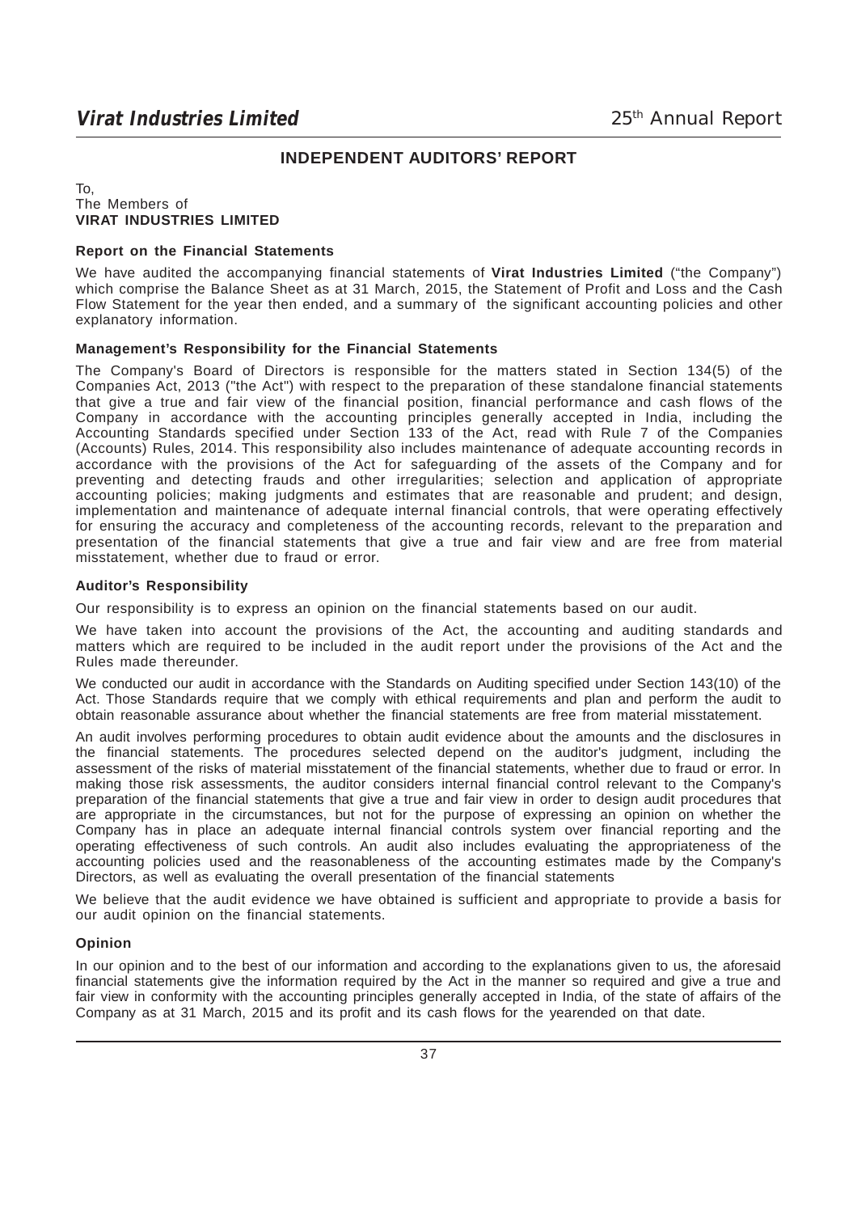## INDEPENDENT AUDITORS' REPORT

To,
The Members of
**VIRAT INDUSTRIES LIMITED**

### Report on the Financial Statements

We have audited the accompanying financial statements of **Virat Industries Limited** ("the Company") which comprise the Balance Sheet as at 31 March, 2015, the Statement of Profit and Loss and the Cash Flow Statement for the year then ended, and a summary of the significant accounting policies and other explanatory information.

### Management's Responsibility for the Financial Statements

The Company's Board of Directors is responsible for the matters stated in Section 134(5) of the Companies Act, 2013 ("the Act") with respect to the preparation of these standalone financial statements that give a true and fair view of the financial position, financial performance and cash flows of the Company in accordance with the accounting principles generally accepted in India, including the Accounting Standards specified under Section 133 of the Act, read with Rule 7 of the Companies (Accounts) Rules, 2014. This responsibility also includes maintenance of adequate accounting records in accordance with the provisions of the Act for safeguarding of the assets of the Company and for preventing and detecting frauds and other irregularities; selection and application of appropriate accounting policies; making judgments and estimates that are reasonable and prudent; and design, implementation and maintenance of adequate internal financial controls, that were operating effectively for ensuring the accuracy and completeness of the accounting records, relevant to the preparation and presentation of the financial statements that give a true and fair view and are free from material misstatement, whether due to fraud or error.

### Auditor's Responsibility

Our responsibility is to express an opinion on the financial statements based on our audit.

We have taken into account the provisions of the Act, the accounting and auditing standards and matters which are required to be included in the audit report under the provisions of the Act and the Rules made thereunder.

We conducted our audit in accordance with the Standards on Auditing specified under Section 143(10) of the Act. Those Standards require that we comply with ethical requirements and plan and perform the audit to obtain reasonable assurance about whether the financial statements are free from material misstatement.

An audit involves performing procedures to obtain audit evidence about the amounts and the disclosures in the financial statements. The procedures selected depend on the auditor's judgment, including the assessment of the risks of material misstatement of the financial statements, whether due to fraud or error. In making those risk assessments, the auditor considers internal financial control relevant to the Company's preparation of the financial statements that give a true and fair view in order to design audit procedures that are appropriate in the circumstances, but not for the purpose of expressing an opinion on whether the Company has in place an adequate internal financial controls system over financial reporting and the operating effectiveness of such controls. An audit also includes evaluating the appropriateness of the accounting policies used and the reasonableness of the accounting estimates made by the Company's Directors, as well as evaluating the overall presentation of the financial statements

We believe that the audit evidence we have obtained is sufficient and appropriate to provide a basis for our audit opinion on the financial statements.

### Opinion

In our opinion and to the best of our information and according to the explanations given to us, the aforesaid financial statements give the information required by the Act in the manner so required and give a true and fair view in conformity with the accounting principles generally accepted in India, of the state of affairs of the Company as at 31 March, 2015 and its profit and its cash flows for the yearended on that date.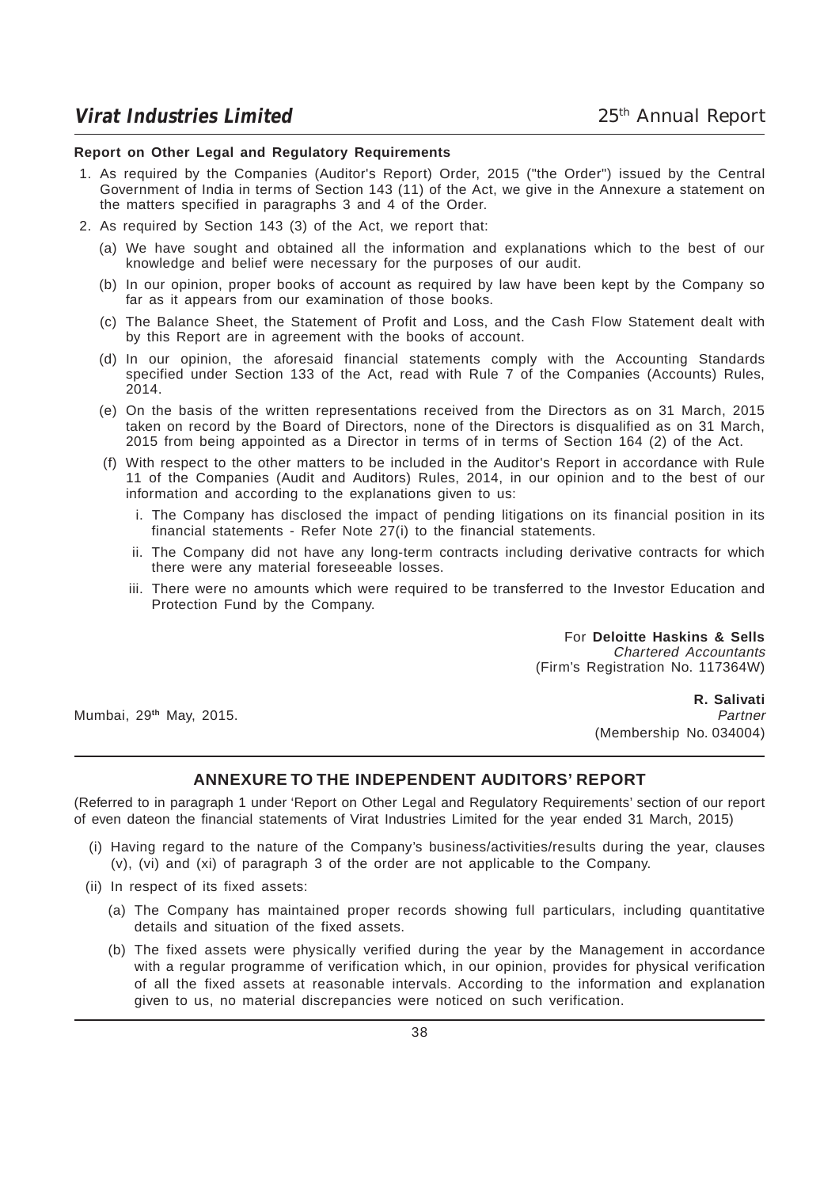**Report on Other Legal and Regulatory Requirements**

1. As required by the Companies (Auditor's Report) Order, 2015 ("the Order") issued by the Central Government of India in terms of Section 143 (11) of the Act, we give in the Annexure a statement on the matters specified in paragraphs 3 and 4 of the Order.

2. As required by Section 143 (3) of the Act, we report that:

   (a) We have sought and obtained all the information and explanations which to the best of our knowledge and belief were necessary for the purposes of our audit.

   (b) In our opinion, proper books of account as required by law have been kept by the Company so far as it appears from our examination of those books.

   (c) The Balance Sheet, the Statement of Profit and Loss, and the Cash Flow Statement dealt with by this Report are in agreement with the books of account.

   (d) In our opinion, the aforesaid financial statements comply with the Accounting Standards specified under Section 133 of the Act, read with Rule 7 of the Companies (Accounts) Rules, 2014.

   (e) On the basis of the written representations received from the Directors as on 31 March, 2015 taken on record by the Board of Directors, none of the Directors is disqualified as on 31 March, 2015 from being appointed as a Director in terms of in terms of Section 164 (2) of the Act.

   (f) With respect to the other matters to be included in the Auditor's Report in accordance with Rule 11 of the Companies (Audit and Auditors) Rules, 2014, in our opinion and to the best of our information and according to the explanations given to us:

      i. The Company has disclosed the impact of pending litigations on its financial position in its financial statements - Refer Note 27(i) to the financial statements.

      ii. The Company did not have any long-term contracts including derivative contracts for which there were any material foreseeable losses.

      iii. There were no amounts which were required to be transferred to the Investor Education and Protection Fund by the Company.

For **Deloitte Haskins & Sells**
*Chartered Accountants*
(Firm's Registration No. 117364W)

**R. Salivati**
*Partner*
(Membership No. 034004)

Mumbai, 29th May, 2015.

## ANNEXURE TO THE INDEPENDENT AUDITORS' REPORT

(Referred to in paragraph 1 under 'Report on Other Legal and Regulatory Requirements' section of our report of even dateon the financial statements of Virat Industries Limited for the year ended 31 March, 2015)

(i) Having regard to the nature of the Company's business/activities/results during the year, clauses (v), (vi) and (xi) of paragraph 3 of the order are not applicable to the Company.

(ii) In respect of its fixed assets:

   (a) The Company has maintained proper records showing full particulars, including quantitative details and situation of the fixed assets.

   (b) The fixed assets were physically verified during the year by the Management in accordance with a regular programme of verification which, in our opinion, provides for physical verification of all the fixed assets at reasonable intervals. According to the information and explanation given to us, no material discrepancies were noticed on such verification.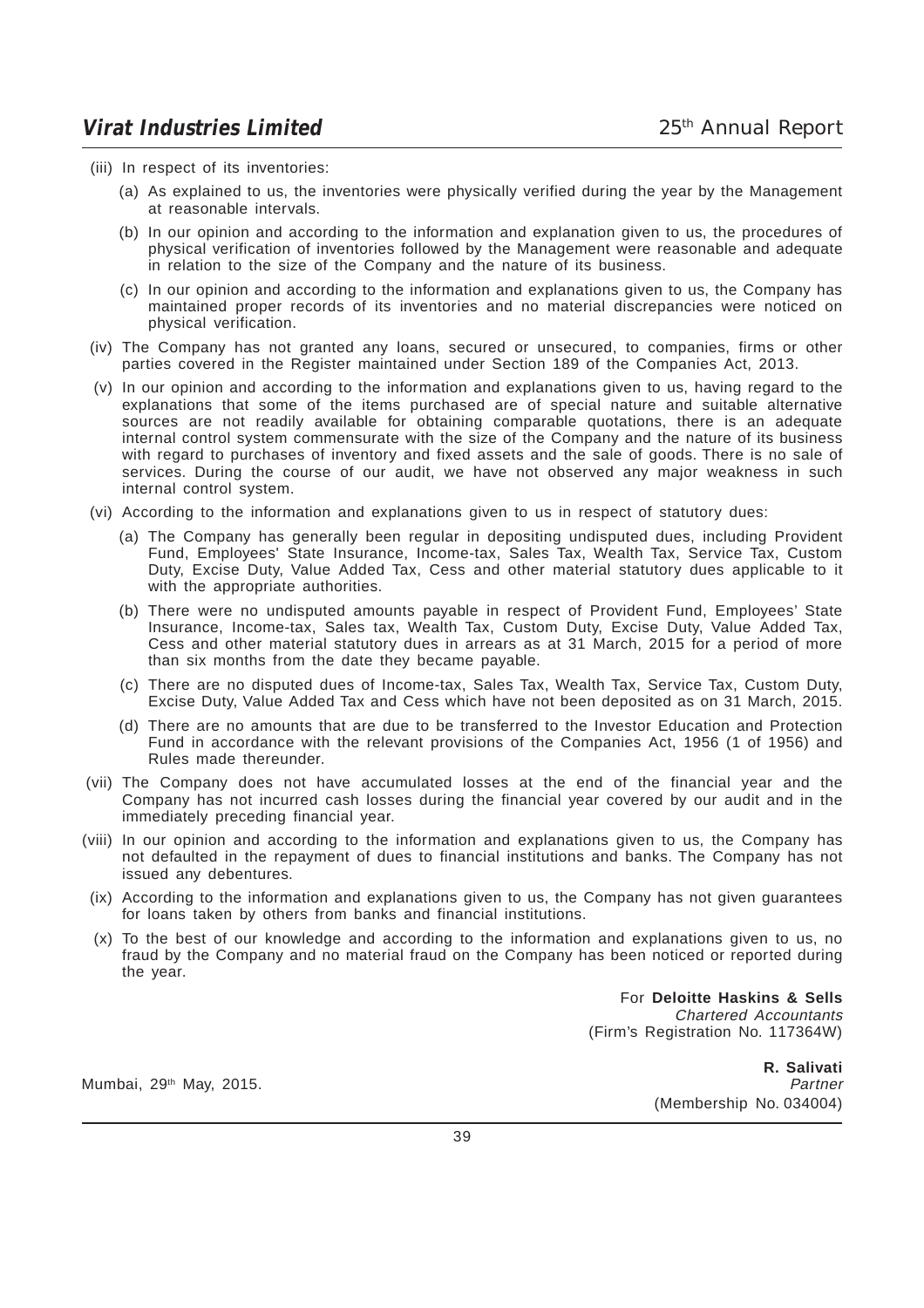(iii) In respect of its inventories:

   (a) As explained to us, the inventories were physically verified during the year by the Management at reasonable intervals.

   (b) In our opinion and according to the information and explanation given to us, the procedures of physical verification of inventories followed by the Management were reasonable and adequate in relation to the size of the Company and the nature of its business.

   (c) In our opinion and according to the information and explanations given to us, the Company has maintained proper records of its inventories and no material discrepancies were noticed on physical verification.

(iv) The Company has not granted any loans, secured or unsecured, to companies, firms or other parties covered in the Register maintained under Section 189 of the Companies Act, 2013.

(v) In our opinion and according to the information and explanations given to us, having regard to the explanations that some of the items purchased are of special nature and suitable alternative sources are not readily available for obtaining comparable quotations, there is an adequate internal control system commensurate with the size of the Company and the nature of its business with regard to purchases of inventory and fixed assets and the sale of goods. There is no sale of services. During the course of our audit, we have not observed any major weakness in such internal control system.

(vi) According to the information and explanations given to us in respect of statutory dues:

   (a) The Company has generally been regular in depositing undisputed dues, including Provident Fund, Employees' State Insurance, Income-tax, Sales Tax, Wealth Tax, Service Tax, Custom Duty, Excise Duty, Value Added Tax, Cess and other material statutory dues applicable to it with the appropriate authorities.

   (b) There were no undisputed amounts payable in respect of Provident Fund, Employees' State Insurance, Income-tax, Sales tax, Wealth Tax, Custom Duty, Excise Duty, Value Added Tax, Cess and other material statutory dues in arrears as at 31 March, 2015 for a period of more than six months from the date they became payable.

   (c) There are no disputed dues of Income-tax, Sales Tax, Wealth Tax, Service Tax, Custom Duty, Excise Duty, Value Added Tax and Cess which have not been deposited as on 31 March, 2015.

   (d) There are no amounts that are due to be transferred to the Investor Education and Protection Fund in accordance with the relevant provisions of the Companies Act, 1956 (1 of 1956) and Rules made thereunder.

(vii) The Company does not have accumulated losses at the end of the financial year and the Company has not incurred cash losses during the financial year covered by our audit and in the immediately preceding financial year.

(viii) In our opinion and according to the information and explanations given to us, the Company has not defaulted in the repayment of dues to financial institutions and banks. The Company has not issued any debentures.

(ix) According to the information and explanations given to us, the Company has not given guarantees for loans taken by others from banks and financial institutions.

(x) To the best of our knowledge and according to the information and explanations given to us, no fraud by the Company and no material fraud on the Company has been noticed or reported during the year.

For **Deloitte Haskins & Sells**
*Chartered Accountants*
(Firm's Registration No. 117364W)

**R. Salivati**
*Partner*
(Membership No. 034004)

Mumbai, 29th May, 2015.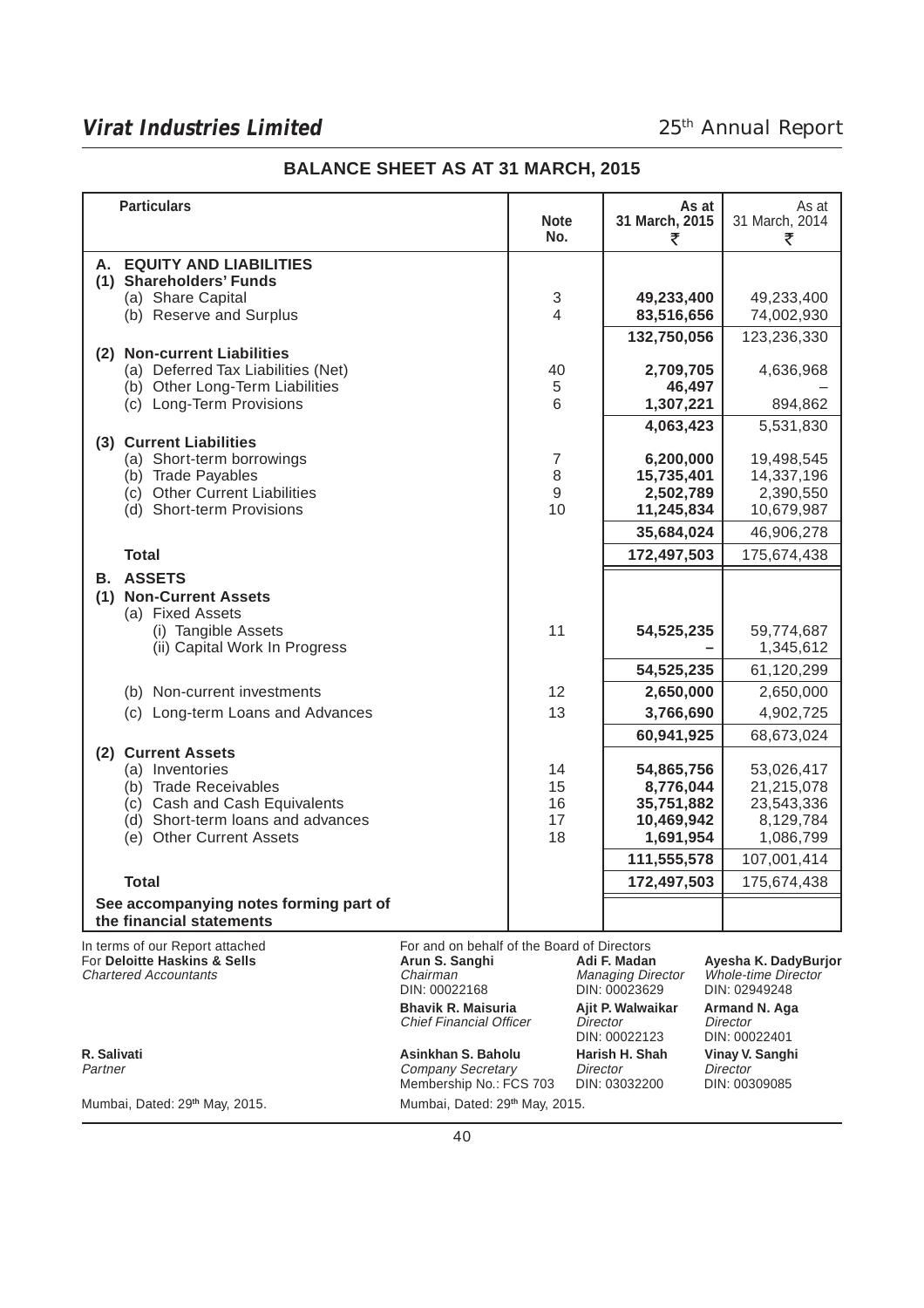## BALANCE SHEET AS AT 31 MARCH, 2015

| Particulars | Note No. | As at 31 March, 2015 ₹ | As at 31 March, 2014 ₹ |
|---|---|---|---|
| **A. EQUITY AND LIABILITIES** | | | |
| **(1) Shareholders' Funds** | | | |
| (a) Share Capital | 3 | **49,233,400** | 49,233,400 |
| (b) Reserve and Surplus | 4 | **83,516,656** | 74,002,930 |
| | | **132,750,056** | 123,236,330 |
| **(2) Non-current Liabilities** | | | |
| (a) Deferred Tax Liabilities (Net) | 40 | **2,709,705** | 4,636,968 |
| (b) Other Long-Term Liabilities | 5 | **46,497** | – |
| (c) Long-Term Provisions | 6 | **1,307,221** | 894,862 |
| | | **4,063,423** | 5,531,830 |
| **(3) Current Liabilities** | | | |
| (a) Short-term borrowings | 7 | **6,200,000** | 19,498,545 |
| (b) Trade Payables | 8 | **15,735,401** | 14,337,196 |
| (c) Other Current Liabilities | 9 | **2,502,789** | 2,390,550 |
| (d) Short-term Provisions | 10 | **11,245,834** | 10,679,987 |
| | | **35,684,024** | 46,906,278 |
| **Total** | | **172,497,503** | 175,674,438 |
| **B. ASSETS** | | | |
| **(1) Non-Current Assets** | | | |
| (a) Fixed Assets | | | |
| (i) Tangible Assets | 11 | **54,525,235** | 59,774,687 |
| (ii) Capital Work In Progress | | **–** | 1,345,612 |
| | | **54,525,235** | 61,120,299 |
| (b) Non-current investments | 12 | **2,650,000** | 2,650,000 |
| (c) Long-term Loans and Advances | 13 | **3,766,690** | 4,902,725 |
| | | **60,941,925** | 68,673,024 |
| **(2) Current Assets** | | | |
| (a) Inventories | 14 | **54,865,756** | 53,026,417 |
| (b) Trade Receivables | 15 | **8,776,044** | 21,215,078 |
| (c) Cash and Cash Equivalents | 16 | **35,751,882** | 23,543,336 |
| (d) Short-term loans and advances | 17 | **10,469,942** | 8,129,784 |
| (e) Other Current Assets | 18 | **1,691,954** | 1,086,799 |
| | | **111,555,578** | 107,001,414 |
| **Total** | | **172,497,503** | 175,674,438 |
| **See accompanying notes forming part of the financial statements** | | | |

In terms of our Report attached
For **Deloitte Haskins & Sells**
*Chartered Accountants*

**R. Salivati**
*Partner*

Mumbai, Dated: 29th May, 2015.

For and on behalf of the Board of Directors

**Arun S. Sanghi**
*Chairman*
DIN: 00022168

**Adi F. Madan**
*Managing Director*
DIN: 00023629

**Ayesha K. DadyBurjor**
*Whole-time Director*
DIN: 02949248

**Bhavik R. Maisuria**
*Chief Financial Officer*

**Ajit P. Walwaikar**
*Director*
DIN: 00022123

**Armand N. Aga**
*Director*
DIN: 00022401

**Asinkhan S. Baholu**
*Company Secretary*
Membership No.: FCS 703

**Harish H. Shah**
*Director*
DIN: 03032200

**Vinay V. Sanghi**
*Director*
DIN: 00309085

Mumbai, Dated: 29th May, 2015.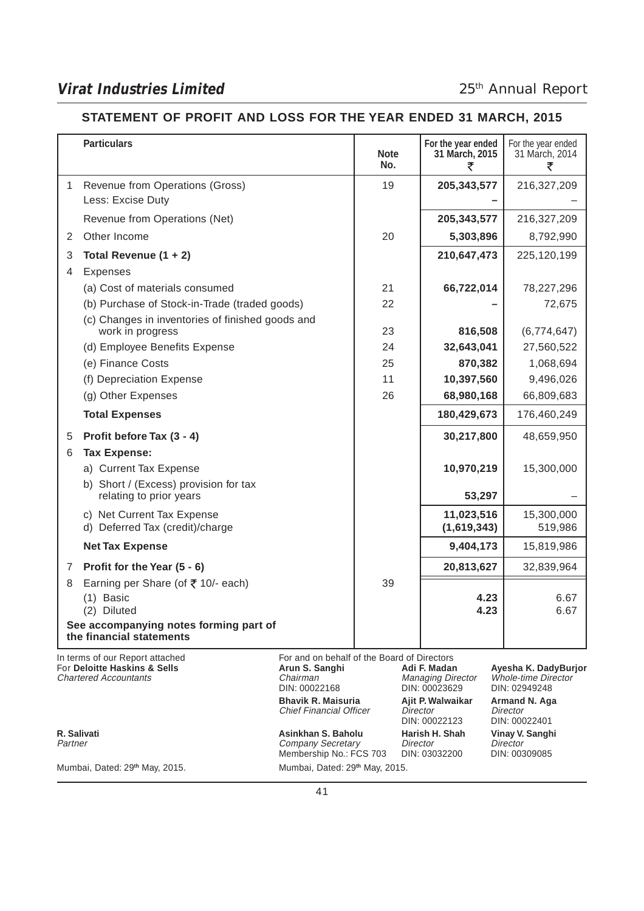## STATEMENT OF PROFIT AND LOSS FOR THE YEAR ENDED 31 MARCH, 2015

| | Particulars | Note No. | For the year ended 31 March, 2015 ₹ | For the year ended 31 March, 2014 ₹ |
|---|---|---|---|---|
| 1 | Revenue from Operations (Gross) | 19 | **205,343,577** | 216,327,209 |
| | Less: Excise Duty | | **–** | – |
| | Revenue from Operations (Net) | | **205,343,577** | 216,327,209 |
| 2 | Other Income | 20 | **5,303,896** | 8,792,990 |
| 3 | **Total Revenue (1 + 2)** | | **210,647,473** | 225,120,199 |
| 4 | Expenses | | | |
| | (a) Cost of materials consumed | 21 | **66,722,014** | 78,227,296 |
| | (b) Purchase of Stock-in-Trade (traded goods) | 22 | **–** | 72,675 |
| | (c) Changes in inventories of finished goods and work in progress | 23 | **816,508** | (6,774,647) |
| | (d) Employee Benefits Expense | 24 | **32,643,041** | 27,560,522 |
| | (e) Finance Costs | 25 | **870,382** | 1,068,694 |
| | (f) Depreciation Expense | 11 | **10,397,560** | 9,496,026 |
| | (g) Other Expenses | 26 | **68,980,168** | 66,809,683 |
| | **Total Expenses** | | **180,429,673** | 176,460,249 |
| 5 | **Profit before Tax (3 - 4)** | | **30,217,800** | 48,659,950 |
| 6 | **Tax Expense:** | | | |
| | a) Current Tax Expense | | **10,970,219** | 15,300,000 |
| | b) Short / (Excess) provision for tax relating to prior years | | **53,297** | – |
| | c) Net Current Tax Expense | | **11,023,516** | 15,300,000 |
| | d) Deferred Tax (credit)/charge | | **(1,619,343)** | 519,986 |
| | **Net Tax Expense** | | **9,404,173** | 15,819,986 |
| 7 | **Profit for the Year (5 - 6)** | | **20,813,627** | 32,839,964 |
| 8 | Earning per Share (of ₹ 10/- each) | 39 | | |
| | (1) Basic | | **4.23** | 6.67 |
| | (2) Diluted | | **4.23** | 6.67 |
| | **See accompanying notes forming part of the financial statements** | | | |

In terms of our Report attached
For **Deloitte Haskins & Sells**
*Chartered Accountants*

**R. Salivati**
*Partner*

Mumbai, Dated: 29th May, 2015.

For and on behalf of the Board of Directors

**Arun S. Sanghi**
*Chairman*
DIN: 00022168

**Adi F. Madan**
*Managing Director*
DIN: 00023629

**Ayesha K. DadyBurjor**
*Whole-time Director*
DIN: 02949248

**Bhavik R. Maisuria**
*Chief Financial Officer*

**Ajit P. Walwaikar**
*Director*
DIN: 00022123

**Armand N. Aga**
*Director*
DIN: 00022401

**Asinkhan S. Baholu**
*Company Secretary*
Membership No.: FCS 703

**Harish H. Shah**
*Director*
DIN: 03032200

**Vinay V. Sanghi**
*Director*
DIN: 00309085

Mumbai, Dated: 29th May, 2015.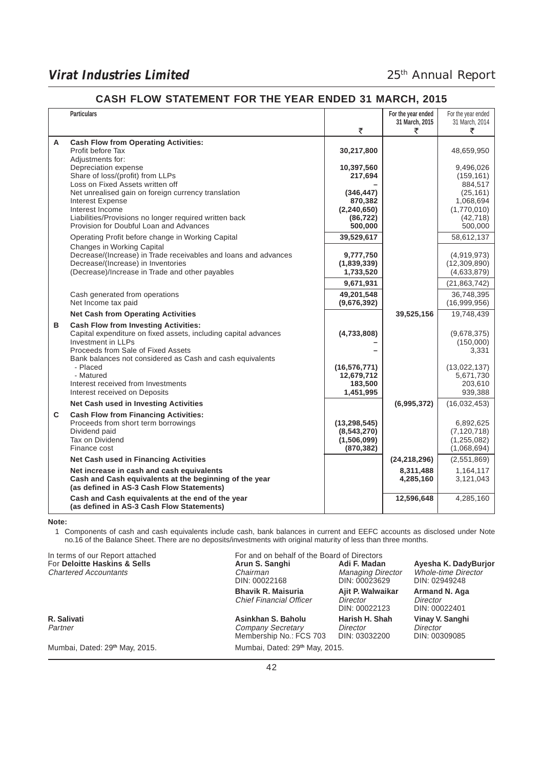## CASH FLOW STATEMENT FOR THE YEAR ENDED 31 MARCH, 2015

| | Particulars | ₹ | For the year ended 31 March, 2015 ₹ | For the year ended 31 March, 2014 ₹ |
|---|---|---|---|---|
| **A** | **Cash Flow from Operating Activities:** | | | |
| | Profit before Tax | **30,217,800** | | 48,659,950 |
| | Adjustments for: | | | |
| | Depreciation expense | **10,397,560** | | 9,496,026 |
| | Share of loss/(profit) from LLPs | **217,694** | | (159,161) |
| | Loss on Fixed Assets written off | **–** | | 884,517 |
| | Net unrealised gain on foreign currency translation | **(346,447)** | | (25,161) |
| | Interest Expense | **870,382** | | 1,068,694 |
| | Interest Income | **(2,240,650)** | | (1,770,010) |
| | Liabilities/Provisions no longer required written back | **(86,722)** | | (42,718) |
| | Provision for Doubtful Loan and Advances | **500,000** | | 500,000 |
| | Operating Profit before change in Working Capital | **39,529,617** | | 58,612,137 |
| | Changes in Working Capital | | | |
| | Decrease/(Increase) in Trade receivables and loans and advances | **9,777,750** | | (4,919,973) |
| | Decrease/(Increase) in Inventories | **(1,839,339)** | | (12,309,890) |
| | (Decrease)/Increase in Trade and other payables | **1,733,520** | | (4,633,879) |
| | | **9,671,931** | | (21,863,742) |
| | Cash generated from operations | **49,201,548** | | 36,748,395 |
| | Net Income tax paid | **(9,676,392)** | | (16,999,956) |
| | **Net Cash from Operating Activities** | | **39,525,156** | 19,748,439 |
| **B** | **Cash Flow from Investing Activities:** | | | |
| | Capital expenditure on fixed assets, including capital advances | **(4,733,808)** | | (9,678,375) |
| | Investment in LLPs | **–** | | (150,000) |
| | Proceeds from Sale of Fixed Assets | **–** | | 3,331 |
| | Bank balances not considered as Cash and cash equivalents | | | |
| | - Placed | **(16,576,771)** | | (13,022,137) |
| | - Matured | **12,679,712** | | 5,671,730 |
| | Interest received from Investments | **183,500** | | 203,610 |
| | Interest received on Deposits | **1,451,995** | | 939,388 |
| | **Net Cash used in Investing Activities** | | **(6,995,372)** | (16,032,453) |
| **C** | **Cash Flow from Financing Activities:** | | | |
| | Proceeds from short term borrowings | **(13,298,545)** | | 6,892,625 |
| | Dividend paid | **(8,543,270)** | | (7,120,718) |
| | Tax on Dividend | **(1,506,099)** | | (1,255,082) |
| | Finance cost | **(870,382)** | | (1,068,694) |
| | **Net Cash used in Financing Activities** | | **(24,218,296)** | (2,551,869) |
| | **Net increase in cash and cash equivalents** | | **8,311,488** | 1,164,117 |
| | **Cash and Cash equivalents at the beginning of the year (as defined in AS-3 Cash Flow Statements)** | | **4,285,160** | 3,121,043 |
| | **Cash and Cash equivalents at the end of the year (as defined in AS-3 Cash Flow Statements)** | | **12,596,648** | 4,285,160 |

**Note:**

1. Components of cash and cash equivalents include cash, bank balances in current and EEFC accounts as disclosed under Note no.16 of the Balance Sheet. There are no deposits/investments with original maturity of less than three months.

In terms of our Report attached
For **Deloitte Haskins & Sells**
*Chartered Accountants*

**R. Salivati**
*Partner*

Mumbai, Dated: 29th May, 2015.

For and on behalf of the Board of Directors

| | | |
|---|---|---|
| **Arun S. Sanghi** *Chairman* DIN: 00022168 | **Adi F. Madan** *Managing Director* DIN: 00023629 | **Ayesha K. DadyBurjor** *Whole-time Director* DIN: 02949248 |
| **Bhavik R. Maisuria** *Chief Financial Officer* | **Ajit P. Walwaikar** *Director* DIN: 00022123 | **Armand N. Aga** *Director* DIN: 00022401 |
| **Asinkhan S. Baholu** *Company Secretary* Membership No.: FCS 703 | **Harish H. Shah** *Director* DIN: 03032200 | **Vinay V. Sanghi** *Director* DIN: 00309085 |

Mumbai, Dated: 29th May, 2015.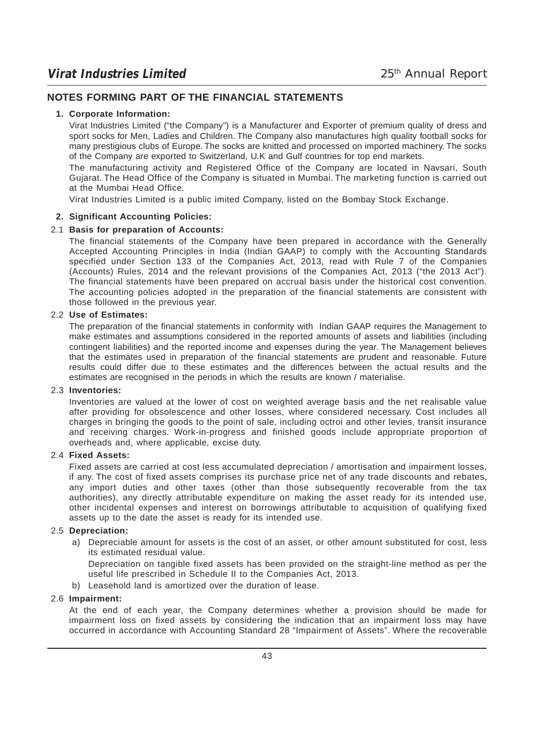## NOTES FORMING PART OF THE FINANCIAL STATEMENTS

**1. Corporate Information:**

Virat Industries Limited ("the Company") is a Manufacturer and Exporter of premium quality of dress and sport socks for Men, Ladies and Children. The Company also manufactures high quality football socks for many prestigious clubs of Europe. The socks are knitted and processed on imported machinery. The socks of the Company are exported to Switzerland, U.K and Gulf countries for top end markets.

The manufacturing activity and Registered Office of the Company are located in Navsari, South Gujarat. The Head Office of the Company is situated in Mumbai. The marketing function is carried out at the Mumbai Head Office.

Virat Industries Limited is a public imited Company, listed on the Bombay Stock Exchange.

**2. Significant Accounting Policies:**

2.1 **Basis for preparation of Accounts:**

The financial statements of the Company have been prepared in accordance with the Generally Accepted Accounting Principles in India (Indian GAAP) to comply with the Accounting Standards specified under Section 133 of the Companies Act, 2013, read with Rule 7 of the Companies (Accounts) Rules, 2014 and the relevant provisions of the Companies Act, 2013 ("the 2013 Act"). The financial statements have been prepared on accrual basis under the historical cost convention. The accounting policies adopted in the preparation of the financial statements are consistent with those followed in the previous year.

2.2 **Use of Estimates:**

The preparation of the financial statements in conformity with Indian GAAP requires the Management to make estimates and assumptions considered in the reported amounts of assets and liabilities (including contingent liabilities) and the reported income and expenses during the year. The Management believes that the estimates used in preparation of the financial statements are prudent and reasonable. Future results could differ due to these estimates and the differences between the actual results and the estimates are recognised in the periods in which the results are known / materialise.

2.3 **Inventories:**

Inventories are valued at the lower of cost on weighted average basis and the net realisable value after providing for obsolescence and other losses, where considered necessary. Cost includes all charges in bringing the goods to the point of sale, including octroi and other levies, transit insurance and receiving charges. Work-in-progress and finished goods include appropriate proportion of overheads and, where applicable, excise duty.

2.4 **Fixed Assets:**

Fixed assets are carried at cost less accumulated depreciation / amortisation and impairment losses, if any. The cost of fixed assets comprises its purchase price net of any trade discounts and rebates, any import duties and other taxes (other than those subsequently recoverable from the tax authorities), any directly attributable expenditure on making the asset ready for its intended use, other incidental expenses and interest on borrowings attributable to acquisition of qualifying fixed assets up to the date the asset is ready for its intended use.

2.5 **Depreciation:**

a) Depreciable amount for assets is the cost of an asset, or other amount substituted for cost, less its estimated residual value.

   Depreciation on tangible fixed assets has been provided on the straight-line method as per the useful life prescribed in Schedule II to the Companies Act, 2013.

b) Leasehold land is amortized over the duration of lease.

2.6 **Impairment:**

At the end of each year, the Company determines whether a provision should be made for impairment loss on fixed assets by considering the indication that an impairment loss may have occurred in accordance with Accounting Standard 28 "Impairment of Assets". Where the recoverable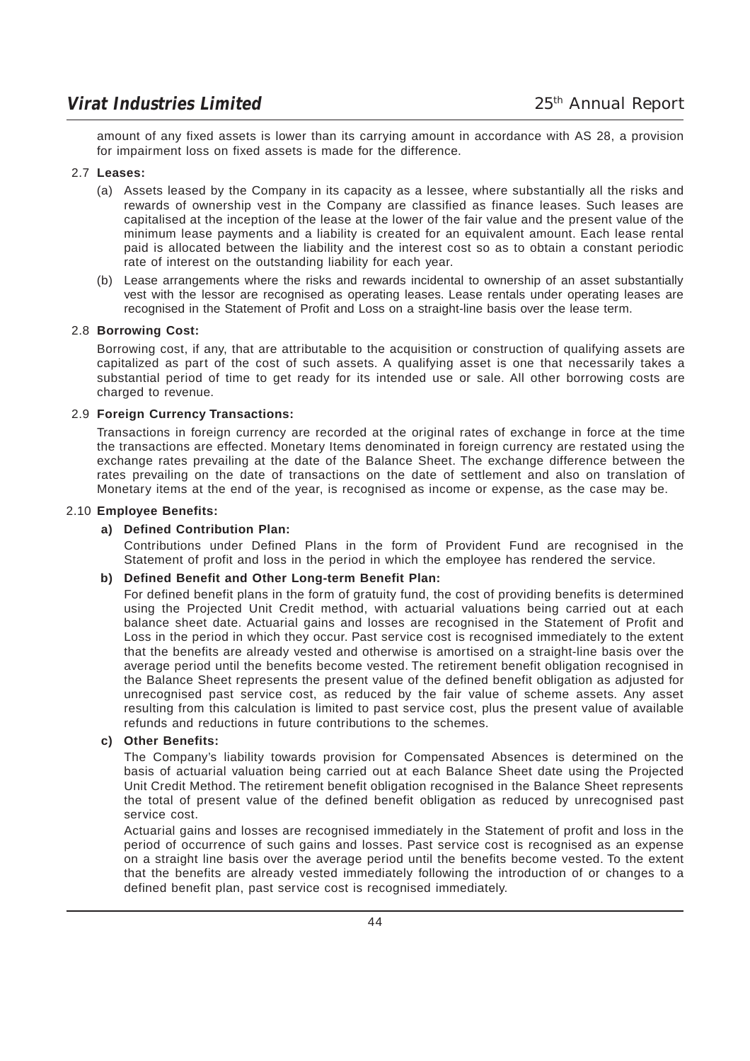amount of any fixed assets is lower than its carrying amount in accordance with AS 28, a provision for impairment loss on fixed assets is made for the difference.

2.7 **Leases:**

(a) Assets leased by the Company in its capacity as a lessee, where substantially all the risks and rewards of ownership vest in the Company are classified as finance leases. Such leases are capitalised at the inception of the lease at the lower of the fair value and the present value of the minimum lease payments and a liability is created for an equivalent amount. Each lease rental paid is allocated between the liability and the interest cost so as to obtain a constant periodic rate of interest on the outstanding liability for each year.

(b) Lease arrangements where the risks and rewards incidental to ownership of an asset substantially vest with the lessor are recognised as operating leases. Lease rentals under operating leases are recognised in the Statement of Profit and Loss on a straight-line basis over the lease term.

2.8 **Borrowing Cost:**

Borrowing cost, if any, that are attributable to the acquisition or construction of qualifying assets are capitalized as part of the cost of such assets. A qualifying asset is one that necessarily takes a substantial period of time to get ready for its intended use or sale. All other borrowing costs are charged to revenue.

2.9 **Foreign Currency Transactions:**

Transactions in foreign currency are recorded at the original rates of exchange in force at the time the transactions are effected. Monetary Items denominated in foreign currency are restated using the exchange rates prevailing at the date of the Balance Sheet. The exchange difference between the rates prevailing on the date of transactions on the date of settlement and also on translation of Monetary items at the end of the year, is recognised as income or expense, as the case may be.

2.10 **Employee Benefits:**

**a) Defined Contribution Plan:**

Contributions under Defined Plans in the form of Provident Fund are recognised in the Statement of profit and loss in the period in which the employee has rendered the service.

**b) Defined Benefit and Other Long-term Benefit Plan:**

For defined benefit plans in the form of gratuity fund, the cost of providing benefits is determined using the Projected Unit Credit method, with actuarial valuations being carried out at each balance sheet date. Actuarial gains and losses are recognised in the Statement of Profit and Loss in the period in which they occur. Past service cost is recognised immediately to the extent that the benefits are already vested and otherwise is amortised on a straight-line basis over the average period until the benefits become vested. The retirement benefit obligation recognised in the Balance Sheet represents the present value of the defined benefit obligation as adjusted for unrecognised past service cost, as reduced by the fair value of scheme assets. Any asset resulting from this calculation is limited to past service cost, plus the present value of available refunds and reductions in future contributions to the schemes.

**c) Other Benefits:**

The Company's liability towards provision for Compensated Absences is determined on the basis of actuarial valuation being carried out at each Balance Sheet date using the Projected Unit Credit Method. The retirement benefit obligation recognised in the Balance Sheet represents the total of present value of the defined benefit obligation as reduced by unrecognised past service cost.

Actuarial gains and losses are recognised immediately in the Statement of profit and loss in the period of occurrence of such gains and losses. Past service cost is recognised as an expense on a straight line basis over the average period until the benefits become vested. To the extent that the benefits are already vested immediately following the introduction of or changes to a defined benefit plan, past service cost is recognised immediately.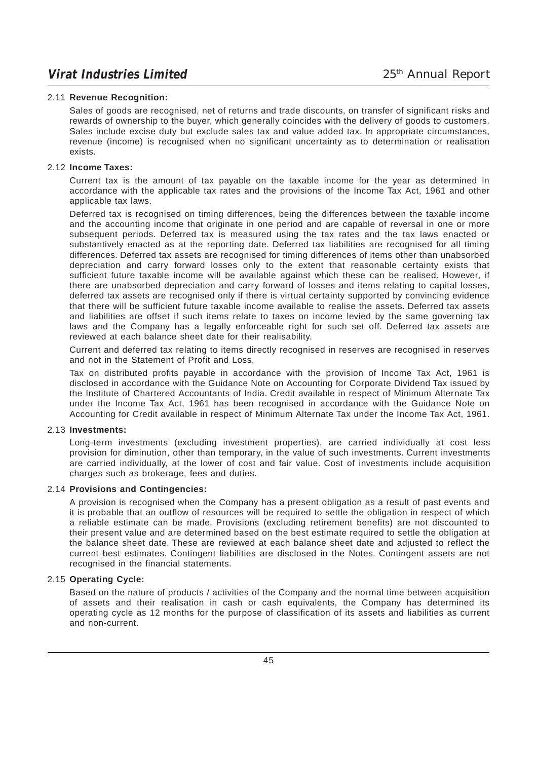### 2.11 **Revenue Recognition:**

Sales of goods are recognised, net of returns and trade discounts, on transfer of significant risks and rewards of ownership to the buyer, which generally coincides with the delivery of goods to customers. Sales include excise duty but exclude sales tax and value added tax. In appropriate circumstances, revenue (income) is recognised when no significant uncertainty as to determination or realisation exists.

### 2.12 **Income Taxes:**

Current tax is the amount of tax payable on the taxable income for the year as determined in accordance with the applicable tax rates and the provisions of the Income Tax Act, 1961 and other applicable tax laws.

Deferred tax is recognised on timing differences, being the differences between the taxable income and the accounting income that originate in one period and are capable of reversal in one or more subsequent periods. Deferred tax is measured using the tax rates and the tax laws enacted or substantively enacted as at the reporting date. Deferred tax liabilities are recognised for all timing differences. Deferred tax assets are recognised for timing differences of items other than unabsorbed depreciation and carry forward losses only to the extent that reasonable certainty exists that sufficient future taxable income will be available against which these can be realised. However, if there are unabsorbed depreciation and carry forward of losses and items relating to capital losses, deferred tax assets are recognised only if there is virtual certainty supported by convincing evidence that there will be sufficient future taxable income available to realise the assets. Deferred tax assets and liabilities are offset if such items relate to taxes on income levied by the same governing tax laws and the Company has a legally enforceable right for such set off. Deferred tax assets are reviewed at each balance sheet date for their realisability.

Current and deferred tax relating to items directly recognised in reserves are recognised in reserves and not in the Statement of Profit and Loss.

Tax on distributed profits payable in accordance with the provision of Income Tax Act, 1961 is disclosed in accordance with the Guidance Note on Accounting for Corporate Dividend Tax issued by the Institute of Chartered Accountants of India. Credit available in respect of Minimum Alternate Tax under the Income Tax Act, 1961 has been recognised in accordance with the Guidance Note on Accounting for Credit available in respect of Minimum Alternate Tax under the Income Tax Act, 1961.

### 2.13 **Investments:**

Long-term investments (excluding investment properties), are carried individually at cost less provision for diminution, other than temporary, in the value of such investments. Current investments are carried individually, at the lower of cost and fair value. Cost of investments include acquisition charges such as brokerage, fees and duties.

### 2.14 **Provisions and Contingencies:**

A provision is recognised when the Company has a present obligation as a result of past events and it is probable that an outflow of resources will be required to settle the obligation in respect of which a reliable estimate can be made. Provisions (excluding retirement benefits) are not discounted to their present value and are determined based on the best estimate required to settle the obligation at the balance sheet date. These are reviewed at each balance sheet date and adjusted to reflect the current best estimates. Contingent liabilities are disclosed in the Notes. Contingent assets are not recognised in the financial statements.

### 2.15 **Operating Cycle:**

Based on the nature of products / activities of the Company and the normal time between acquisition of assets and their realisation in cash or cash equivalents, the Company has determined its operating cycle as 12 months for the purpose of classification of its assets and liabilities as current and non-current.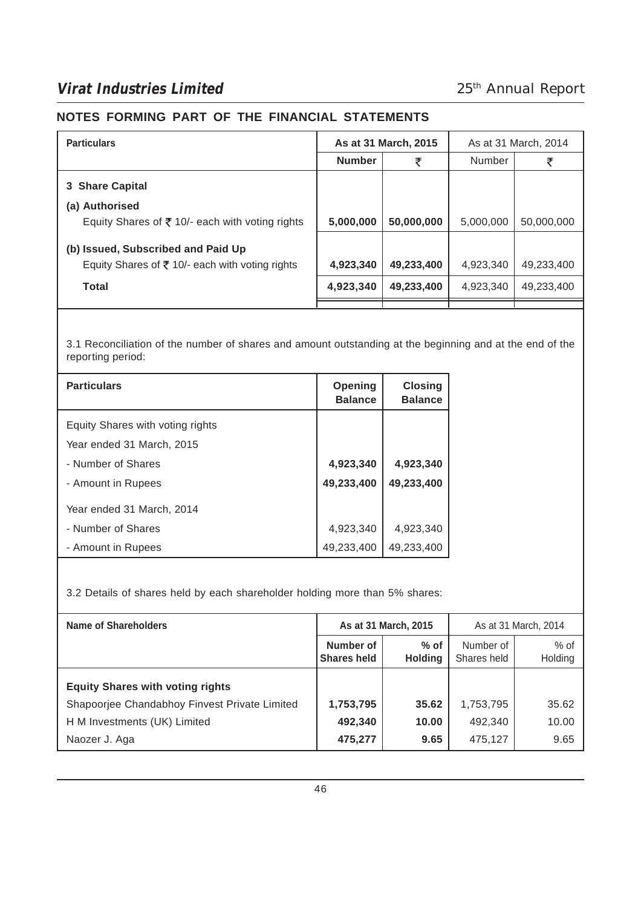## NOTES FORMING PART OF THE FINANCIAL STATEMENTS

| Particulars | As at 31 March, 2015 | | As at 31 March, 2014 | |
|---|---|---|---|---|
| | **Number** | **₹** | Number | ₹ |
| **3 Share Capital** | | | | |
| **(a) Authorised** | | | | |
| Equity Shares of ₹ 10/- each with voting rights | **5,000,000** | **50,000,000** | 5,000,000 | 50,000,000 |
| **(b) Issued, Subscribed and Paid Up** | | | | |
| Equity Shares of ₹ 10/- each with voting rights | **4,923,340** | **49,233,400** | 4,923,340 | 49,233,400 |
| **Total** | **4,923,340** | **49,233,400** | 4,923,340 | 49,233,400 |

3.1 Reconciliation of the number of shares and amount outstanding at the beginning and at the end of the reporting period:

| Particulars | Opening Balance | Closing Balance |
|---|---|---|
| Equity Shares with voting rights | | |
| Year ended 31 March, 2015 | | |
| - Number of Shares | **4,923,340** | **4,923,340** |
| - Amount in Rupees | **49,233,400** | **49,233,400** |
| Year ended 31 March, 2014 | | |
| - Number of Shares | 4,923,340 | 4,923,340 |
| - Amount in Rupees | 49,233,400 | 49,233,400 |

3.2 Details of shares held by each shareholder holding more than 5% shares:

| Name of Shareholders | As at 31 March, 2015 | | As at 31 March, 2014 | |
|---|---|---|---|---|
| | **Number of Shares held** | **% of Holding** | Number of Shares held | % of Holding |
| **Equity Shares with voting rights** | | | | |
| Shapoorjee Chandabhoy Finvest Private Limited | **1,753,795** | **35.62** | 1,753,795 | 35.62 |
| H M Investments (UK) Limited | **492,340** | **10.00** | 492,340 | 10.00 |
| Naozer J. Aga | **475,277** | **9.65** | 475,127 | 9.65 |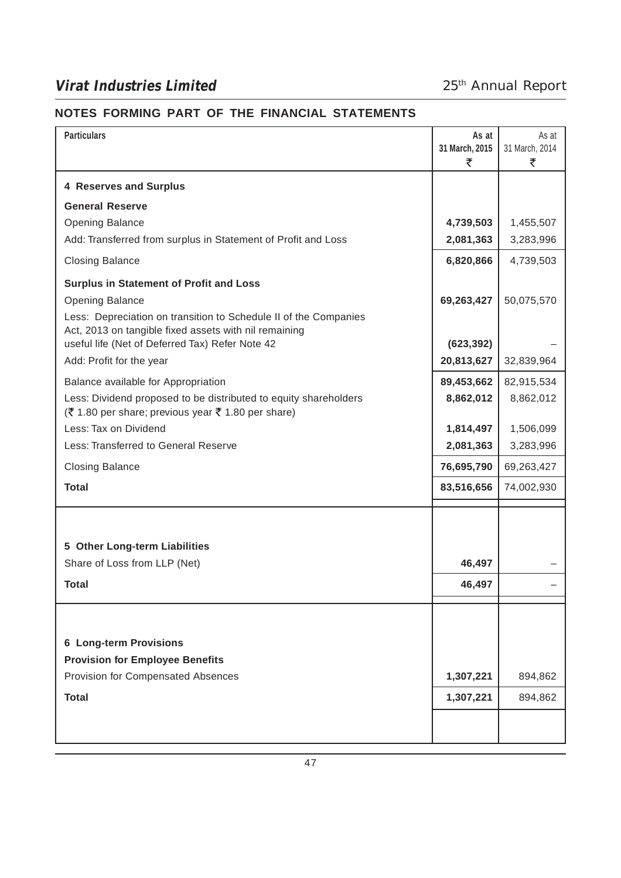## NOTES FORMING PART OF THE FINANCIAL STATEMENTS

| Particulars | As at 31 March, 2015 ₹ | As at 31 March, 2014 ₹ |
|---|---|---|
| **4 Reserves and Surplus** | | |
| **General Reserve** | | |
| Opening Balance | **4,739,503** | 1,455,507 |
| Add: Transferred from surplus in Statement of Profit and Loss | **2,081,363** | 3,283,996 |
| Closing Balance | **6,820,866** | 4,739,503 |
| **Surplus in Statement of Profit and Loss** | | |
| Opening Balance | **69,263,427** | 50,075,570 |
| Less: Depreciation on transition to Schedule II of the Companies Act, 2013 on tangible fixed assets with nil remaining useful life (Net of Deferred Tax) Refer Note 42 | **(623,392)** | – |
| Add: Profit for the year | **20,813,627** | 32,839,964 |
| Balance available for Appropriation | **89,453,662** | 82,915,534 |
| Less: Dividend proposed to be distributed to equity shareholders (₹ 1.80 per share; previous year ₹ 1.80 per share) | **8,862,012** | 8,862,012 |
| Less: Tax on Dividend | **1,814,497** | 1,506,099 |
| Less: Transferred to General Reserve | **2,081,363** | 3,283,996 |
| Closing Balance | **76,695,790** | 69,263,427 |
| **Total** | **83,516,656** | 74,002,930 |
| **5 Other Long-term Liabilities** | | |
| Share of Loss from LLP (Net) | **46,497** | – |
| **Total** | **46,497** | – |
| **6 Long-term Provisions** | | |
| **Provision for Employee Benefits** | | |
| Provision for Compensated Absences | **1,307,221** | 894,862 |
| **Total** | **1,307,221** | 894,862 |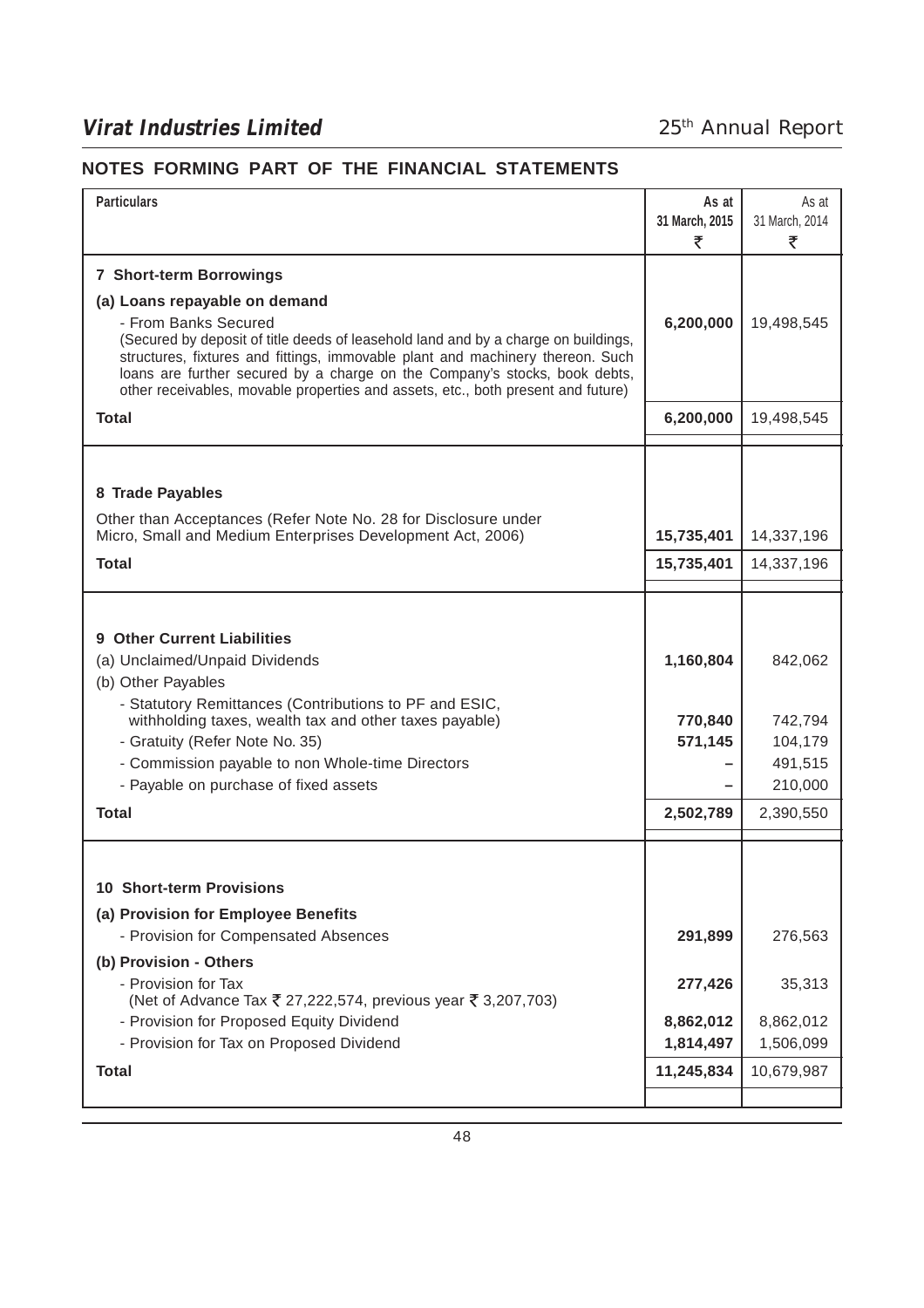## NOTES FORMING PART OF THE FINANCIAL STATEMENTS

| Particulars | As at 31 March, 2015 ₹ | As at 31 March, 2014 ₹ |
|---|---|---|
| **7 Short-term Borrowings** | | |
| **(a) Loans repayable on demand** | | |
| - From Banks Secured (Secured by deposit of title deeds of leasehold land and by a charge on buildings, structures, fixtures and fittings, immovable plant and machinery thereon. Such loans are further secured by a charge on the Company's stocks, book debts, other receivables, movable properties and assets, etc., both present and future) | **6,200,000** | 19,498,545 |
| **Total** | **6,200,000** | 19,498,545 |
| **8 Trade Payables** | | |
| Other than Acceptances (Refer Note No. 28 for Disclosure under Micro, Small and Medium Enterprises Development Act, 2006) | **15,735,401** | 14,337,196 |
| **Total** | **15,735,401** | 14,337,196 |
| **9 Other Current Liabilities** | | |
| (a) Unclaimed/Unpaid Dividends | **1,160,804** | 842,062 |
| (b) Other Payables | | |
| - Statutory Remittances (Contributions to PF and ESIC, withholding taxes, wealth tax and other taxes payable) | **770,840** | 742,794 |
| - Gratuity (Refer Note No. 35) | **571,145** | 104,179 |
| - Commission payable to non Whole-time Directors | **–** | 491,515 |
| - Payable on purchase of fixed assets | **–** | 210,000 |
| **Total** | **2,502,789** | 2,390,550 |
| **10 Short-term Provisions** | | |
| **(a) Provision for Employee Benefits** | | |
| - Provision for Compensated Absences | **291,899** | 276,563 |
| **(b) Provision - Others** | | |
| - Provision for Tax (Net of Advance Tax ₹ 27,222,574, previous year ₹ 3,207,703) | **277,426** | 35,313 |
| - Provision for Proposed Equity Dividend | **8,862,012** | 8,862,012 |
| - Provision for Tax on Proposed Dividend | **1,814,497** | 1,506,099 |
| **Total** | **11,245,834** | 10,679,987 |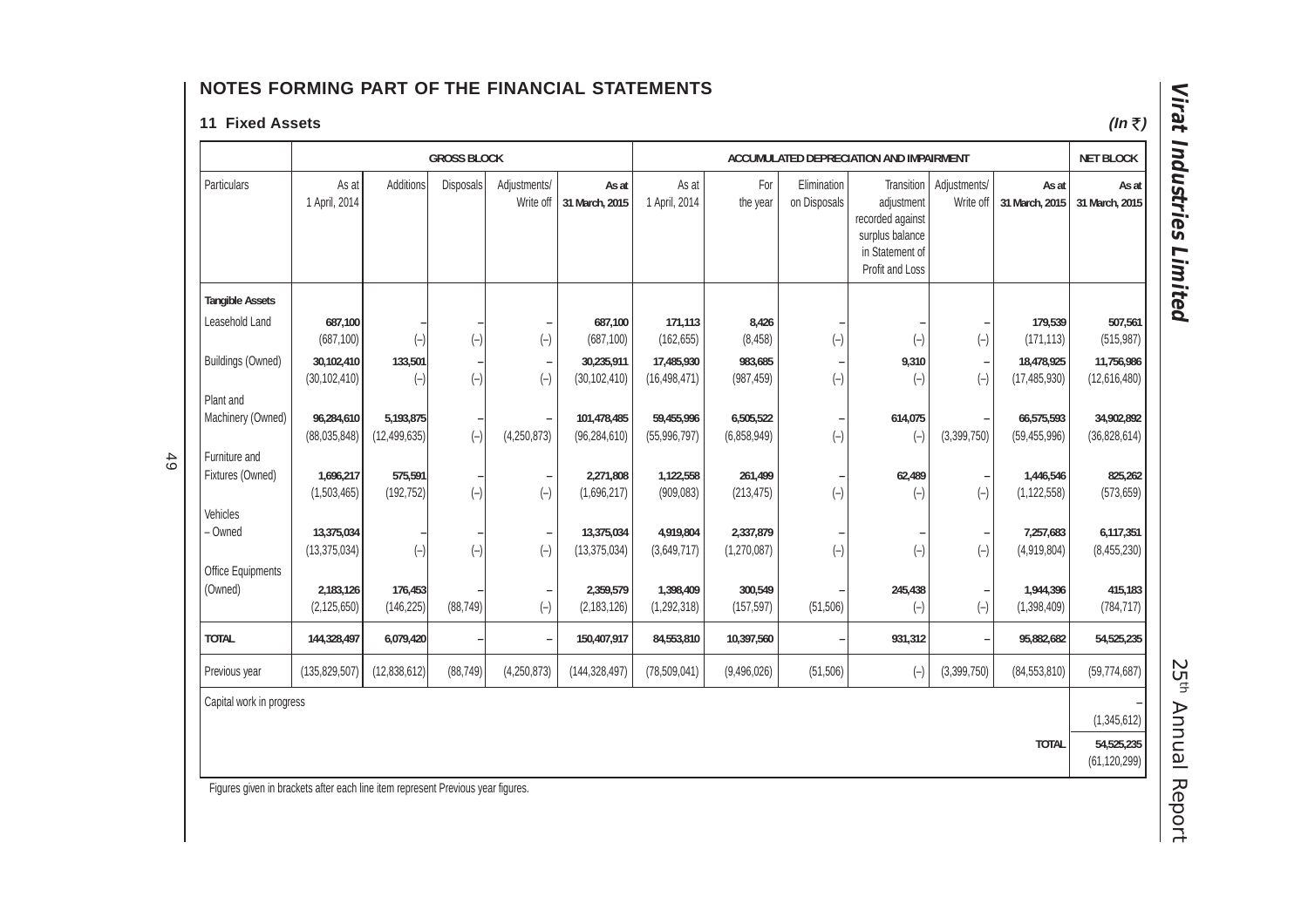## NOTES FORMING PART OF THE FINANCIAL STATEMENTS

### 11 Fixed Assets

*(In ₹)*

| | GROSS BLOCK | | | | | ACCUMULATED DEPRECIATION AND IMPAIRMENT | | | | | | NET BLOCK |
|---|---|---|---|---|---|---|---|---|---|---|---|---|
| Particulars | As at 1 April, 2014 | Additions | Disposals | Adjustments/ Write off | As at 31 March, 2015 | As at 1 April, 2014 | For the year | Elimination on Disposals | Transition adjustment recorded against surplus balance in Statement of Profit and Loss | Adjustments/ Write off | As at 31 March, 2015 | As at 31 March, 2015 |
| **Tangible Assets** | | | | | | | | | | | | |
| Leasehold Land | **687,100** | – | – | – | **687,100** | **171,113** | **8,426** | – | – | – | **179,539** | **507,561** |
| | (687,100) | (–) | (–) | (–) | (687,100) | (162,655) | (8,458) | (–) | (–) | (–) | (171,113) | (515,987) |
| Buildings (Owned) | **30,102,410** | **133,501** | – | – | **30,235,911** | **17,485,930** | **983,685** | – | **9,310** | – | **18,478,925** | **11,756,986** |
| | (30,102,410) | (–) | (–) | (–) | (30,102,410) | (16,498,471) | (987,459) | (–) | (–) | (–) | (17,485,930) | (12,616,480) |
| Plant and Machinery (Owned) | **96,284,610** | **5,193,875** | – | – | **101,478,485** | **59,455,996** | **6,505,522** | – | **614,075** | – | **66,575,593** | **34,902,892** |
| | (88,035,848) | (12,499,635) | (–) | (4,250,873) | (96,284,610) | (55,996,797) | (6,858,949) | (–) | (–) | (3,399,750) | (59,455,996) | (36,828,614) |
| Furniture and Fixtures (Owned) | **1,696,217** | **575,591** | – | – | **2,271,808** | **1,122,558** | **261,499** | – | **62,489** | – | **1,446,546** | **825,262** |
| | (1,503,465) | (192,752) | (–) | (–) | (1,696,217) | (909,083) | (213,475) | (–) | (–) | (–) | (1,122,558) | (573,659) |
| Vehicles – Owned | **13,375,034** | – | – | – | **13,375,034** | **4,919,804** | **2,337,879** | – | – | – | **7,257,683** | **6,117,351** |
| | (13,375,034) | (–) | (–) | (–) | (13,375,034) | (3,649,717) | (1,270,087) | (–) | (–) | (–) | (4,919,804) | (8,455,230) |
| Office Equipments (Owned) | **2,183,126** | **176,453** | – | – | **2,359,579** | **1,398,409** | **300,549** | – | **245,438** | – | **1,944,396** | **415,183** |
| | (2,125,650) | (146,225) | (88,749) | (–) | (2,183,126) | (1,292,318) | (157,597) | (51,506) | (–) | (–) | (1,398,409) | (784,717) |
| **TOTAL** | **144,328,497** | **6,079,420** | – | – | **150,407,917** | **84,553,810** | **10,397,560** | – | **931,312** | – | **95,882,682** | **54,525,235** |
| Previous year | (135,829,507) | (12,838,612) | (88,749) | (4,250,873) | (144,328,497) | (78,509,041) | (9,496,026) | (51,506) | (–) | (3,399,750) | (84,553,810) | (59,774,687) |
| Capital work in progress | | | | | | | | | | | | – |
| | | | | | | | | | | | | (1,345,612) |
| | | | | | | | | | | | **TOTAL** | **54,525,235** |
| | | | | | | | | | | | | (61,120,299) |

Figures given in brackets after each line item represent Previous year figures.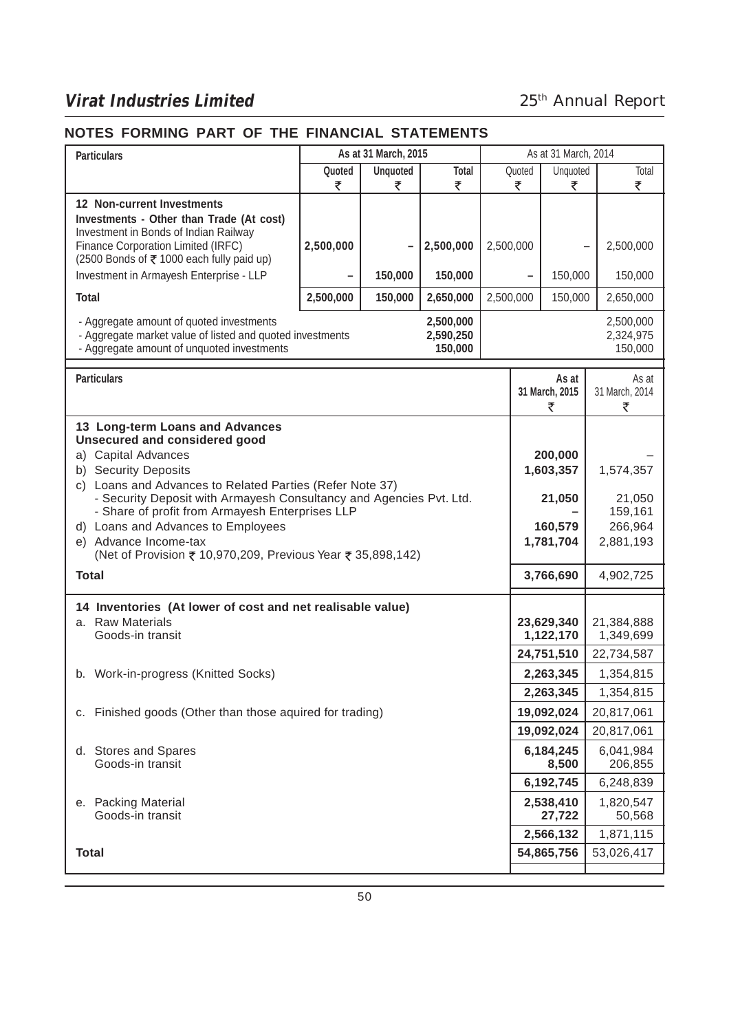## NOTES FORMING PART OF THE FINANCIAL STATEMENTS

| Particulars | As at 31 March, 2015 | | | As at 31 March, 2014 | | |
|---|---|---|---|---|---|---|
| | Quoted ₹ | Unquoted ₹ | Total ₹ | Quoted ₹ | Unquoted ₹ | Total ₹ |
| **12 Non-current Investments** | | | | | | |
| **Investments - Other than Trade (At cost)** | | | | | | |
| Investment in Bonds of Indian Railway Finance Corporation Limited (IRFC) (2500 Bonds of ₹ 1000 each fully paid up) | 2,500,000 | – | 2,500,000 | 2,500,000 | – | 2,500,000 |
| Investment in Armayesh Enterprise - LLP | – | 150,000 | 150,000 | – | 150,000 | 150,000 |
| **Total** | 2,500,000 | 150,000 | 2,650,000 | 2,500,000 | 150,000 | 2,650,000 |
| - Aggregate amount of quoted investments | | | 2,500,000 | | | 2,500,000 |
| - Aggregate market value of listed and quoted investments | | | 2,590,250 | | | 2,324,975 |
| - Aggregate amount of unquoted investments | | | 150,000 | | | 150,000 |

| Particulars | As at 31 March, 2015 ₹ | As at 31 March, 2014 ₹ |
|---|---|---|
| **13 Long-term Loans and Advances** | | |
| **Unsecured and considered good** | | |
| a) Capital Advances | 200,000 | – |
| b) Security Deposits | 1,603,357 | 1,574,357 |
| c) Loans and Advances to Related Parties (Refer Note 37) | | |
| - Security Deposit with Armayesh Consultancy and Agencies Pvt. Ltd. | 21,050 | 21,050 |
| - Share of profit from Armayesh Enterprises LLP | – | 159,161 |
| d) Loans and Advances to Employees | 160,579 | 266,964 |
| e) Advance Income-tax (Net of Provision ₹ 10,970,209, Previous Year ₹ 35,898,142) | 1,781,704 | 2,881,193 |
| **Total** | 3,766,690 | 4,902,725 |
| **14 Inventories (At lower of cost and net realisable value)** | | |
| a. Raw Materials | 23,629,340 | 21,384,888 |
| Goods-in transit | 1,122,170 | 1,349,699 |
| | 24,751,510 | 22,734,587 |
| b. Work-in-progress (Knitted Socks) | 2,263,345 | 1,354,815 |
| | 2,263,345 | 1,354,815 |
| c. Finished goods (Other than those aquired for trading) | 19,092,024 | 20,817,061 |
| | 19,092,024 | 20,817,061 |
| d. Stores and Spares | 6,184,245 | 6,041,984 |
| Goods-in transit | 8,500 | 206,855 |
| | 6,192,745 | 6,248,839 |
| e. Packing Material | 2,538,410 | 1,820,547 |
| Goods-in transit | 27,722 | 50,568 |
| | 2,566,132 | 1,871,115 |
| **Total** | 54,865,756 | 53,026,417 |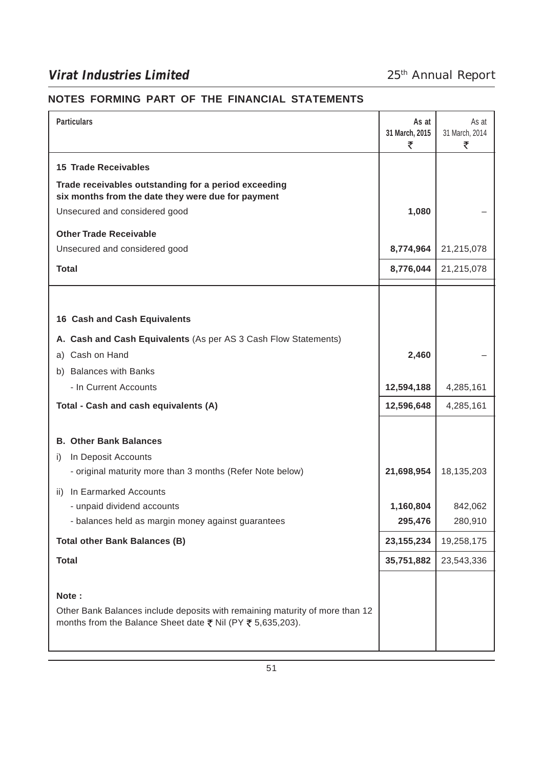## NOTES FORMING PART OF THE FINANCIAL STATEMENTS

| Particulars | As at 31 March, 2015 ₹ | As at 31 March, 2014 ₹ |
|---|---|---|
| **15 Trade Receivables** | | |
| **Trade receivables outstanding for a period exceeding six months from the date they were due for payment** | | |
| Unsecured and considered good | **1,080** | – |
| **Other Trade Receivable** | | |
| Unsecured and considered good | **8,774,964** | 21,215,078 |
| **Total** | **8,776,044** | 21,215,078 |

| Particulars | As at 31 March, 2015 ₹ | As at 31 March, 2014 ₹ |
|---|---|---|
| **16 Cash and Cash Equivalents** | | |
| **A. Cash and Cash Equivalents** (As per AS 3 Cash Flow Statements) | | |
| a) Cash on Hand | **2,460** | – |
| b) Balances with Banks | | |
| - In Current Accounts | **12,594,188** | 4,285,161 |
| **Total - Cash and cash equivalents (A)** | **12,596,648** | 4,285,161 |
| **B. Other Bank Balances** | | |
| i) In Deposit Accounts | | |
| - original maturity more than 3 months (Refer Note below) | **21,698,954** | 18,135,203 |
| ii) In Earmarked Accounts | | |
| - unpaid dividend accounts | **1,160,804** | 842,062 |
| - balances held as margin money against guarantees | **295,476** | 280,910 |
| **Total other Bank Balances (B)** | **23,155,234** | 19,258,175 |
| **Total** | **35,751,882** | 23,543,336 |

**Note :**

Other Bank Balances include deposits with remaining maturity of more than 12 months from the Balance Sheet date ₹ Nil (PY ₹ 5,635,203).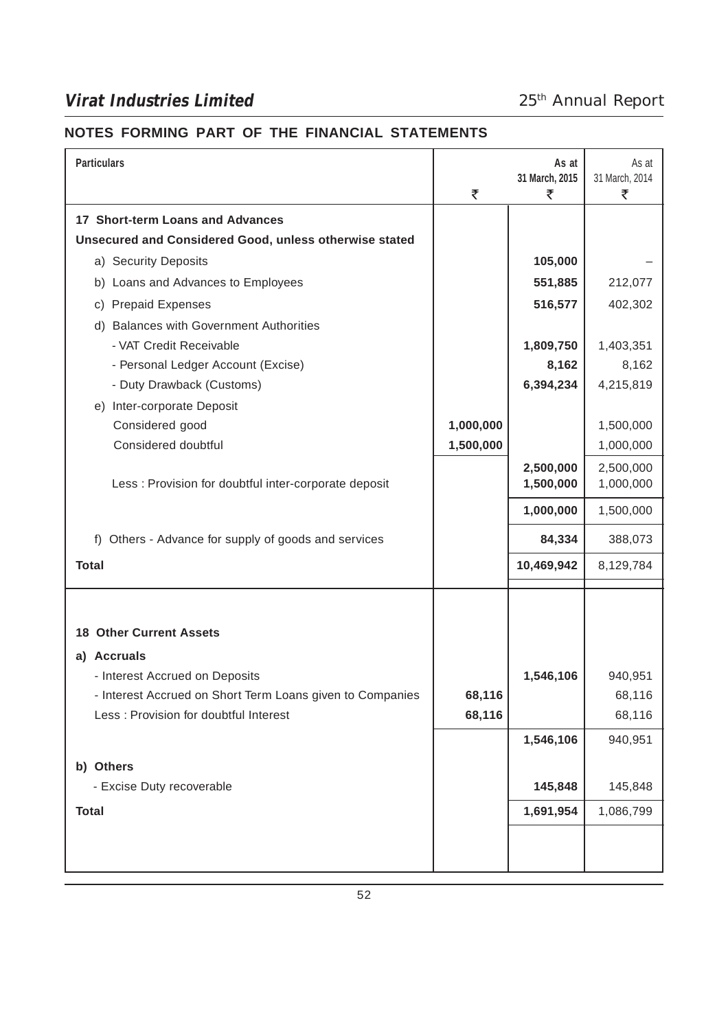## NOTES FORMING PART OF THE FINANCIAL STATEMENTS

| Particulars | ₹ | As at 31 March, 2015 ₹ | As at 31 March, 2014 ₹ |
|---|---|---|---|
| **17 Short-term Loans and Advances** | | | |
| **Unsecured and Considered Good, unless otherwise stated** | | | |
| a) Security Deposits | | **105,000** | – |
| b) Loans and Advances to Employees | | **551,885** | 212,077 |
| c) Prepaid Expenses | | **516,577** | 402,302 |
| d) Balances with Government Authorities | | | |
| - VAT Credit Receivable | | **1,809,750** | 1,403,351 |
| - Personal Ledger Account (Excise) | | **8,162** | 8,162 |
| - Duty Drawback (Customs) | | **6,394,234** | 4,215,819 |
| e) Inter-corporate Deposit | | | |
| Considered good | **1,000,000** | | 1,500,000 |
| Considered doubtful | **1,500,000** | | 1,000,000 |
| | | **2,500,000** | 2,500,000 |
| Less : Provision for doubtful inter-corporate deposit | | **1,500,000** | 1,000,000 |
| | | **1,000,000** | 1,500,000 |
| f) Others - Advance for supply of goods and services | | **84,334** | 388,073 |
| **Total** | | **10,469,942** | 8,129,784 |
| **18 Other Current Assets** | | | |
| **a) Accruals** | | | |
| - Interest Accrued on Deposits | | **1,546,106** | 940,951 |
| - Interest Accrued on Short Term Loans given to Companies | **68,116** | | 68,116 |
| Less : Provision for doubtful Interest | **68,116** | | 68,116 |
| | | **1,546,106** | 940,951 |
| **b) Others** | | | |
| - Excise Duty recoverable | | **145,848** | 145,848 |
| **Total** | | **1,691,954** | 1,086,799 |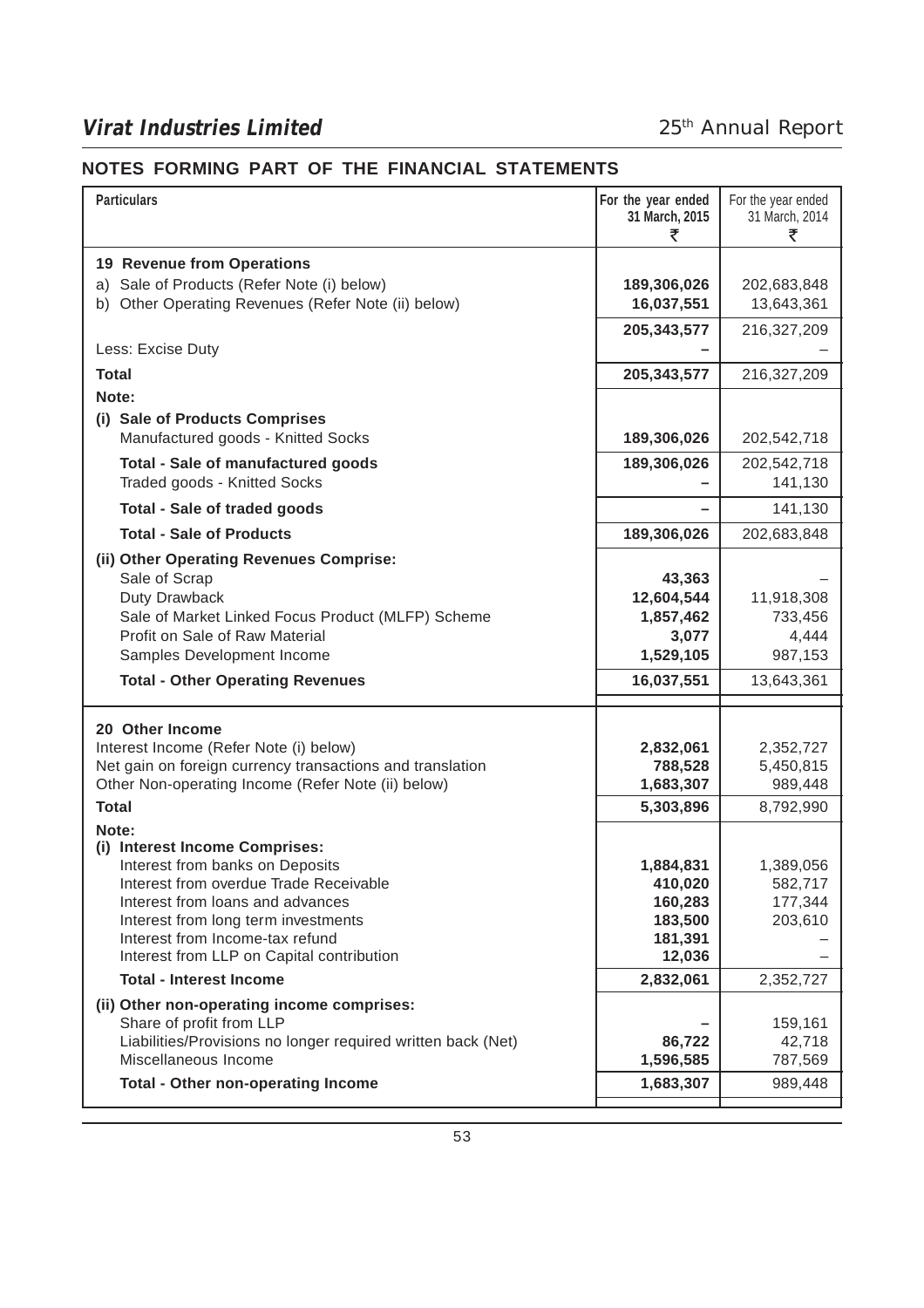## NOTES FORMING PART OF THE FINANCIAL STATEMENTS

| Particulars | For the year ended 31 March, 2015 ₹ | For the year ended 31 March, 2014 ₹ |
|---|---|---|
| **19 Revenue from Operations** | | |
| a) Sale of Products (Refer Note (i) below) | **189,306,026** | 202,683,848 |
| b) Other Operating Revenues (Refer Note (ii) below) | **16,037,551** | 13,643,361 |
| | **205,343,577** | 216,327,209 |
| Less: Excise Duty | **–** | – |
| **Total** | **205,343,577** | 216,327,209 |
| **Note:** | | |
| **(i) Sale of Products Comprises** | | |
| Manufactured goods - Knitted Socks | **189,306,026** | 202,542,718 |
| **Total - Sale of manufactured goods** | **189,306,026** | 202,542,718 |
| Traded goods - Knitted Socks | **–** | 141,130 |
| **Total - Sale of traded goods** | **–** | 141,130 |
| **Total - Sale of Products** | **189,306,026** | 202,683,848 |
| **(ii) Other Operating Revenues Comprise:** | | |
| Sale of Scrap | **43,363** | – |
| Duty Drawback | **12,604,544** | 11,918,308 |
| Sale of Market Linked Focus Product (MLFP) Scheme | **1,857,462** | 733,456 |
| Profit on Sale of Raw Material | **3,077** | 4,444 |
| Samples Development Income | **1,529,105** | 987,153 |
| **Total - Other Operating Revenues** | **16,037,551** | 13,643,361 |
| **20 Other Income** | | |
| Interest Income (Refer Note (i) below) | **2,832,061** | 2,352,727 |
| Net gain on foreign currency transactions and translation | **788,528** | 5,450,815 |
| Other Non-operating Income (Refer Note (ii) below) | **1,683,307** | 989,448 |
| **Total** | **5,303,896** | 8,792,990 |
| **Note:** | | |
| **(i) Interest Income Comprises:** | | |
| Interest from banks on Deposits | **1,884,831** | 1,389,056 |
| Interest from overdue Trade Receivable | **410,020** | 582,717 |
| Interest from loans and advances | **160,283** | 177,344 |
| Interest from long term investments | **183,500** | 203,610 |
| Interest from Income-tax refund | **181,391** | – |
| Interest from LLP on Capital contribution | **12,036** | – |
| **Total - Interest Income** | **2,832,061** | 2,352,727 |
| **(ii) Other non-operating income comprises:** | | |
| Share of profit from LLP | **–** | 159,161 |
| Liabilities/Provisions no longer required written back (Net) | **86,722** | 42,718 |
| Miscellaneous Income | **1,596,585** | 787,569 |
| **Total - Other non-operating Income** | **1,683,307** | 989,448 |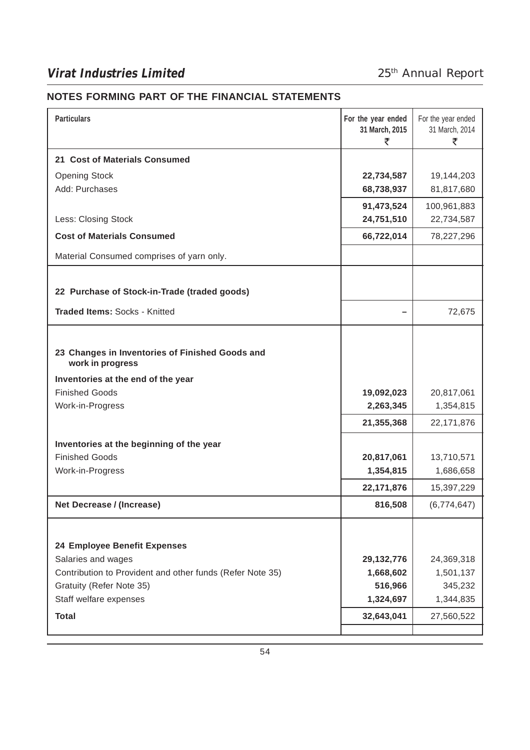## NOTES FORMING PART OF THE FINANCIAL STATEMENTS

| Particulars | For the year ended 31 March, 2015 ₹ | For the year ended 31 March, 2014 ₹ |
|---|---|---|
| **21 Cost of Materials Consumed** | | |
| Opening Stock | **22,734,587** | 19,144,203 |
| Add: Purchases | **68,738,937** | 81,817,680 |
| | **91,473,524** | 100,961,883 |
| Less: Closing Stock | **24,751,510** | 22,734,587 |
| **Cost of Materials Consumed** | **66,722,014** | 78,227,296 |
| Material Consumed comprises of yarn only. | | |
| **22 Purchase of Stock-in-Trade (traded goods)** | | |
| **Traded Items:** Socks - Knitted | **–** | 72,675 |
| **23 Changes in Inventories of Finished Goods and work in progress** | | |
| **Inventories at the end of the year** | | |
| Finished Goods | **19,092,023** | 20,817,061 |
| Work-in-Progress | **2,263,345** | 1,354,815 |
| | **21,355,368** | 22,171,876 |
| **Inventories at the beginning of the year** | | |
| Finished Goods | **20,817,061** | 13,710,571 |
| Work-in-Progress | **1,354,815** | 1,686,658 |
| | **22,171,876** | 15,397,229 |
| **Net Decrease / (Increase)** | **816,508** | (6,774,647) |
| **24 Employee Benefit Expenses** | | |
| Salaries and wages | **29,132,776** | 24,369,318 |
| Contribution to Provident and other funds (Refer Note 35) | **1,668,602** | 1,501,137 |
| Gratuity (Refer Note 35) | **516,966** | 345,232 |
| Staff welfare expenses | **1,324,697** | 1,344,835 |
| **Total** | **32,643,041** | 27,560,522 |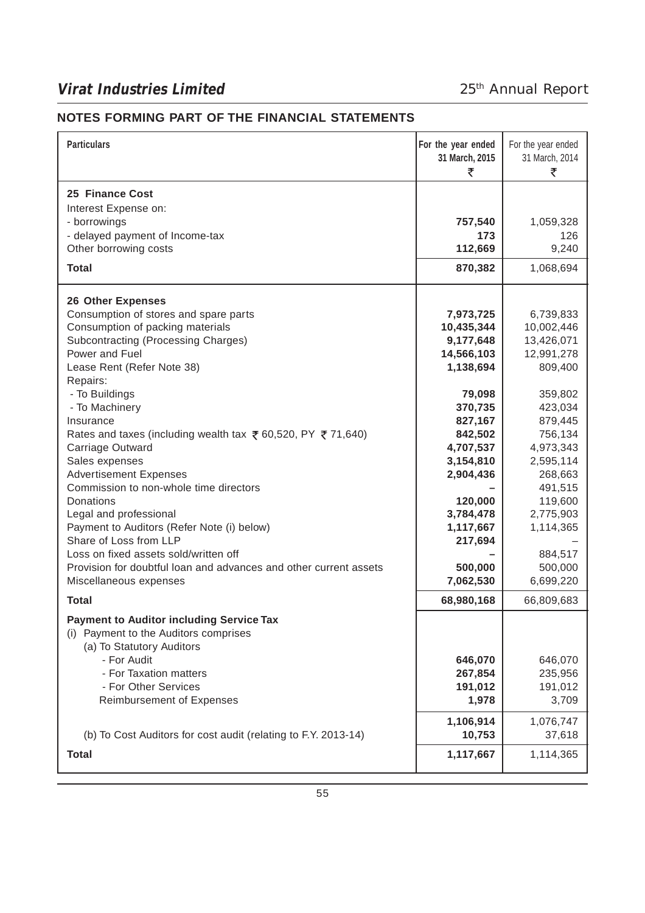## NOTES FORMING PART OF THE FINANCIAL STATEMENTS

| Particulars | For the year ended 31 March, 2015 ₹ | For the year ended 31 March, 2014 ₹ |
|---|---|---|
| **25 Finance Cost** | | |
| Interest Expense on: | | |
| - borrowings | **757,540** | 1,059,328 |
| - delayed payment of Income-tax | **173** | 126 |
| Other borrowing costs | **112,669** | 9,240 |
| **Total** | **870,382** | 1,068,694 |
| **26 Other Expenses** | | |
| Consumption of stores and spare parts | **7,973,725** | 6,739,833 |
| Consumption of packing materials | **10,435,344** | 10,002,446 |
| Subcontracting (Processing Charges) | **9,177,648** | 13,426,071 |
| Power and Fuel | **14,566,103** | 12,991,278 |
| Lease Rent (Refer Note 38) | **1,138,694** | 809,400 |
| Repairs: | | |
| - To Buildings | **79,098** | 359,802 |
| - To Machinery | **370,735** | 423,034 |
| Insurance | **827,167** | 879,445 |
| Rates and taxes (including wealth tax ₹ 60,520, PY ₹ 71,640) | **842,502** | 756,134 |
| Carriage Outward | **4,707,537** | 4,973,343 |
| Sales expenses | **3,154,810** | 2,595,114 |
| Advertisement Expenses | **2,904,436** | 268,663 |
| Commission to non-whole time directors | **–** | 491,515 |
| Donations | **120,000** | 119,600 |
| Legal and professional | **3,784,478** | 2,775,903 |
| Payment to Auditors (Refer Note (i) below) | **1,117,667** | 1,114,365 |
| Share of Loss from LLP | **217,694** | – |
| Loss on fixed assets sold/written off | **–** | 884,517 |
| Provision for doubtful loan and advances and other current assets | **500,000** | 500,000 |
| Miscellaneous expenses | **7,062,530** | 6,699,220 |
| **Total** | **68,980,168** | 66,809,683 |
| **Payment to Auditor including Service Tax** | | |
| (i) Payment to the Auditors comprises | | |
| (a) To Statutory Auditors | | |
| - For Audit | **646,070** | 646,070 |
| - For Taxation matters | **267,854** | 235,956 |
| - For Other Services | **191,012** | 191,012 |
| Reimbursement of Expenses | **1,978** | 3,709 |
| | **1,106,914** | 1,076,747 |
| (b) To Cost Auditors for cost audit (relating to F.Y. 2013-14) | **10,753** | 37,618 |
| **Total** | **1,117,667** | 1,114,365 |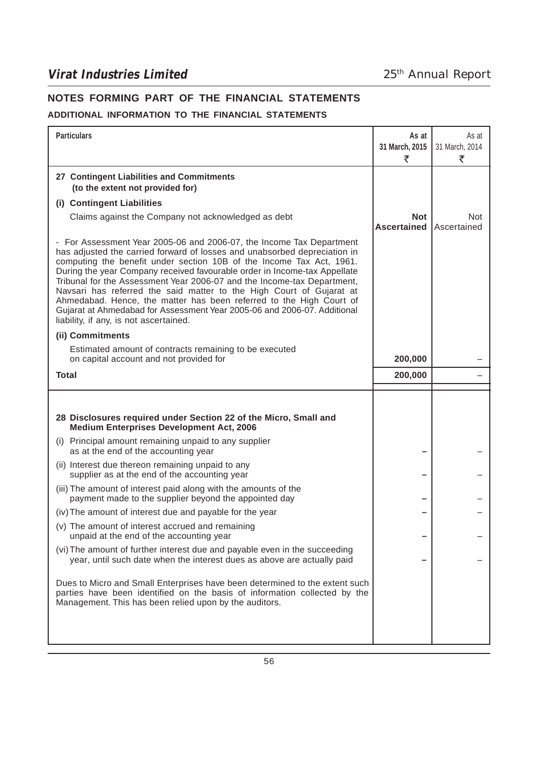## NOTES FORMING PART OF THE FINANCIAL STATEMENTS

### ADDITIONAL INFORMATION TO THE FINANCIAL STATEMENTS

| Particulars | As at 31 March, 2015 ₹ | As at 31 March, 2014 ₹ |
|---|---|---|
| **27 Contingent Liabilities and Commitments (to the extent not provided for)** | | |
| **(i) Contingent Liabilities** | | |
| Claims against the Company not acknowledged as debt | **Not Ascertained** | Not Ascertained |
| - For Assessment Year 2005-06 and 2006-07, the Income Tax Department has adjusted the carried forward of losses and unabsorbed depreciation in computing the benefit under section 10B of the Income Tax Act, 1961. During the year Company received favourable order in Income-tax Appellate Tribunal for the Assessment Year 2006-07 and the Income-tax Department, Navsari has referred the said matter to the High Court of Gujarat at Ahmedabad. Hence, the matter has been referred to the High Court of Gujarat at Ahmedabad for Assessment Year 2005-06 and 2006-07. Additional liability, if any, is not ascertained. | | |
| **(ii) Commitments** | | |
| Estimated amount of contracts remaining to be executed on capital account and not provided for | **200,000** | – |
| **Total** | **200,000** | – |
| **28 Disclosures required under Section 22 of the Micro, Small and Medium Enterprises Development Act, 2006** | | |
| (i) Principal amount remaining unpaid to any supplier as at the end of the accounting year | **–** | – |
| (ii) Interest due thereon remaining unpaid to any supplier as at the end of the accounting year | **–** | – |
| (iii) The amount of interest paid along with the amounts of the payment made to the supplier beyond the appointed day | **–** | – |
| (iv) The amount of interest due and payable for the year | **–** | – |
| (v) The amount of interest accrued and remaining unpaid at the end of the accounting year | **–** | – |
| (vi) The amount of further interest due and payable even in the succeeding year, until such date when the interest dues as above are actually paid | **–** | – |
| Dues to Micro and Small Enterprises have been determined to the extent such parties have been identified on the basis of information collected by the Management. This has been relied upon by the auditors. | | |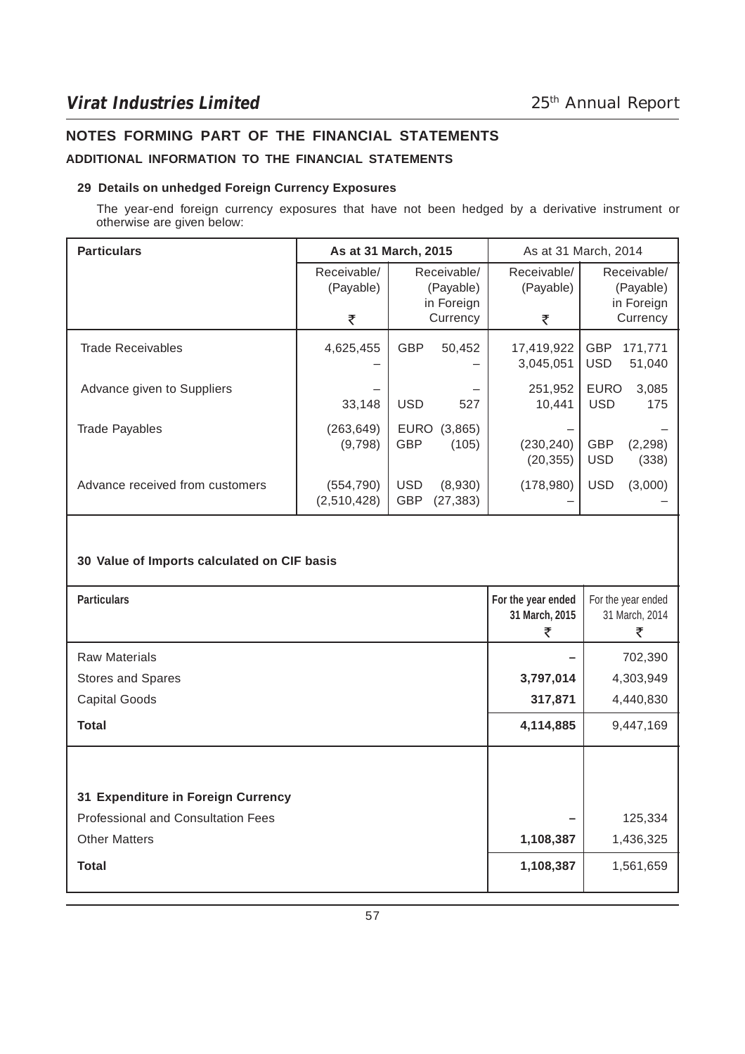## NOTES FORMING PART OF THE FINANCIAL STATEMENTS

### ADDITIONAL INFORMATION TO THE FINANCIAL STATEMENTS

**29 Details on unhedged Foreign Currency Exposures**

The year-end foreign currency exposures that have not been hedged by a derivative instrument or otherwise are given below:

| Particulars | As at 31 March, 2015 | | As at 31 March, 2014 | |
|---|---|---|---|---|
| | Receivable/ (Payable) ₹ | Receivable/ (Payable) in Foreign Currency | Receivable/ (Payable) ₹ | Receivable/ (Payable) in Foreign Currency |
| Trade Receivables | 4,625,455 | GBP 50,452 | 17,419,922 | GBP 171,771 |
| | – | – | 3,045,051 | USD 51,040 |
| Advance given to Suppliers | – | – | 251,952 | EURO 3,085 |
| | 33,148 | USD 527 | 10,441 | USD 175 |
| Trade Payables | (263,649) | EURO (3,865) | – | – |
| | (9,798) | GBP (105) | (230,240) | GBP (2,298) |
| | | | (20,355) | USD (338) |
| Advance received from customers | (554,790) | USD (8,930) | (178,980) | USD (3,000) |
| | (2,510,428) | GBP (27,383) | – | – |

**30 Value of Imports calculated on CIF basis**

| Particulars | For the year ended 31 March, 2015 ₹ | For the year ended 31 March, 2014 ₹ |
|---|---|---|
| Raw Materials | **–** | 702,390 |
| Stores and Spares | **3,797,014** | 4,303,949 |
| Capital Goods | **317,871** | 4,440,830 |
| **Total** | **4,114,885** | 9,447,169 |

**31 Expenditure in Foreign Currency**

| Particulars | For the year ended 31 March, 2015 ₹ | For the year ended 31 March, 2014 ₹ |
|---|---|---|
| Professional and Consultation Fees | **–** | 125,334 |
| Other Matters | **1,108,387** | 1,436,325 |
| **Total** | **1,108,387** | 1,561,659 |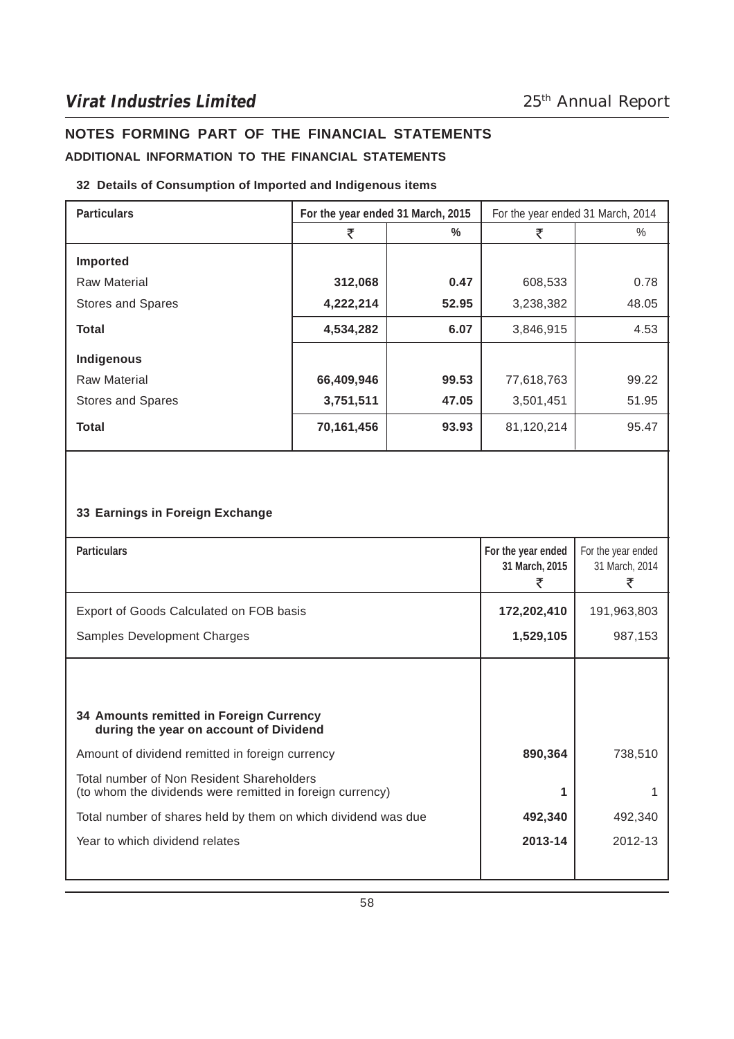## NOTES FORMING PART OF THE FINANCIAL STATEMENTS

### ADDITIONAL INFORMATION TO THE FINANCIAL STATEMENTS

#### 32 Details of Consumption of Imported and Indigenous items

| Particulars | For the year ended 31 March, 2015 | | For the year ended 31 March, 2014 | |
|---|---|---|---|---|
| | ₹ | % | ₹ | % |
| **Imported** | | | | |
| Raw Material | **312,068** | **0.47** | 608,533 | 0.78 |
| Stores and Spares | **4,222,214** | **52.95** | 3,238,382 | 48.05 |
| **Total** | **4,534,282** | **6.07** | 3,846,915 | 4.53 |
| **Indigenous** | | | | |
| Raw Material | **66,409,946** | **99.53** | 77,618,763 | 99.22 |
| Stores and Spares | **3,751,511** | **47.05** | 3,501,451 | 51.95 |
| **Total** | **70,161,456** | **93.93** | 81,120,214 | 95.47 |

#### 33 Earnings in Foreign Exchange

| Particulars | For the year ended 31 March, 2015 ₹ | For the year ended 31 March, 2014 ₹ |
|---|---|---|
| Export of Goods Calculated on FOB basis | **172,202,410** | 191,963,803 |
| Samples Development Charges | **1,529,105** | 987,153 |

#### 34 Amounts remitted in Foreign Currency during the year on account of Dividend

| Particulars | For the year ended 31 March, 2015 | For the year ended 31 March, 2014 |
|---|---|---|
| Amount of dividend remitted in foreign currency | **890,364** | 738,510 |
| Total number of Non Resident Shareholders (to whom the dividends were remitted in foreign currency) | **1** | 1 |
| Total number of shares held by them on which dividend was due | **492,340** | 492,340 |
| Year to which dividend relates | **2013-14** | 2012-13 |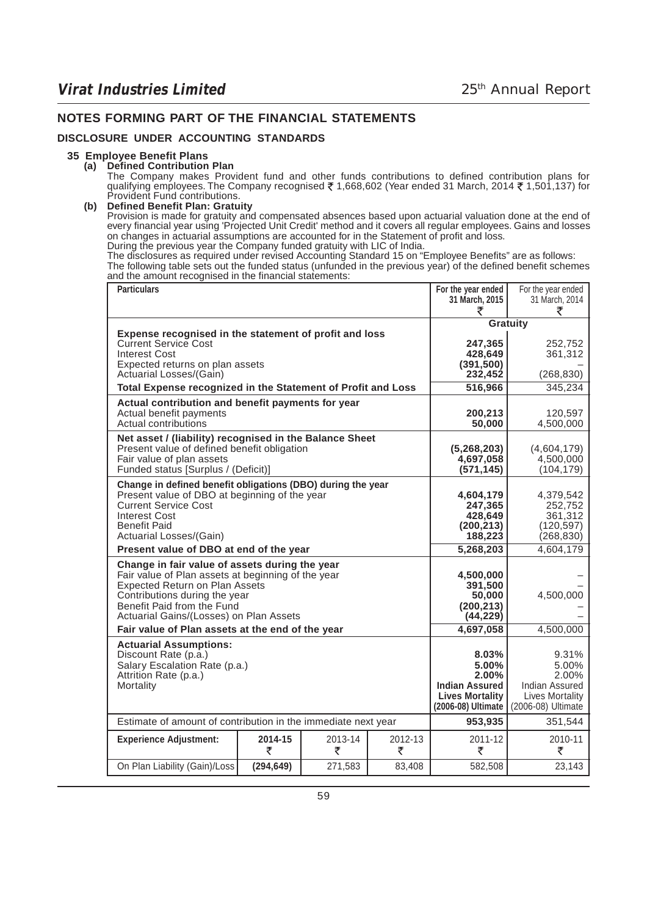## NOTES FORMING PART OF THE FINANCIAL STATEMENTS

### DISCLOSURE UNDER ACCOUNTING STANDARDS

**35 Employee Benefit Plans**

**(a) Defined Contribution Plan**

The Company makes Provident fund and other funds contributions to defined contribution plans for qualifying employees. The Company recognised ₹ 1,668,602 (Year ended 31 March, 2014 ₹ 1,501,137) for Provident Fund contributions.

**(b) Defined Benefit Plan: Gratuity**

Provision is made for gratuity and compensated absences based upon actuarial valuation done at the end of every financial year using 'Projected Unit Credit' method and it covers all regular employees. Gains and losses on changes in actuarial assumptions are accounted for in the Statement of profit and loss.

During the previous year the Company funded gratuity with LIC of India.

The disclosures as required under revised Accounting Standard 15 on "Employee Benefits" are as follows:

The following table sets out the funded status (unfunded in the previous year) of the defined benefit schemes and the amount recognised in the financial statements:

| Particulars | For the year ended 31 March, 2015 ₹ | For the year ended 31 March, 2014 ₹ |
|---|---|---|
| | **Gratuity** | |
| **Expense recognised in the statement of profit and loss** | | |
| Current Service Cost | **247,365** | 252,752 |
| Interest Cost | **428,649** | 361,312 |
| Expected returns on plan assets | **(391,500)** | – |
| Actuarial Losses/(Gain) | **232,452** | (268,830) |
| **Total Expense recognized in the Statement of Profit and Loss** | **516,966** | 345,234 |
| **Actual contribution and benefit payments for year** | | |
| Actual benefit payments | **200,213** | 120,597 |
| Actual contributions | **50,000** | 4,500,000 |
| **Net asset / (liability) recognised in the Balance Sheet** | | |
| Present value of defined benefit obligation | **(5,268,203)** | (4,604,179) |
| Fair value of plan assets | **4,697,058** | 4,500,000 |
| Funded status [Surplus / (Deficit)] | **(571,145)** | (104,179) |
| **Change in defined benefit obligations (DBO) during the year** | | |
| Present value of DBO at beginning of the year | **4,604,179** | 4,379,542 |
| Current Service Cost | **247,365** | 252,752 |
| Interest Cost | **428,649** | 361,312 |
| Benefit Paid | **(200,213)** | (120,597) |
| Actuarial Losses/(Gain) | **188,223** | (268,830) |
| **Present value of DBO at end of the year** | **5,268,203** | 4,604,179 |
| **Change in fair value of assets during the year** | | |
| Fair value of Plan assets at beginning of the year | **4,500,000** | – |
| Expected Return on Plan Assets | **391,500** | – |
| Contributions during the year | **50,000** | 4,500,000 |
| Benefit Paid from the Fund | **(200,213)** | – |
| Actuarial Gains/(Losses) on Plan Assets | **(44,229)** | – |
| **Fair value of Plan assets at the end of the year** | **4,697,058** | 4,500,000 |
| **Actuarial Assumptions:** | | |
| Discount Rate (p.a.) | **8.03%** | 9.31% |
| Salary Escalation Rate (p.a.) | **5.00%** | 5.00% |
| Attrition Rate (p.a.) | **2.00%** | 2.00% |
| Mortality | **Indian Assured Lives Mortality (2006-08) Ultimate** | Indian Assured Lives Mortality (2006-08) Ultimate |
| Estimate of amount of contribution in the immediate next year | **953,935** | 351,544 |

| Experience Adjustment: | 2014-15 ₹ | 2013-14 ₹ | 2012-13 ₹ | 2011-12 ₹ | 2010-11 ₹ |
|---|---|---|---|---|---|
| On Plan Liability (Gain)/Loss | **(294,649)** | 271,583 | 83,408 | 582,508 | 23,143 |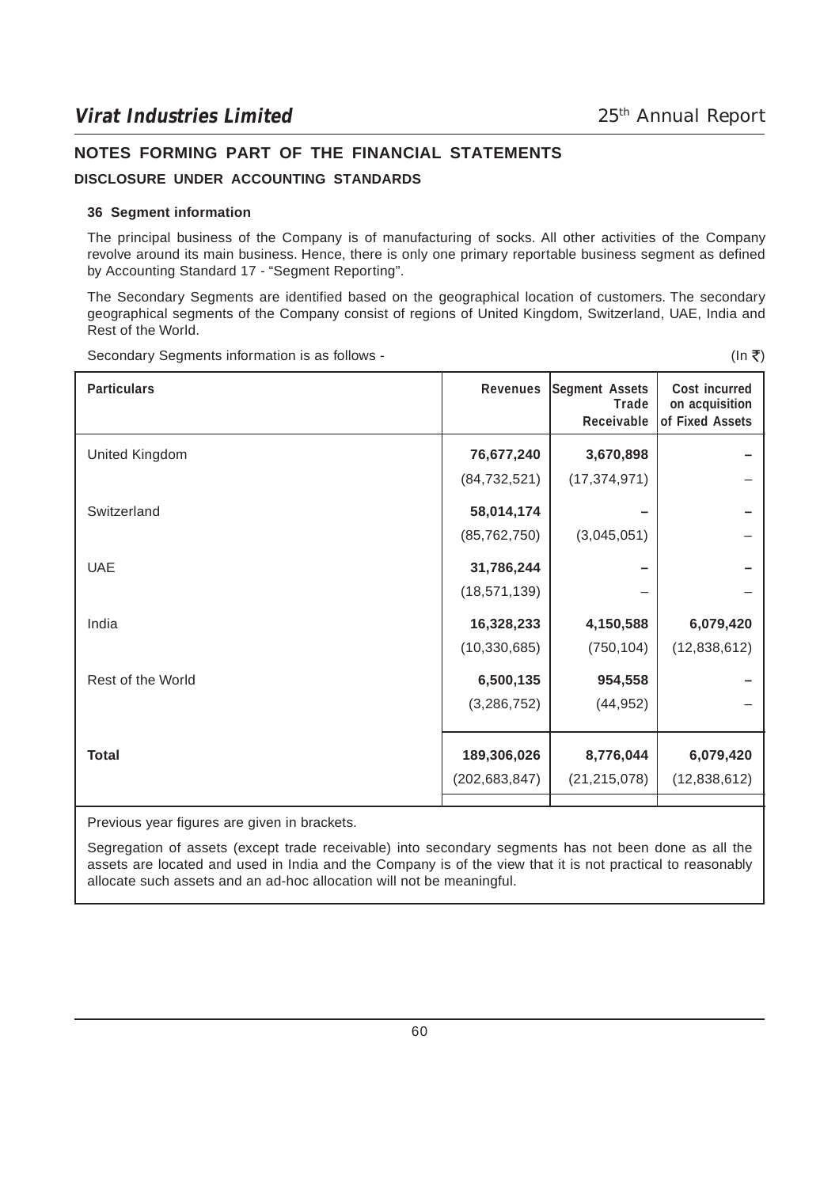## NOTES FORMING PART OF THE FINANCIAL STATEMENTS

### DISCLOSURE UNDER ACCOUNTING STANDARDS

**36 Segment information**

The principal business of the Company is of manufacturing of socks. All other activities of the Company revolve around its main business. Hence, there is only one primary reportable business segment as defined by Accounting Standard 17 - "Segment Reporting".

The Secondary Segments are identified based on the geographical location of customers. The secondary geographical segments of the Company consist of regions of United Kingdom, Switzerland, UAE, India and Rest of the World.

Secondary Segments information is as follows - (In ₹)

| Particulars | Revenues | Segment Assets Trade Receivable | Cost incurred on acquisition of Fixed Assets |
|---|---|---|---|
| United Kingdom | **76,677,240** | **3,670,898** | **–** |
| | (84,732,521) | (17,374,971) | – |
| Switzerland | **58,014,174** | **–** | **–** |
| | (85,762,750) | (3,045,051) | – |
| UAE | **31,786,244** | **–** | **–** |
| | (18,571,139) | – | – |
| India | **16,328,233** | **4,150,588** | **6,079,420** |
| | (10,330,685) | (750,104) | (12,838,612) |
| Rest of the World | **6,500,135** | **954,558** | **–** |
| | (3,286,752) | (44,952) | – |
| **Total** | **189,306,026** | **8,776,044** | **6,079,420** |
| | (202,683,847) | (21,215,078) | (12,838,612) |

Previous year figures are given in brackets.

Segregation of assets (except trade receivable) into secondary segments has not been done as all the assets are located and used in India and the Company is of the view that it is not practical to reasonably allocate such assets and an ad-hoc allocation will not be meaningful.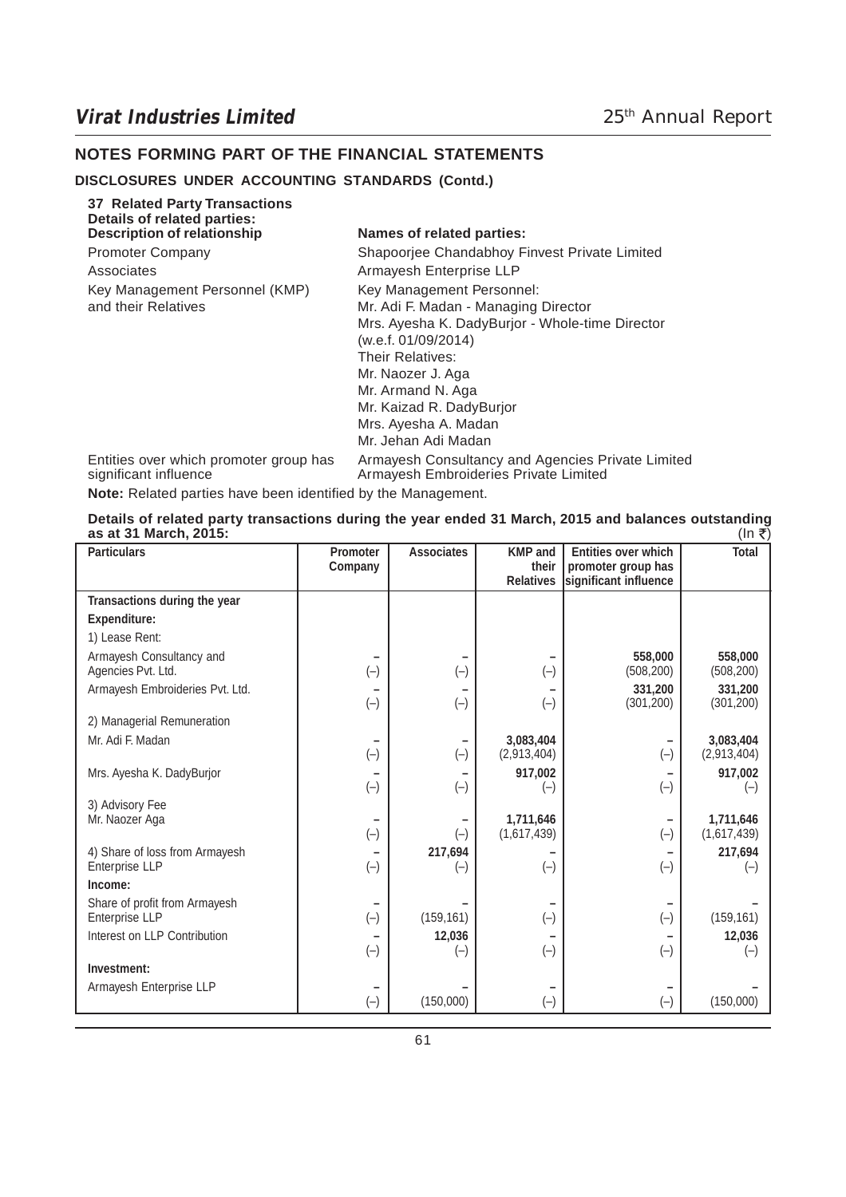## NOTES FORMING PART OF THE FINANCIAL STATEMENTS

### DISCLOSURES UNDER ACCOUNTING STANDARDS (Contd.)

**37 Related Party Transactions**

**Details of related parties:**

| Description of relationship | Names of related parties: |
|---|---|
| Promoter Company | Shapoorjee Chandabhoy Finvest Private Limited |
| Associates | Armayesh Enterprise LLP |
| Key Management Personnel (KMP) and their Relatives | Key Management Personnel:<br>Mr. Adi F. Madan - Managing Director<br>Mrs. Ayesha K. DadyBurjor - Whole-time Director (w.e.f. 01/09/2014)<br>Their Relatives:<br>Mr. Naozer J. Aga<br>Mr. Armand N. Aga<br>Mr. Kaizad R. DadyBurjor<br>Mrs. Ayesha A. Madan<br>Mr. Jehan Adi Madan |
| Entities over which promoter group has significant influence | Armayesh Consultancy and Agencies Private Limited<br>Armayesh Embroideries Private Limited |

**Note:** Related parties have been identified by the Management.

**Details of related party transactions during the year ended 31 March, 2015 and balances outstanding as at 31 March, 2015:** (In ₹)

| Particulars | Promoter Company | Associates | KMP and their Relatives | Entities over which promoter group has significant influence | Total |
|---|---|---|---|---|---|
| **Transactions during the year** | | | | | |
| **Expenditure:** | | | | | |
| 1) Lease Rent: | | | | | |
| Armayesh Consultancy and Agencies Pvt. Ltd. | –<br>(–) | –<br>(–) | –<br>(–) | **558,000**<br>(508,200) | **558,000**<br>(508,200) |
| Armayesh Embroideries Pvt. Ltd. | –<br>(–) | –<br>(–) | –<br>(–) | **331,200**<br>(301,200) | **331,200**<br>(301,200) |
| 2) Managerial Remuneration | | | | | |
| Mr. Adi F. Madan | –<br>(–) | –<br>(–) | **3,083,404**<br>(2,913,404) | –<br>(–) | **3,083,404**<br>(2,913,404) |
| Mrs. Ayesha K. DadyBurjor | –<br>(–) | –<br>(–) | **917,002**<br>(–) | –<br>(–) | **917,002**<br>(–) |
| 3) Advisory Fee<br>Mr. Naozer Aga | –<br>(–) | –<br>(–) | **1,711,646**<br>(1,617,439) | –<br>(–) | **1,711,646**<br>(1,617,439) |
| 4) Share of loss from Armayesh Enterprise LLP | –<br>(–) | **217,694**<br>(–) | –<br>(–) | –<br>(–) | **217,694**<br>(–) |
| **Income:** | | | | | |
| Share of profit from Armayesh Enterprise LLP | –<br>(–) | –<br>(159,161) | –<br>(–) | –<br>(–) | –<br>(159,161) |
| Interest on LLP Contribution | –<br>(–) | **12,036**<br>(–) | –<br>(–) | –<br>(–) | **12,036**<br>(–) |
| **Investment:** | | | | | |
| Armayesh Enterprise LLP | –<br>(–) | –<br>(150,000) | –<br>(–) | –<br>(–) | –<br>(150,000) |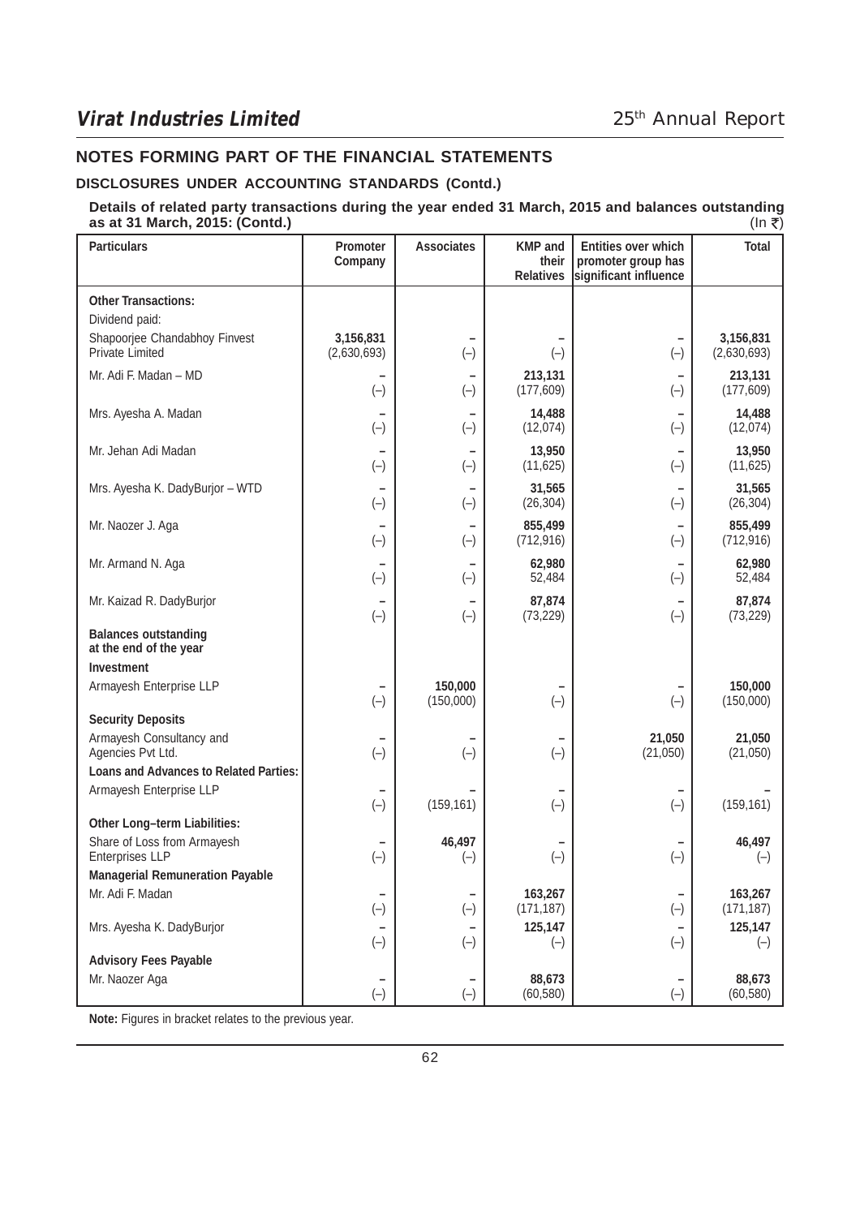## NOTES FORMING PART OF THE FINANCIAL STATEMENTS

### DISCLOSURES UNDER ACCOUNTING STANDARDS (Contd.)

**Details of related party transactions during the year ended 31 March, 2015 and balances outstanding as at 31 March, 2015: (Contd.)**

(In ₹)

| Particulars | Promoter Company | Associates | KMP and their Relatives | Entities over which promoter group has significant influence | Total |
|---|---|---|---|---|---|
| **Other Transactions:** | | | | | |
| Dividend paid: | | | | | |
| Shapoorjee Chandabhoy Finvest Private Limited | **3,156,831** (2,630,693) | **–** (–) | **–** (–) | **–** (–) | **3,156,831** (2,630,693) |
| Mr. Adi F. Madan – MD | **–** (–) | **–** (–) | **213,131** (177,609) | **–** (–) | **213,131** (177,609) |
| Mrs. Ayesha A. Madan | **–** (–) | **–** (–) | **14,488** (12,074) | **–** (–) | **14,488** (12,074) |
| Mr. Jehan Adi Madan | **–** (–) | **–** (–) | **13,950** (11,625) | **–** (–) | **13,950** (11,625) |
| Mrs. Ayesha K. DadyBurjor – WTD | **–** (–) | **–** (–) | **31,565** (26,304) | **–** (–) | **31,565** (26,304) |
| Mr. Naozer J. Aga | **–** (–) | **–** (–) | **855,499** (712,916) | **–** (–) | **855,499** (712,916) |
| Mr. Armand N. Aga | **–** (–) | **–** (–) | **62,980** 52,484 | **–** (–) | **62,980** 52,484 |
| Mr. Kaizad R. DadyBurjor | **–** (–) | **–** (–) | **87,874** (73,229) | **–** (–) | **87,874** (73,229) |
| **Balances outstanding at the end of the year** | | | | | |
| **Investment** | | | | | |
| Armayesh Enterprise LLP | **–** (–) | **150,000** (150,000) | **–** (–) | **–** (–) | **150,000** (150,000) |
| **Security Deposits** | | | | | |
| Armayesh Consultancy and Agencies Pvt Ltd. | **–** (–) | **–** (–) | **–** (–) | **21,050** (21,050) | **21,050** (21,050) |
| **Loans and Advances to Related Parties:** | | | | | |
| Armayesh Enterprise LLP | **–** (–) | **–** (159,161) | **–** (–) | **–** (–) | **–** (159,161) |
| **Other Long–term Liabilities:** | | | | | |
| Share of Loss from Armayesh Enterprises LLP | **–** (–) | **46,497** (–) | **–** (–) | **–** (–) | **46,497** (–) |
| **Managerial Remuneration Payable** | | | | | |
| Mr. Adi F. Madan | **–** (–) | **–** (–) | **163,267** (171,187) | **–** (–) | **163,267** (171,187) |
| Mrs. Ayesha K. DadyBurjor | **–** (–) | **–** (–) | **125,147** (–) | **–** (–) | **125,147** (–) |
| **Advisory Fees Payable** | | | | | |
| Mr. Naozer Aga | **–** (–) | **–** (–) | **88,673** (60,580) | **–** (–) | **88,673** (60,580) |

**Note:** Figures in bracket relates to the previous year.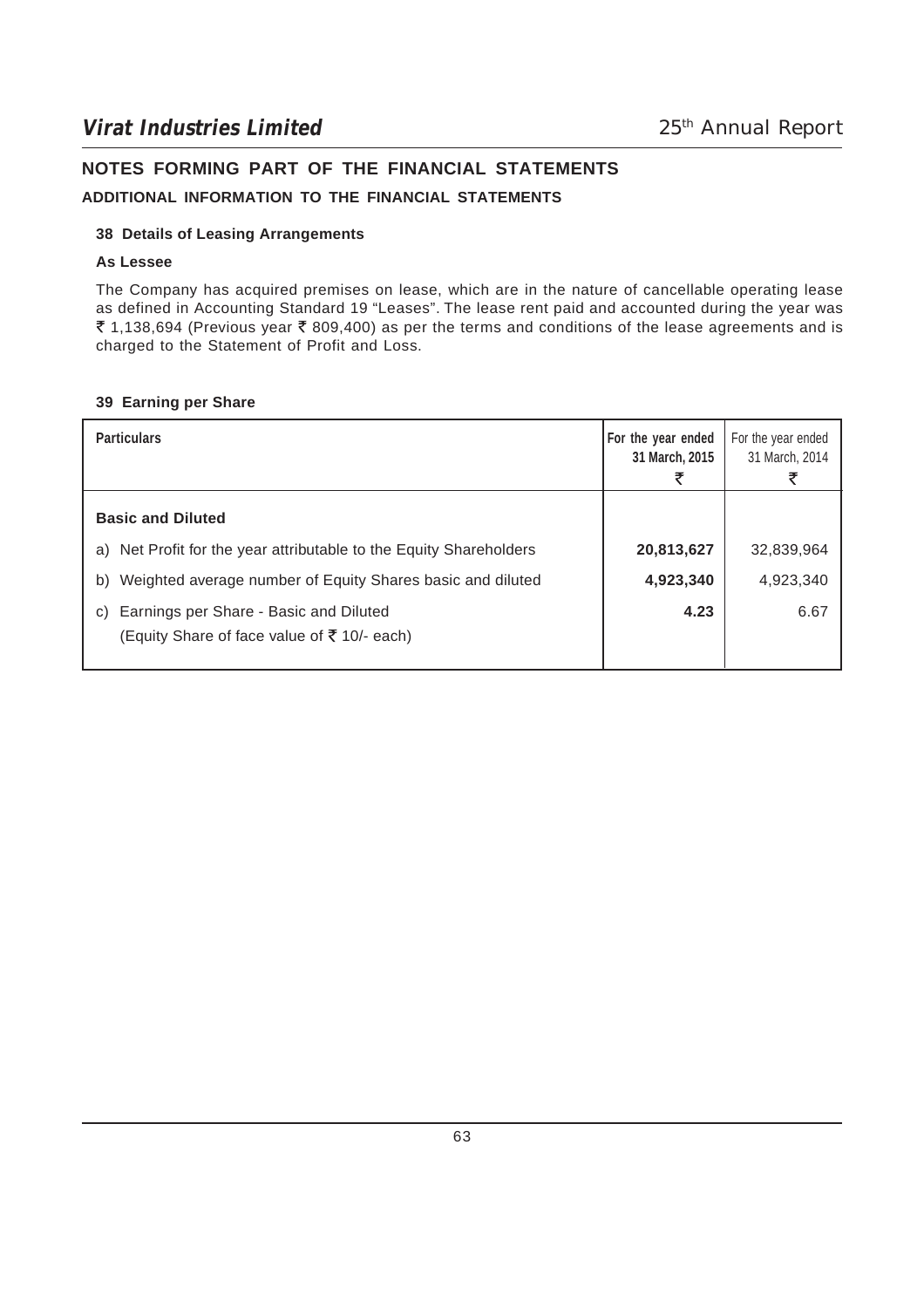## NOTES FORMING PART OF THE FINANCIAL STATEMENTS

### ADDITIONAL INFORMATION TO THE FINANCIAL STATEMENTS

#### 38 Details of Leasing Arrangements

**As Lessee**

The Company has acquired premises on lease, which are in the nature of cancellable operating lease as defined in Accounting Standard 19 "Leases". The lease rent paid and accounted during the year was ₹ 1,138,694 (Previous year ₹ 809,400) as per the terms and conditions of the lease agreements and is charged to the Statement of Profit and Loss.

#### 39 Earning per Share

| Particulars | For the year ended 31 March, 2015 ₹ | For the year ended 31 March, 2014 ₹ |
|---|---|---|
| **Basic and Diluted** | | |
| a) Net Profit for the year attributable to the Equity Shareholders | **20,813,627** | 32,839,964 |
| b) Weighted average number of Equity Shares basic and diluted | **4,923,340** | 4,923,340 |
| c) Earnings per Share - Basic and Diluted (Equity Share of face value of ₹ 10/- each) | **4.23** | 6.67 |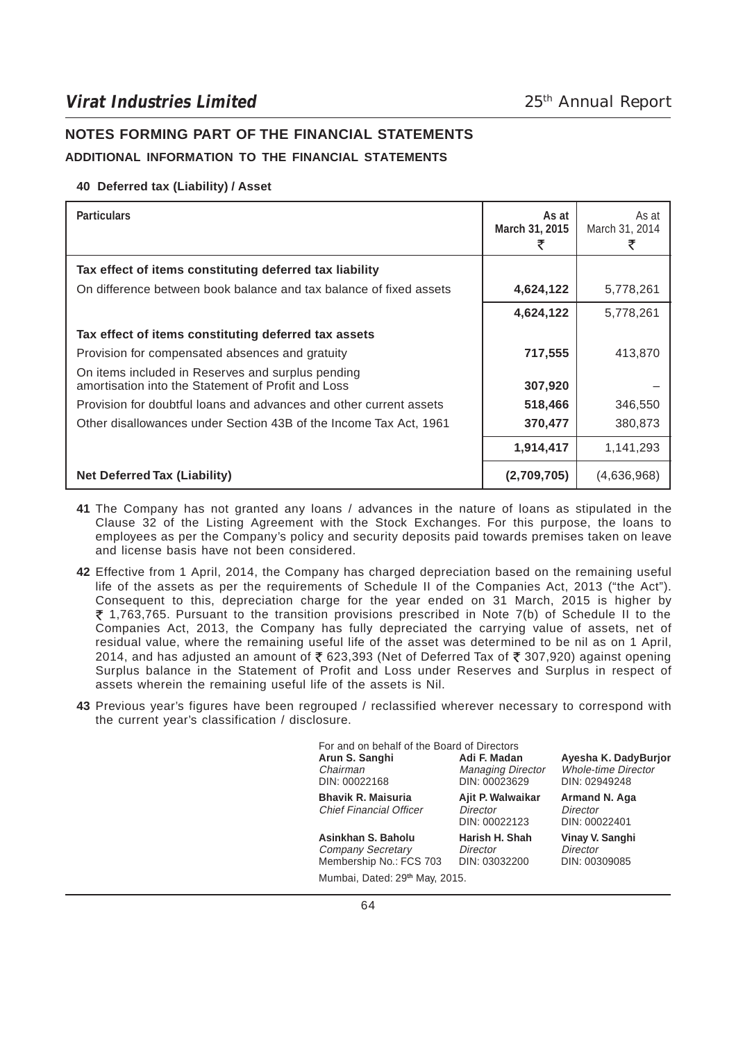## NOTES FORMING PART OF THE FINANCIAL STATEMENTS

### ADDITIONAL INFORMATION TO THE FINANCIAL STATEMENTS

**40 Deferred tax (Liability) / Asset**

| Particulars | As at March 31, 2015 ₹ | As at March 31, 2014 ₹ |
|---|---|---|
| **Tax effect of items constituting deferred tax liability** | | |
| On difference between book balance and tax balance of fixed assets | **4,624,122** | 5,778,261 |
| | **4,624,122** | 5,778,261 |
| **Tax effect of items constituting deferred tax assets** | | |
| Provision for compensated absences and gratuity | **717,555** | 413,870 |
| On items included in Reserves and surplus pending amortisation into the Statement of Profit and Loss | **307,920** | – |
| Provision for doubtful loans and advances and other current assets | **518,466** | 346,550 |
| Other disallowances under Section 43B of the Income Tax Act, 1961 | **370,477** | 380,873 |
| | **1,914,417** | 1,141,293 |
| **Net Deferred Tax (Liability)** | **(2,709,705)** | (4,636,968) |

**41** The Company has not granted any loans / advances in the nature of loans as stipulated in the Clause 32 of the Listing Agreement with the Stock Exchanges. For this purpose, the loans to employees as per the Company's policy and security deposits paid towards premises taken on leave and license basis have not been considered.

**42** Effective from 1 April, 2014, the Company has charged depreciation based on the remaining useful life of the assets as per the requirements of Schedule II of the Companies Act, 2013 ("the Act"). Consequent to this, depreciation charge for the year ended on 31 March, 2015 is higher by ₹ 1,763,765. Pursuant to the transition provisions prescribed in Note 7(b) of Schedule II to the Companies Act, 2013, the Company has fully depreciated the carrying value of assets, net of residual value, where the remaining useful life of the asset was determined to be nil as on 1 April, 2014, and has adjusted an amount of ₹ 623,393 (Net of Deferred Tax of ₹ 307,920) against opening Surplus balance in the Statement of Profit and Loss under Reserves and Surplus in respect of assets wherein the remaining useful life of the assets is Nil.

**43** Previous year's figures have been regrouped / reclassified wherever necessary to correspond with the current year's classification / disclosure.

For and on behalf of the Board of Directors

| | | |
|---|---|---|
| **Arun S. Sanghi**<br>*Chairman*<br>DIN: 00022168 | **Adi F. Madan**<br>*Managing Director*<br>DIN: 00023629 | **Ayesha K. DadyBurjor**<br>*Whole-time Director*<br>DIN: 02949248 |
| **Bhavik R. Maisuria**<br>*Chief Financial Officer* | **Ajit P. Walwaikar**<br>*Director*<br>DIN: 00022123 | **Armand N. Aga**<br>*Director*<br>DIN: 00022401 |
| **Asinkhan S. Baholu**<br>*Company Secretary*<br>Membership No.: FCS 703 | **Harish H. Shah**<br>*Director*<br>DIN: 03032200 | **Vinay V. Sanghi**<br>*Director*<br>DIN: 00309085 |

Mumbai, Dated: 29th May, 2015.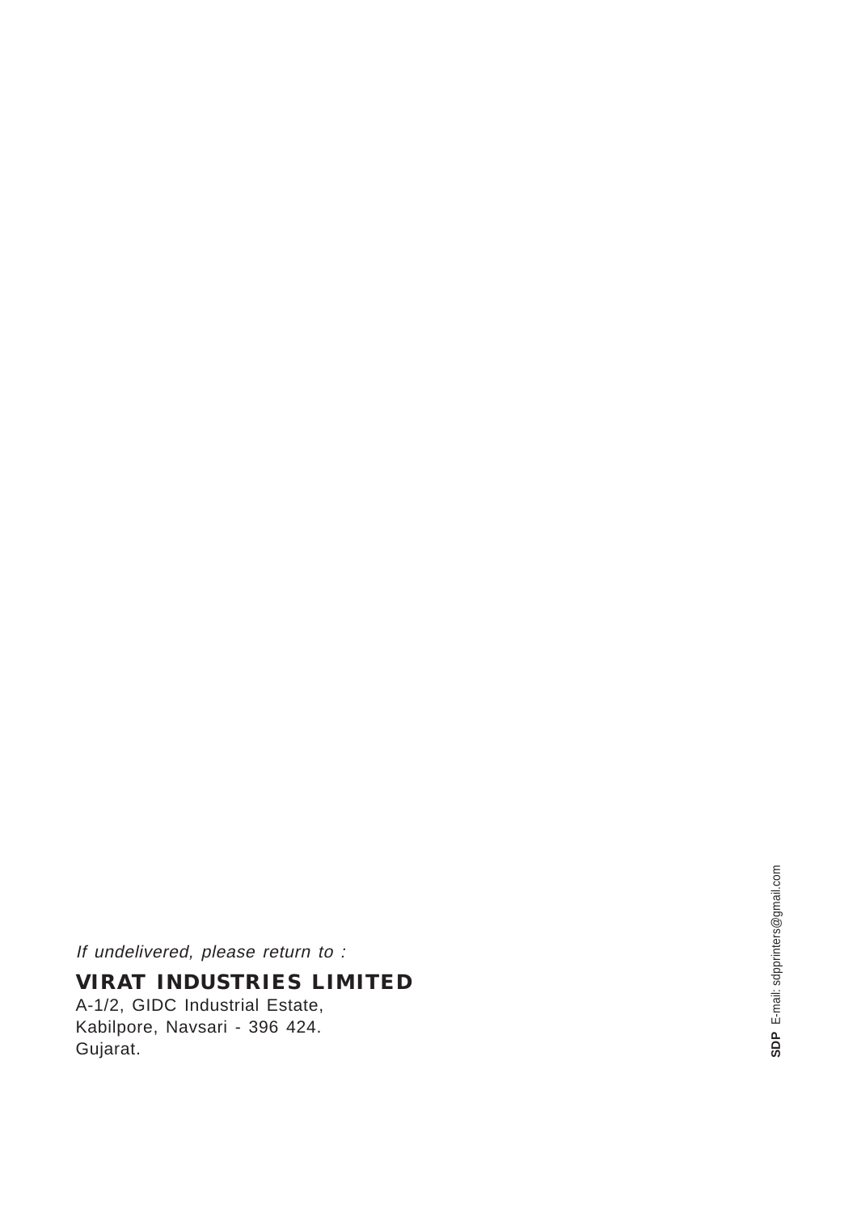*If undelivered, please return to :*

**VIRAT INDUSTRIES LIMITED**

A-1/2, GIDC Industrial Estate,
Kabilpore, Navsari - 396 424.
Gujarat.

**SDP** E-mail: sdpprinters@gmail.com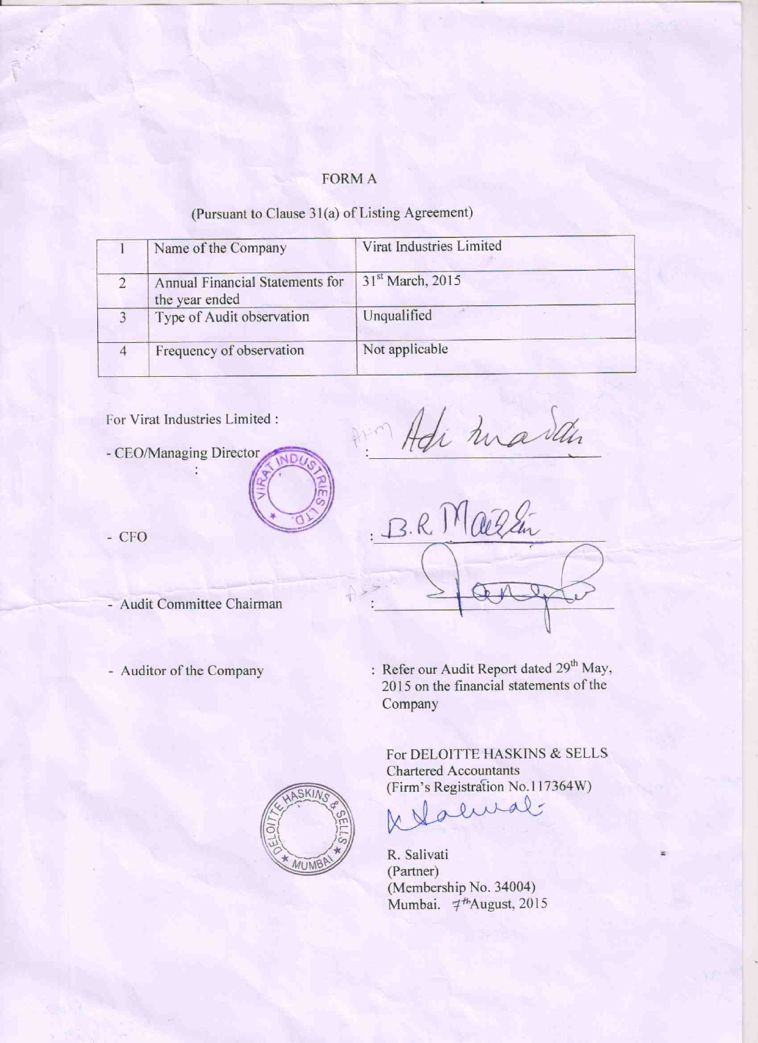FORM A

(Pursuant to Clause 31(a) of Listing Agreement)

| | | |
|---|---|---|
| 1 | Name of the Company | Virat Industries Limited |
| 2 | Annual Financial Statements for the year ended | 31st March, 2015 |
| 3 | Type of Audit observation | Unqualified |
| 4 | Frequency of observation | Not applicable |

For Virat Industries Limited :

- CEO/Managing Director :

- CFO :

- Audit Committee Chairman :

- Auditor of the Company : Refer our Audit Report dated 29th May, 2015 on the financial statements of the Company

For DELOITTE HASKINS & SELLS
Chartered Accountants
(Firm's Registration No.117364W)

R. Salivati
(Partner)
(Membership No. 34004)
Mumbai. 7th August, 2015